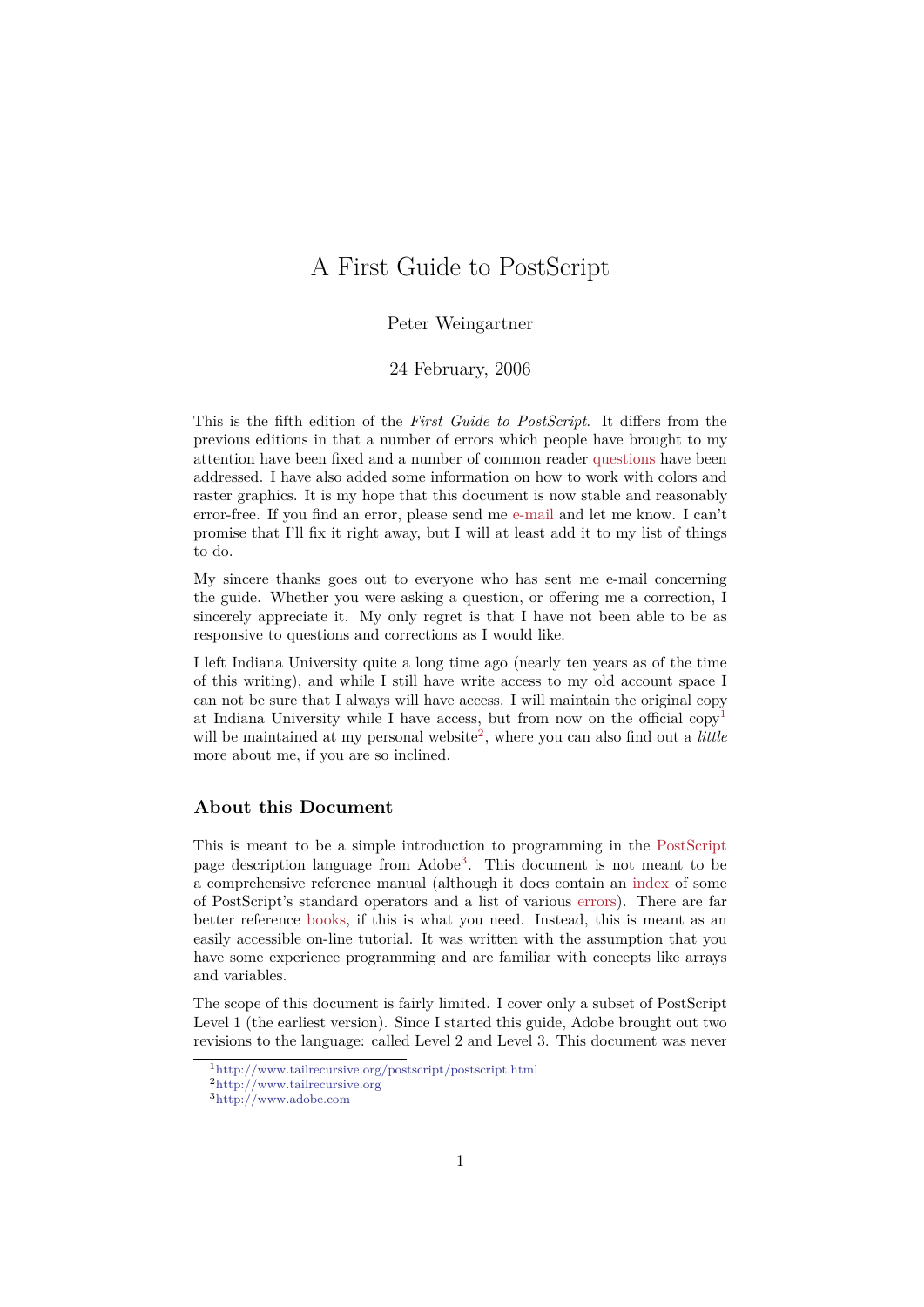# A First Guide to PostScript

Peter Weingartner

24 February, 2006

This is the fifth edition of the *First Guide to PostScript*. It differs from the previous editions in that a number of errors which people have brought to my attention have been fixed and a number of common reader questions have been addressed. I have also added some information on how to work with colors and raster graphics. It is my hope that this document is now stable and reasonably error-free. If you find an error, please send me e-mail and let me know. I can't promise that I'll fix it right away, but I will at least add it to my list of things to do.

My sincere thanks goes out to everyone who has sent me e-mail concerning the guide. Whether you were asking a question, or offering me a correction, I sincerely appreciate it. My only regret is that I have not been able to be as responsive to questions and corrections as I would like.

I left Indiana University quite a long time ago (nearly ten years as of the time of this writing), and while I still have write access to my old account space I can not be sure that I always will have access. I will maintain the original copy at Indiana University while I have access, but from now on the official copy[1] will be maintained at my personal website[2], where you can also find out a *little* more about me, if you are so inclined.

## About this Document

This is meant to be a simple introduction to programming in the PostScript page description language from Adobe[3]. This document is not meant to be a comprehensive reference manual (although it does contain an index of some of PostScript's standard operators and a list of various errors). There are far better reference books, if this is what you need. Instead, this is meant as an easily accessible on-line tutorial. It was written with the assumption that you have some experience programming and are familiar with concepts like arrays and variables.

The scope of this document is fairly limited. I cover only a subset of PostScript Level 1 (the earliest version). Since I started this guide, Adobe brought out two revisions to the language: called Level 2 and Level 3. This document was never

[1] http://www.tailrecursive.org/postscript/postscript.html

[2] http://www.tailrecursive.org

[3] http://www.adobe.com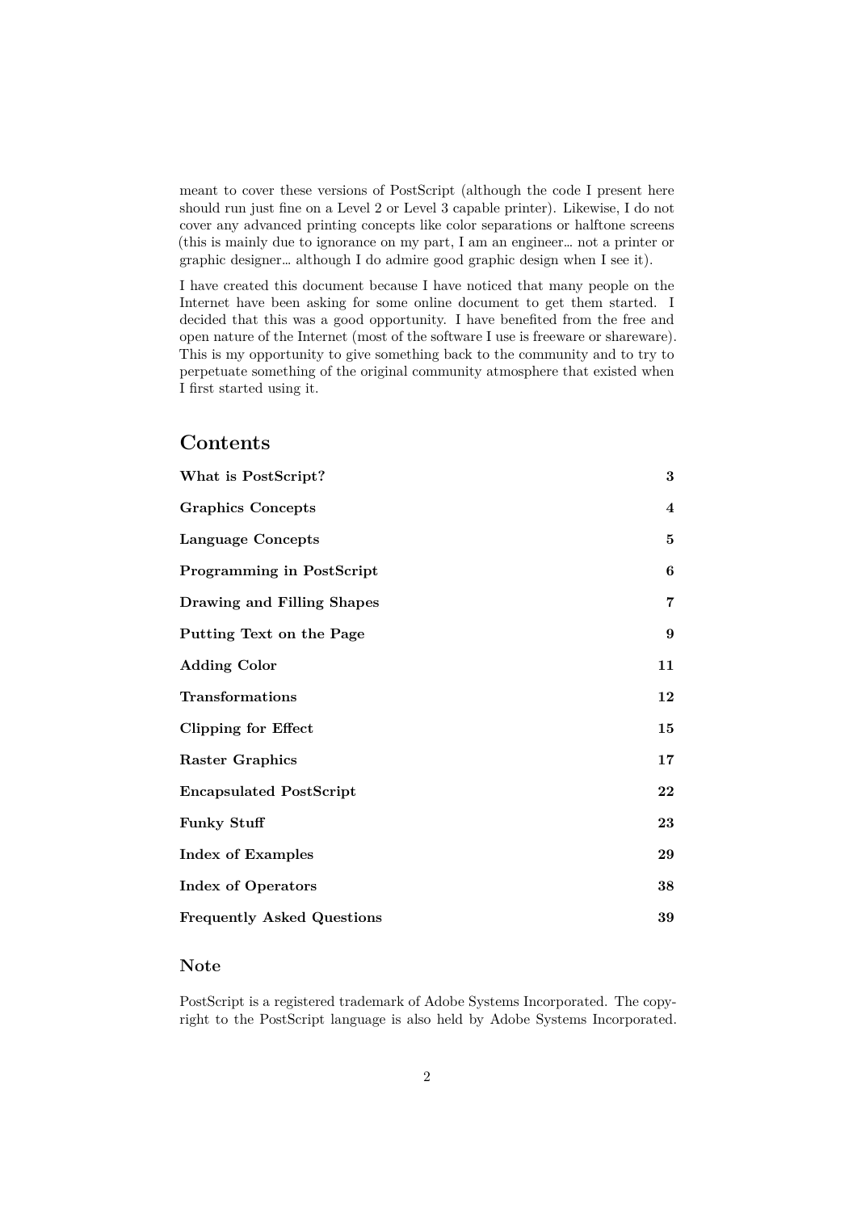meant to cover these versions of PostScript (although the code I present here should run just fine on a Level 2 or Level 3 capable printer). Likewise, I do not cover any advanced printing concepts like color separations or halftone screens (this is mainly due to ignorance on my part, I am an engineer… not a printer or graphic designer… although I do admire good graphic design when I see it).

I have created this document because I have noticed that many people on the Internet have been asking for some online document to get them started. I decided that this was a good opportunity. I have benefited from the free and open nature of the Internet (most of the software I use is freeware or shareware). This is my opportunity to give something back to the community and to try to perpetuate something of the original community atmosphere that existed when I first started using it.

## Contents

| | |
|---|---|
| **What is PostScript?** | **3** |
| **Graphics Concepts** | **4** |
| **Language Concepts** | **5** |
| **Programming in PostScript** | **6** |
| **Drawing and Filling Shapes** | **7** |
| **Putting Text on the Page** | **9** |
| **Adding Color** | **11** |
| **Transformations** | **12** |
| **Clipping for Effect** | **15** |
| **Raster Graphics** | **17** |
| **Encapsulated PostScript** | **22** |
| **Funky Stuff** | **23** |
| **Index of Examples** | **29** |
| **Index of Operators** | **38** |
| **Frequently Asked Questions** | **39** |

### Note

PostScript is a registered trademark of Adobe Systems Incorporated. The copyright to the PostScript language is also held by Adobe Systems Incorporated.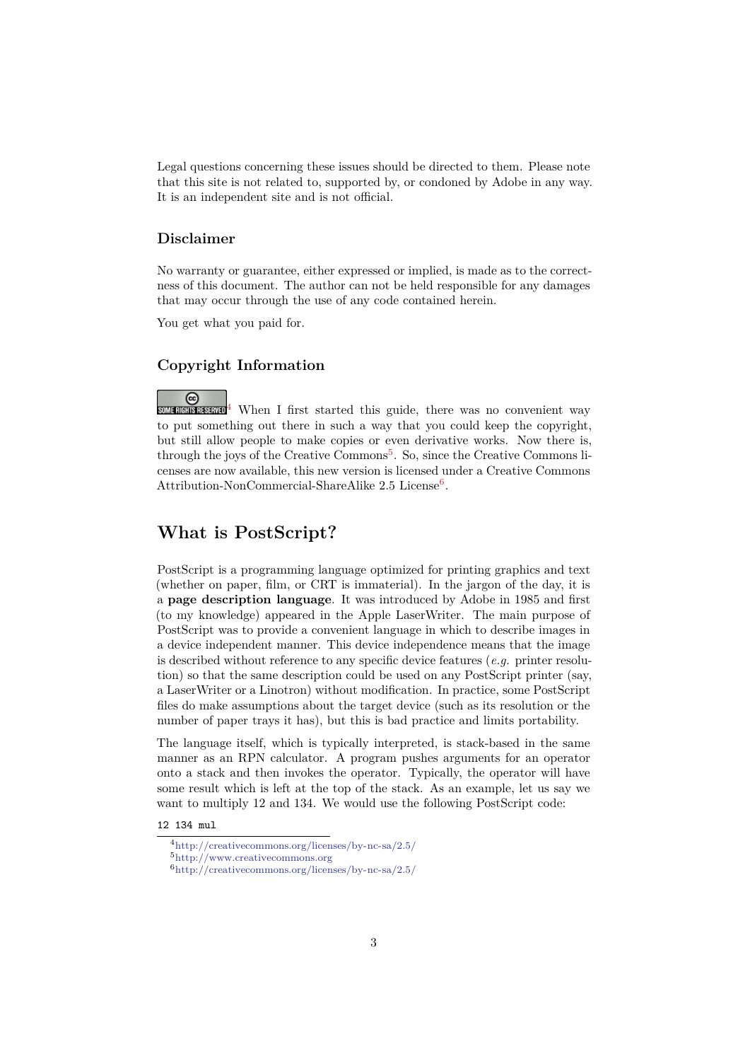Legal questions concerning these issues should be directed to them. Please note that this site is not related to, supported by, or condoned by Adobe in any way. It is an independent site and is not official.

### Disclaimer

No warranty or guarantee, either expressed or implied, is made as to the correctness of this document. The author can not be held responsible for any damages that may occur through the use of any code contained herein.

You get what you paid for.

### Copyright Information

SOME RIGHTS RESERVED[4] When I first started this guide, there was no convenient way to put something out there in such a way that you could keep the copyright, but still allow people to make copies or even derivative works. Now there is, through the joys of the Creative Commons[5]. So, since the Creative Commons licenses are now available, this new version is licensed under a Creative Commons Attribution-NonCommercial-ShareAlike 2.5 License[6].

## What is PostScript?

PostScript is a programming language optimized for printing graphics and text (whether on paper, film, or CRT is immaterial). In the jargon of the day, it is a **page description language**. It was introduced by Adobe in 1985 and first (to my knowledge) appeared in the Apple LaserWriter. The main purpose of PostScript was to provide a convenient language in which to describe images in a device independent manner. This device independence means that the image is described without reference to any specific device features (*e.g.* printer resolution) so that the same description could be used on any PostScript printer (say, a LaserWriter or a Linotron) without modification. In practice, some PostScript files do make assumptions about the target device (such as its resolution or the number of paper trays it has), but this is bad practice and limits portability.

The language itself, which is typically interpreted, is stack-based in the same manner as an RPN calculator. A program pushes arguments for an operator onto a stack and then invokes the operator. Typically, the operator will have some result which is left at the top of the stack. As an example, let us say we want to multiply 12 and 134. We would use the following PostScript code:

```
12 134 mul
```

[4] http://creativecommons.org/licenses/by-nc-sa/2.5/

[5] http://www.creativecommons.org

[6] http://creativecommons.org/licenses/by-nc-sa/2.5/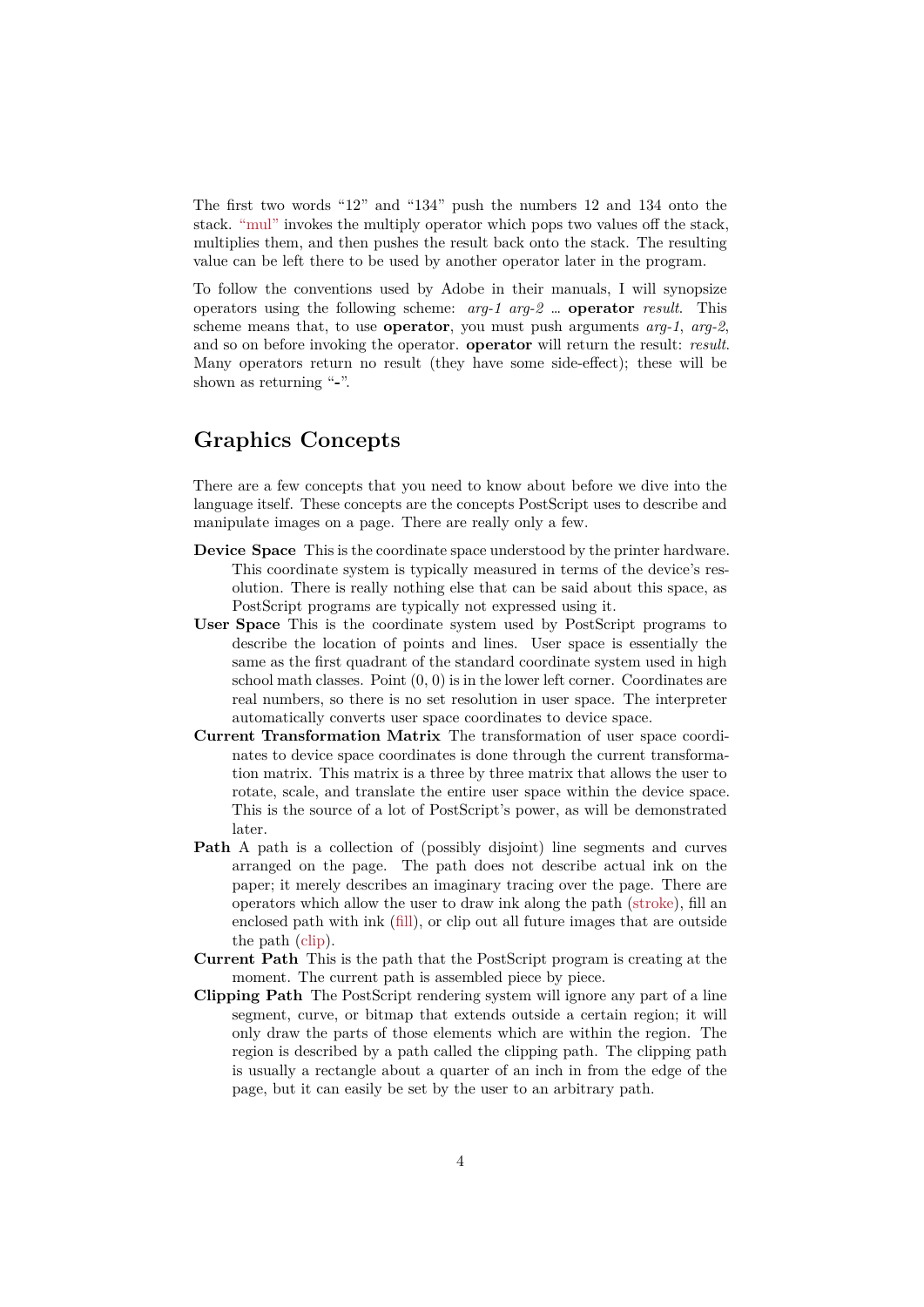The first two words "12" and "134" push the numbers 12 and 134 onto the stack. "mul" invokes the multiply operator which pops two values off the stack, multiplies them, and then pushes the result back onto the stack. The resulting value can be left there to be used by another operator later in the program.

To follow the conventions used by Adobe in their manuals, I will synopsize operators using the following scheme: *arg-1 arg-2* … **operator** *result*. This scheme means that, to use **operator**, you must push arguments *arg-1*, *arg-2*, and so on before invoking the operator. **operator** will return the result: *result*. Many operators return no result (they have some side-effect); these will be shown as returning "-".

## Graphics Concepts

There are a few concepts that you need to know about before we dive into the language itself. These concepts are the concepts PostScript uses to describe and manipulate images on a page. There are really only a few.

**Device Space** This is the coordinate space understood by the printer hardware. This coordinate system is typically measured in terms of the device's resolution. There is really nothing else that can be said about this space, as PostScript programs are typically not expressed using it.

**User Space** This is the coordinate system used by PostScript programs to describe the location of points and lines. User space is essentially the same as the first quadrant of the standard coordinate system used in high school math classes. Point $(0, 0)$ is in the lower left corner. Coordinates are real numbers, so there is no set resolution in user space. The interpreter automatically converts user space coordinates to device space.

**Current Transformation Matrix** The transformation of user space coordinates to device space coordinates is done through the current transformation matrix. This matrix is a three by three matrix that allows the user to rotate, scale, and translate the entire user space within the device space. This is the source of a lot of PostScript's power, as will be demonstrated later.

**Path** A path is a collection of (possibly disjoint) line segments and curves arranged on the page. The path does not describe actual ink on the paper; it merely describes an imaginary tracing over the page. There are operators which allow the user to draw ink along the path (stroke), fill an enclosed path with ink (fill), or clip out all future images that are outside the path (clip).

**Current Path** This is the path that the PostScript program is creating at the moment. The current path is assembled piece by piece.

**Clipping Path** The PostScript rendering system will ignore any part of a line segment, curve, or bitmap that extends outside a certain region; it will only draw the parts of those elements which are within the region. The region is described by a path called the clipping path. The clipping path is usually a rectangle about a quarter of an inch in from the edge of the page, but it can easily be set by the user to an arbitrary path.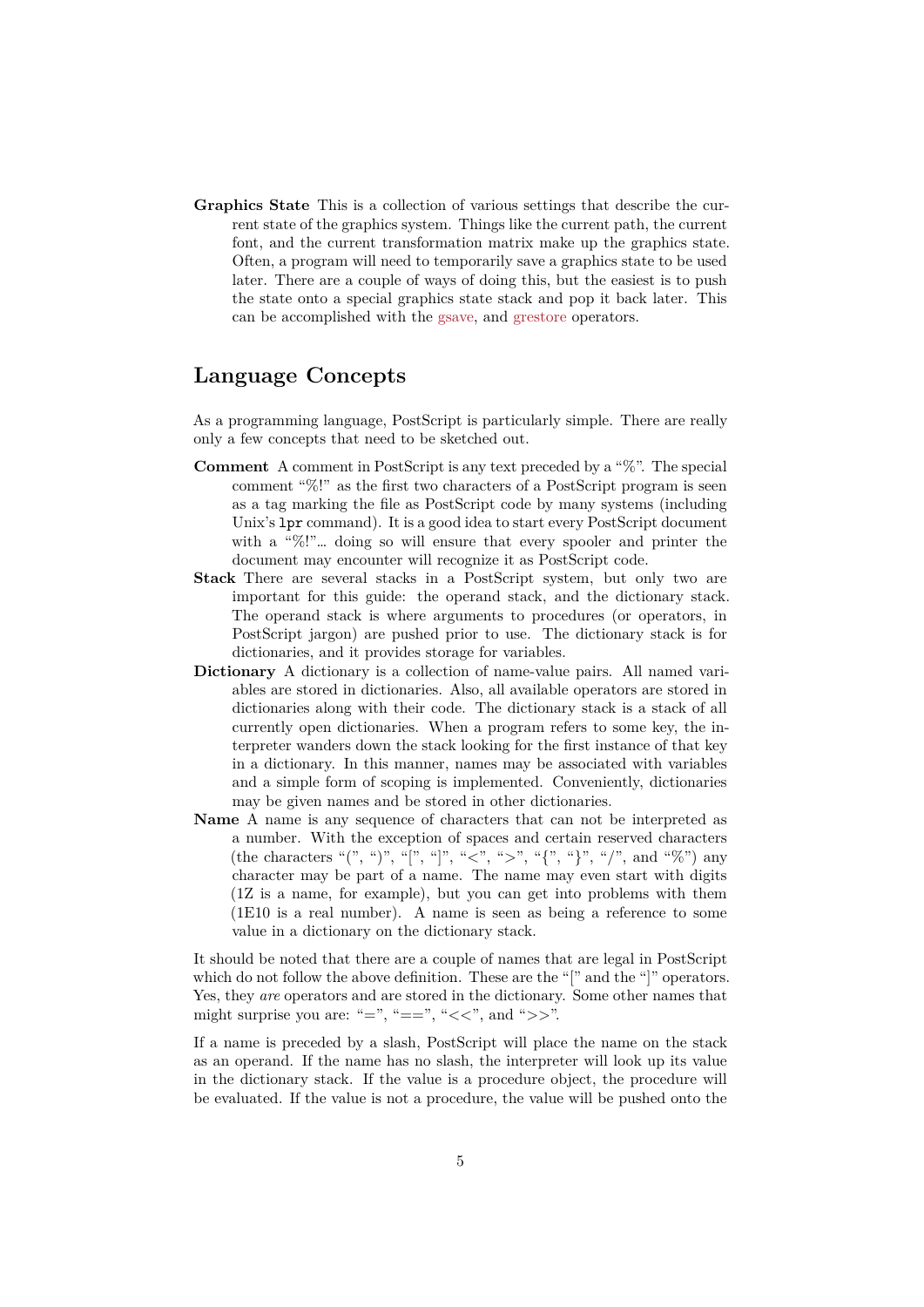**Graphics State** This is a collection of various settings that describe the current state of the graphics system. Things like the current path, the current font, and the current transformation matrix make up the graphics state. Often, a program will need to temporarily save a graphics state to be used later. There are a couple of ways of doing this, but the easiest is to push the state onto a special graphics state stack and pop it back later. This can be accomplished with the gsave, and grestore operators.

## Language Concepts

As a programming language, PostScript is particularly simple. There are really only a few concepts that need to be sketched out.

**Comment** A comment in PostScript is any text preceded by a "%". The special comment "%!" as the first two characters of a PostScript program is seen as a tag marking the file as PostScript code by many systems (including Unix's `lpr` command). It is a good idea to start every PostScript document with a "%!"… doing so will ensure that every spooler and printer the document may encounter will recognize it as PostScript code.

**Stack** There are several stacks in a PostScript system, but only two are important for this guide: the operand stack, and the dictionary stack. The operand stack is where arguments to procedures (or operators, in PostScript jargon) are pushed prior to use. The dictionary stack is for dictionaries, and it provides storage for variables.

**Dictionary** A dictionary is a collection of name-value pairs. All named variables are stored in dictionaries. Also, all available operators are stored in dictionaries along with their code. The dictionary stack is a stack of all currently open dictionaries. When a program refers to some key, the interpreter wanders down the stack looking for the first instance of that key in a dictionary. In this manner, names may be associated with variables and a simple form of scoping is implemented. Conveniently, dictionaries may be given names and be stored in other dictionaries.

**Name** A name is any sequence of characters that can not be interpreted as a number. With the exception of spaces and certain reserved characters (the characters "(", ")", "[", "]", "<", ">", "{", "}", "/", and "%") any character may be part of a name. The name may even start with digits (1Z is a name, for example), but you can get into problems with them (1E10 is a real number). A name is seen as being a reference to some value in a dictionary on the dictionary stack.

It should be noted that there are a couple of names that are legal in PostScript which do not follow the above definition. These are the "[" and the "]" operators. Yes, they *are* operators and are stored in the dictionary. Some other names that might surprise you are: "=", "==", "<<", and ">>".

If a name is preceded by a slash, PostScript will place the name on the stack as an operand. If the name has no slash, the interpreter will look up its value in the dictionary stack. If the value is a procedure object, the procedure will be evaluated. If the value is not a procedure, the value will be pushed onto the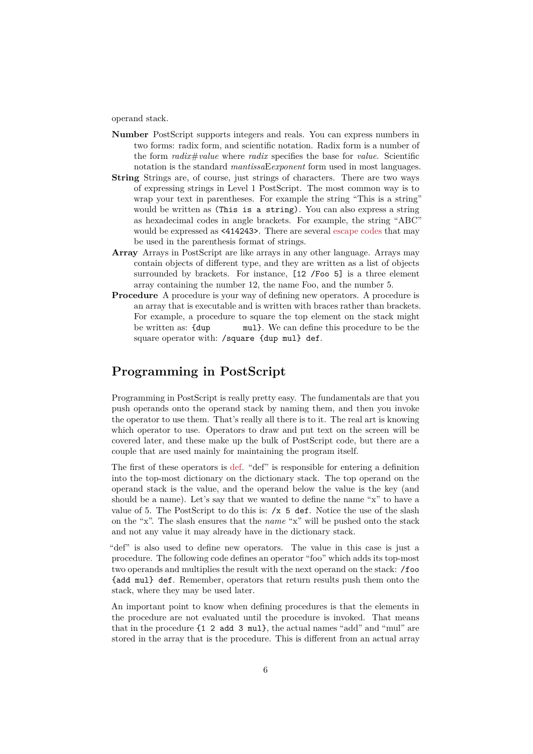operand stack.

**Number** PostScript supports integers and reals. You can express numbers in two forms: radix form, and scientific notation. Radix form is a number of the form *radix#value* where *radix* specifies the base for *value*. Scientific notation is the standard *mantissa*E*exponent* form used in most languages.

**String** Strings are, of course, just strings of characters. There are two ways of expressing strings in Level 1 PostScript. The most common way is to wrap your text in parentheses. For example the string "This is a string" would be written as `(This is a string)`. You can also express a string as hexadecimal codes in angle brackets. For example, the string "ABC" would be expressed as `<414243>`. There are several escape codes that may be used in the parenthesis format of strings.

**Array** Arrays in PostScript are like arrays in any other language. Arrays may contain objects of different type, and they are written as a list of objects surrounded by brackets. For instance, `[12 /Foo 5]` is a three element array containing the number 12, the name Foo, and the number 5.

**Procedure** A procedure is your way of defining new operators. A procedure is an array that is executable and is written with braces rather than brackets. For example, a procedure to square the top element on the stack might be written as: `{dup mul}`. We can define this procedure to be the square operator with: `/square {dup mul} def`.

## Programming in PostScript

Programming in PostScript is really pretty easy. The fundamentals are that you push operands onto the operand stack by naming them, and then you invoke the operator to use them. That's really all there is to it. The real art is knowing which operator to use. Operators to draw and put text on the screen will be covered later, and these make up the bulk of PostScript code, but there are a couple that are used mainly for maintaining the program itself.

The first of these operators is def. "def" is responsible for entering a definition into the top-most dictionary on the dictionary stack. The top operand on the operand stack is the value, and the operand below the value is the key (and should be a name). Let's say that we wanted to define the name "x" to have a value of 5. The PostScript to do this is: `/x 5 def`. Notice the use of the slash on the "x". The slash ensures that the *name* "x" will be pushed onto the stack and not any value it may already have in the dictionary stack.

"def" is also used to define new operators. The value in this case is just a procedure. The following code defines an operator "foo" which adds its top-most two operands and multiplies the result with the next operand on the stack: `/foo {add mul} def`. Remember, operators that return results push them onto the stack, where they may be used later.

An important point to know when defining procedures is that the elements in the procedure are not evaluated until the procedure is invoked. That means that in the procedure `{1 2 add 3 mul}`, the actual names "add" and "mul" are stored in the array that is the procedure. This is different from an actual array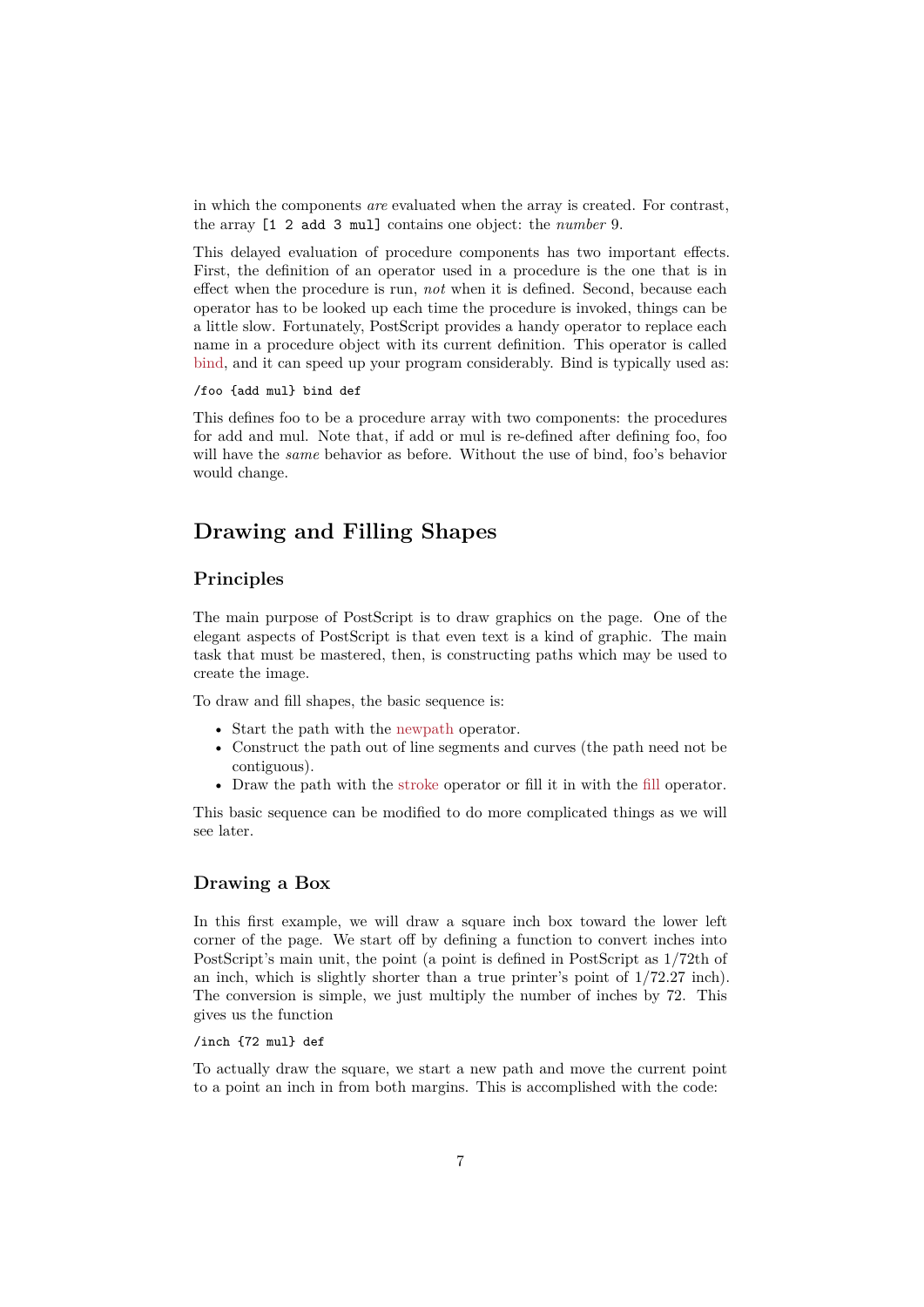in which the components *are* evaluated when the array is created. For contrast, the array `[1 2 add 3 mul]` contains one object: the *number* 9.

This delayed evaluation of procedure components has two important effects. First, the definition of an operator used in a procedure is the one that is in effect when the procedure is run, *not* when it is defined. Second, because each operator has to be looked up each time the procedure is invoked, things can be a little slow. Fortunately, PostScript provides a handy operator to replace each name in a procedure object with its current definition. This operator is called bind, and it can speed up your program considerably. Bind is typically used as:

```
/foo {add mul} bind def
```

This defines foo to be a procedure array with two components: the procedures for add and mul. Note that, if add or mul is re-defined after defining foo, foo will have the *same* behavior as before. Without the use of bind, foo's behavior would change.

## Drawing and Filling Shapes

### Principles

The main purpose of PostScript is to draw graphics on the page. One of the elegant aspects of PostScript is that even text is a kind of graphic. The main task that must be mastered, then, is constructing paths which may be used to create the image.

To draw and fill shapes, the basic sequence is:

- Start the path with the newpath operator.
- Construct the path out of line segments and curves (the path need not be contiguous).
- Draw the path with the stroke operator or fill it in with the fill operator.

This basic sequence can be modified to do more complicated things as we will see later.

### Drawing a Box

In this first example, we will draw a square inch box toward the lower left corner of the page. We start off by defining a function to convert inches into PostScript's main unit, the point (a point is defined in PostScript as 1/72th of an inch, which is slightly shorter than a true printer's point of 1/72.27 inch). The conversion is simple, we just multiply the number of inches by 72. This gives us the function

```
/inch {72 mul} def
```

To actually draw the square, we start a new path and move the current point to a point an inch in from both margins. This is accomplished with the code: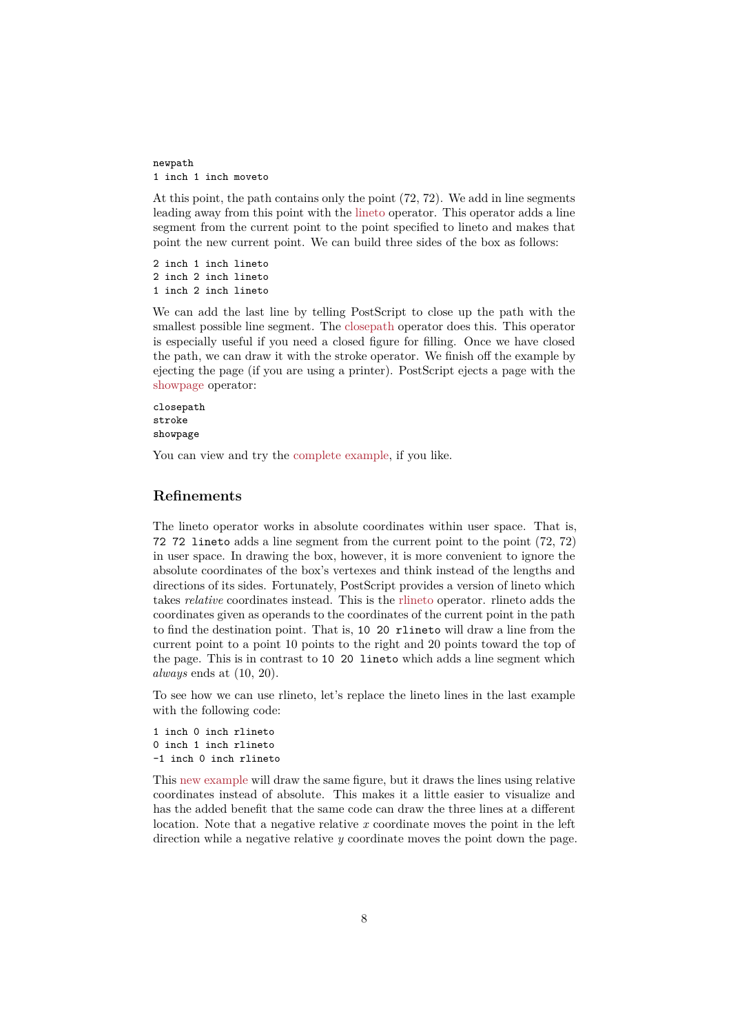```
newpath
1 inch 1 inch moveto
```

At this point, the path contains only the point (72, 72). We add in line segments leading away from this point with the lineto operator. This operator adds a line segment from the current point to the point specified to lineto and makes that point the new current point. We can build three sides of the box as follows:

```
2 inch 1 inch lineto
2 inch 2 inch lineto
1 inch 2 inch lineto
```

We can add the last line by telling PostScript to close up the path with the smallest possible line segment. The closepath operator does this. This operator is especially useful if you need a closed figure for filling. Once we have closed the path, we can draw it with the stroke operator. We finish off the example by ejecting the page (if you are using a printer). PostScript ejects a page with the showpage operator:

```
closepath
stroke
showpage
```

You can view and try the complete example, if you like.

## Refinements

The lineto operator works in absolute coordinates within user space. That is, `72 72 lineto` adds a line segment from the current point to the point (72, 72) in user space. In drawing the box, however, it is more convenient to ignore the absolute coordinates of the box's vertexes and think instead of the lengths and directions of its sides. Fortunately, PostScript provides a version of lineto which takes *relative* coordinates instead. This is the rlineto operator. rlineto adds the coordinates given as operands to the coordinates of the current point in the path to find the destination point. That is, `10 20 rlineto` will draw a line from the current point to a point 10 points to the right and 20 points toward the top of the page. This is in contrast to `10 20 lineto` which adds a line segment which *always* ends at (10, 20).

To see how we can use rlineto, let's replace the lineto lines in the last example with the following code:

```
1 inch 0 inch rlineto
0 inch 1 inch rlineto
-1 inch 0 inch rlineto
```

This new example will draw the same figure, but it draws the lines using relative coordinates instead of absolute. This makes it a little easier to visualize and has the added benefit that the same code can draw the three lines at a different location. Note that a negative relative $x$ coordinate moves the point in the left direction while a negative relative $y$ coordinate moves the point down the page.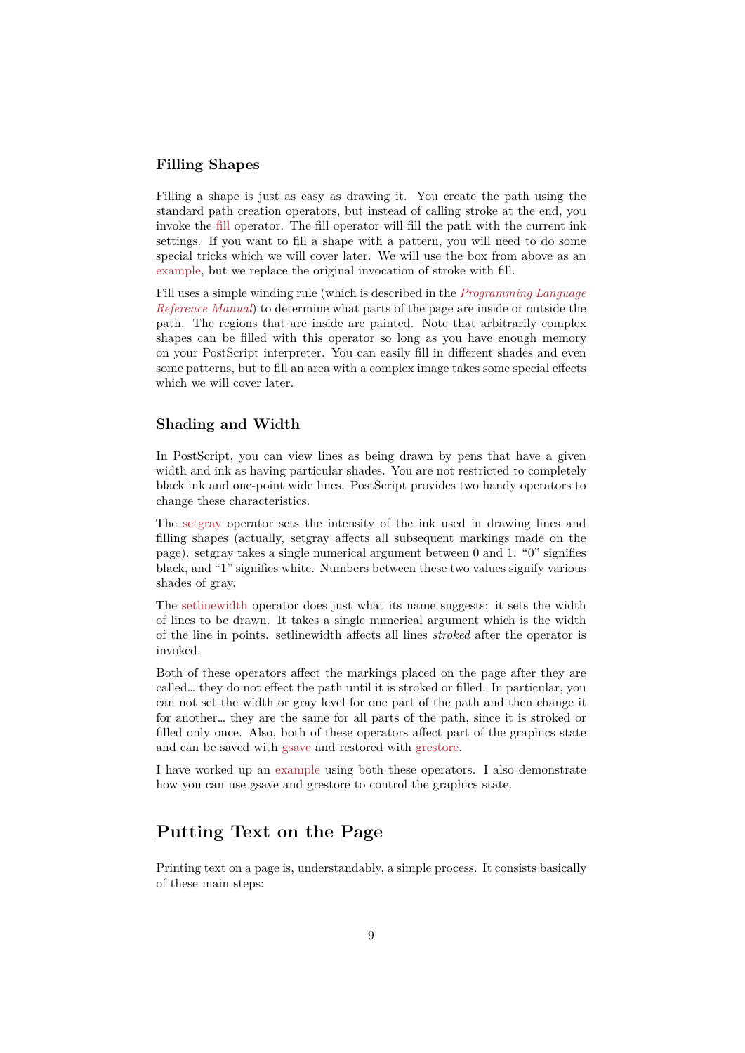### Filling Shapes

Filling a shape is just as easy as drawing it. You create the path using the standard path creation operators, but instead of calling stroke at the end, you invoke the fill operator. The fill operator will fill the path with the current ink settings. If you want to fill a shape with a pattern, you will need to do some special tricks which we will cover later. We will use the box from above as an example, but we replace the original invocation of stroke with fill.

Fill uses a simple winding rule (which is described in the *Programming Language Reference Manual*) to determine what parts of the page are inside or outside the path. The regions that are inside are painted. Note that arbitrarily complex shapes can be filled with this operator so long as you have enough memory on your PostScript interpreter. You can easily fill in different shades and even some patterns, but to fill an area with a complex image takes some special effects which we will cover later.

### Shading and Width

In PostScript, you can view lines as being drawn by pens that have a given width and ink as having particular shades. You are not restricted to completely black ink and one-point wide lines. PostScript provides two handy operators to change these characteristics.

The setgray operator sets the intensity of the ink used in drawing lines and filling shapes (actually, setgray affects all subsequent markings made on the page). setgray takes a single numerical argument between 0 and 1. "0" signifies black, and "1" signifies white. Numbers between these two values signify various shades of gray.

The setlinewidth operator does just what its name suggests: it sets the width of lines to be drawn. It takes a single numerical argument which is the width of the line in points. setlinewidth affects all lines *stroked* after the operator is invoked.

Both of these operators affect the markings placed on the page after they are called… they do not effect the path until it is stroked or filled. In particular, you can not set the width or gray level for one part of the path and then change it for another… they are the same for all parts of the path, since it is stroked or filled only once. Also, both of these operators affect part of the graphics state and can be saved with gsave and restored with grestore.

I have worked up an example using both these operators. I also demonstrate how you can use gsave and grestore to control the graphics state.

## Putting Text on the Page

Printing text on a page is, understandably, a simple process. It consists basically of these main steps: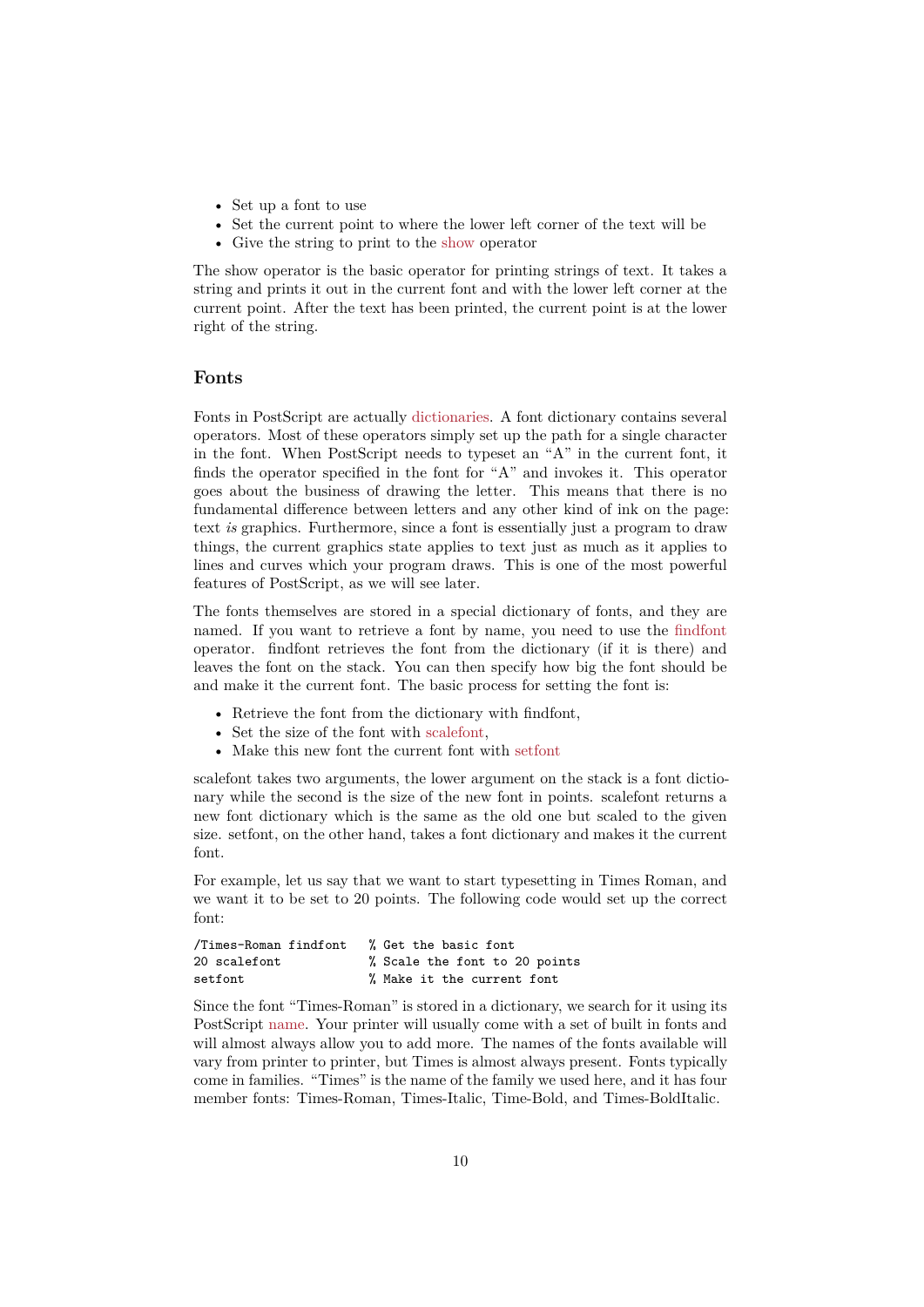- Set up a font to use
- Set the current point to where the lower left corner of the text will be
- Give the string to print to the show operator

The show operator is the basic operator for printing strings of text. It takes a string and prints it out in the current font and with the lower left corner at the current point. After the text has been printed, the current point is at the lower right of the string.

## Fonts

Fonts in PostScript are actually dictionaries. A font dictionary contains several operators. Most of these operators simply set up the path for a single character in the font. When PostScript needs to typeset an "A" in the current font, it finds the operator specified in the font for "A" and invokes it. This operator goes about the business of drawing the letter. This means that there is no fundamental difference between letters and any other kind of ink on the page: text *is* graphics. Furthermore, since a font is essentially just a program to draw things, the current graphics state applies to text just as much as it applies to lines and curves which your program draws. This is one of the most powerful features of PostScript, as we will see later.

The fonts themselves are stored in a special dictionary of fonts, and they are named. If you want to retrieve a font by name, you need to use the findfont operator. findfont retrieves the font from the dictionary (if it is there) and leaves the font on the stack. You can then specify how big the font should be and make it the current font. The basic process for setting the font is:

- Retrieve the font from the dictionary with findfont,
- Set the size of the font with scalefont,
- Make this new font the current font with setfont

scalefont takes two arguments, the lower argument on the stack is a font dictionary while the second is the size of the new font in points. scalefont returns a new font dictionary which is the same as the old one but scaled to the given size. setfont, on the other hand, takes a font dictionary and makes it the current font.

For example, let us say that we want to start typesetting in Times Roman, and we want it to be set to 20 points. The following code would set up the correct font:

```
/Times-Roman findfont   % Get the basic font
20 scalefont            % Scale the font to 20 points
setfont                 % Make it the current font
```

Since the font "Times-Roman" is stored in a dictionary, we search for it using its PostScript name. Your printer will usually come with a set of built in fonts and will almost always allow you to add more. The names of the fonts available will vary from printer to printer, but Times is almost always present. Fonts typically come in families. "Times" is the name of the family we used here, and it has four member fonts: Times-Roman, Times-Italic, Time-Bold, and Times-BoldItalic.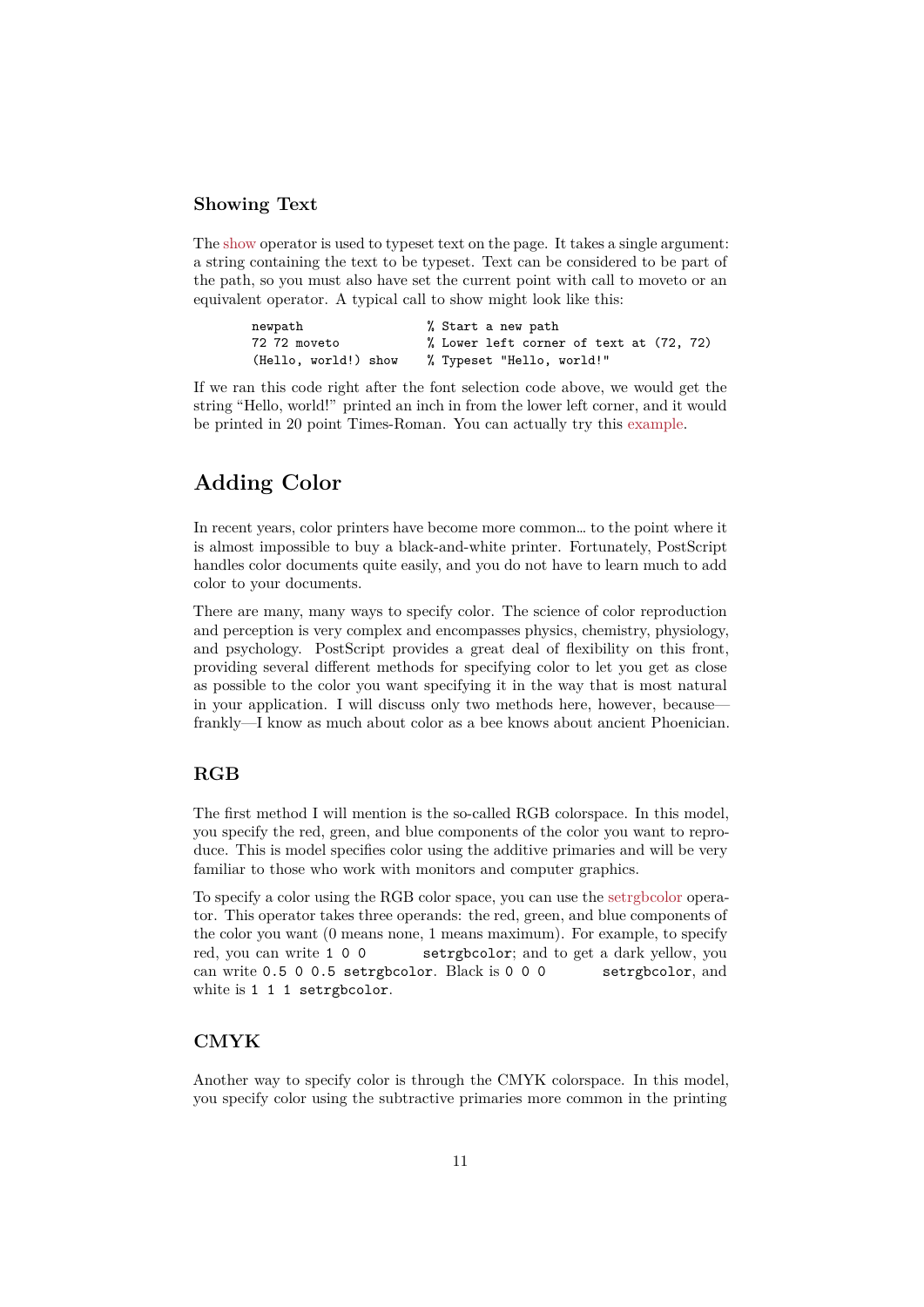### Showing Text

The show operator is used to typeset text on the page. It takes a single argument: a string containing the text to be typeset. Text can be considered to be part of the path, so you must also have set the current point with call to moveto or an equivalent operator. A typical call to show might look like this:

```
newpath                 % Start a new path
72 72 moveto            % Lower left corner of text at (72, 72)
(Hello, world!) show    % Typeset "Hello, world!"
```

If we ran this code right after the font selection code above, we would get the string "Hello, world!" printed an inch in from the lower left corner, and it would be printed in 20 point Times-Roman. You can actually try this example.

## Adding Color

In recent years, color printers have become more common… to the point where it is almost impossible to buy a black-and-white printer. Fortunately, PostScript handles color documents quite easily, and you do not have to learn much to add color to your documents.

There are many, many ways to specify color. The science of color reproduction and perception is very complex and encompasses physics, chemistry, physiology, and psychology. PostScript provides a great deal of flexibility on this front, providing several different methods for specifying color to let you get as close as possible to the color you want specifying it in the way that is most natural in your application. I will discuss only two methods here, however, because—frankly—I know as much about color as a bee knows about ancient Phoenician.

### RGB

The first method I will mention is the so-called RGB colorspace. In this model, you specify the red, green, and blue components of the color you want to reproduce. This is model specifies color using the additive primaries and will be very familiar to those who work with monitors and computer graphics.

To specify a color using the RGB color space, you can use the setrgbcolor operator. This operator takes three operands: the red, green, and blue components of the color you want (0 means none, 1 means maximum). For example, to specify red, you can write `1 0 0 setrgbcolor`; and to get a dark yellow, you can write `0.5 0 0.5 setrgbcolor`. Black is `0 0 0 setrgbcolor`, and white is `1 1 1 setrgbcolor`.

### CMYK

Another way to specify color is through the CMYK colorspace. In this model, you specify color using the subtractive primaries more common in the printing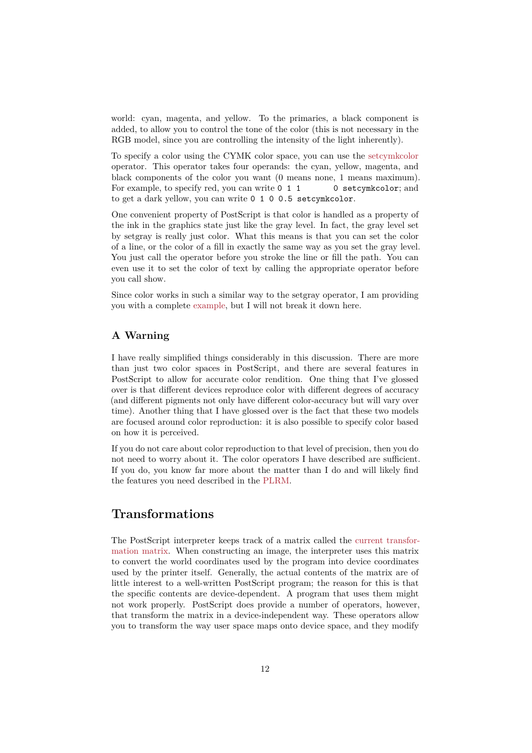world: cyan, magenta, and yellow. To the primaries, a black component is added, to allow you to control the tone of the color (this is not necessary in the RGB model, since you are controlling the intensity of the light inherently).

To specify a color using the CYMK color space, you can use the setcymkcolor operator. This operator takes four operands: the cyan, yellow, magenta, and black components of the color you want (0 means none, 1 means maximum). For example, to specify red, you can write `0 1 1 0 setcymkcolor`; and to get a dark yellow, you can write `0 1 0 0.5 setcymkcolor`.

One convenient property of PostScript is that color is handled as a property of the ink in the graphics state just like the gray level. In fact, the gray level set by setgray is really just color. What this means is that you can set the color of a line, or the color of a fill in exactly the same way as you set the gray level. You just call the operator before you stroke the line or fill the path. You can even use it to set the color of text by calling the appropriate operator before you call show.

Since color works in such a similar way to the setgray operator, I am providing you with a complete example, but I will not break it down here.

### A Warning

I have really simplified things considerably in this discussion. There are more than just two color spaces in PostScript, and there are several features in PostScript to allow for accurate color rendition. One thing that I've glossed over is that different devices reproduce color with different degrees of accuracy (and different pigments not only have different color-accuracy but will vary over time). Another thing that I have glossed over is the fact that these two models are focused around color reproduction: it is also possible to specify color based on how it is perceived.

If you do not care about color reproduction to that level of precision, then you do not need to worry about it. The color operators I have described are sufficient. If you do, you know far more about the matter than I do and will likely find the features you need described in the PLRM.

## Transformations

The PostScript interpreter keeps track of a matrix called the current transformation matrix. When constructing an image, the interpreter uses this matrix to convert the world coordinates used by the program into device coordinates used by the printer itself. Generally, the actual contents of the matrix are of little interest to a well-written PostScript program; the reason for this is that the specific contents are device-dependent. A program that uses them might not work properly. PostScript does provide a number of operators, however, that transform the matrix in a device-independent way. These operators allow you to transform the way user space maps onto device space, and they modify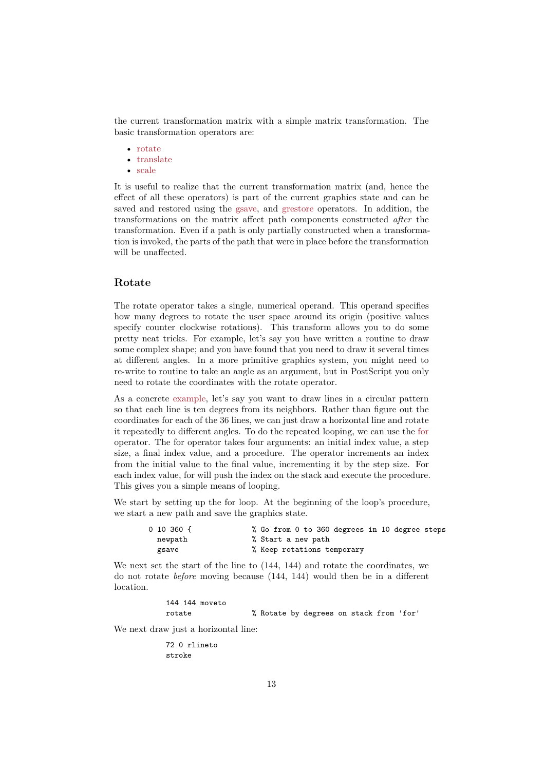the current transformation matrix with a simple matrix transformation. The basic transformation operators are:

- rotate
- translate
- scale

It is useful to realize that the current transformation matrix (and, hence the effect of all these operators) is part of the current graphics state and can be saved and restored using the gsave, and grestore operators. In addition, the transformations on the matrix affect path components constructed *after* the transformation. Even if a path is only partially constructed when a transformation is invoked, the parts of the path that were in place before the transformation will be unaffected.

## Rotate

The rotate operator takes a single, numerical operand. This operand specifies how many degrees to rotate the user space around its origin (positive values specify counter clockwise rotations). This transform allows you to do some pretty neat tricks. For example, let's say you have written a routine to draw some complex shape; and you have found that you need to draw it several times at different angles. In a more primitive graphics system, you might need to re-write to routine to take an angle as an argument, but in PostScript you only need to rotate the coordinates with the rotate operator.

As a concrete example, let's say you want to draw lines in a circular pattern so that each line is ten degrees from its neighbors. Rather than figure out the coordinates for each of the 36 lines, we can just draw a horizontal line and rotate it repeatedly to different angles. To do the repeated looping, we can use the for operator. The for operator takes four arguments: an initial index value, a step size, a final index value, and a procedure. The operator increments an index from the initial value to the final value, incrementing it by the step size. For each index value, for will push the index on the stack and execute the procedure. This gives you a simple means of looping.

We start by setting up the for loop. At the beginning of the loop's procedure, we start a new path and save the graphics state.

```
0 10 360 {              % Go from 0 to 360 degrees in 10 degree steps
  newpath               % Start a new path
  gsave                 % Keep rotations temporary
```

We next set the start of the line to (144, 144) and rotate the coordinates, we do not rotate *before* moving because (144, 144) would then be in a different location.

```
    144 144 moveto
    rotate              % Rotate by degrees on stack from 'for'
```

We next draw just a horizontal line:

```
    72 0 rlineto
    stroke
```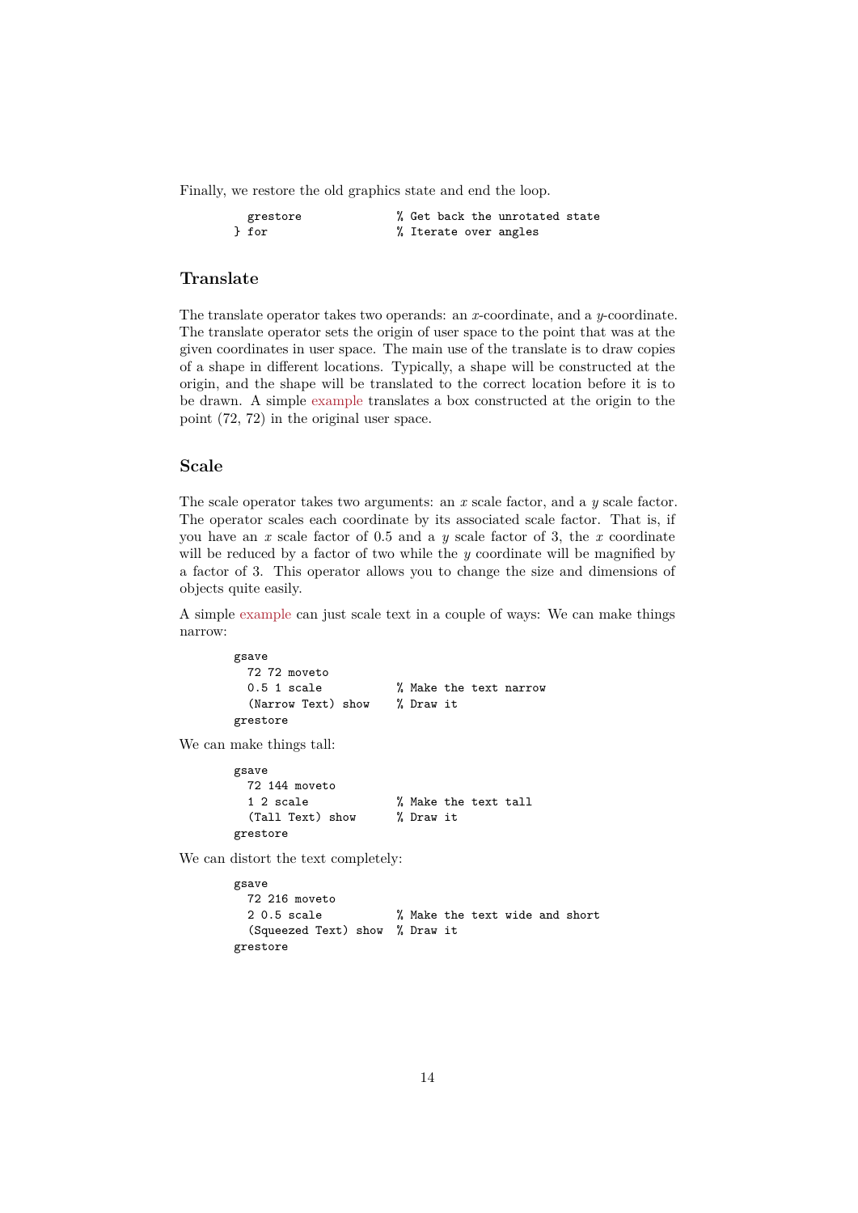Finally, we restore the old graphics state and end the loop.

```
    grestore              % Get back the unrotated state
  } for                   % Iterate over angles
```

### Translate

The translate operator takes two operands: an $x$-coordinate, and a $y$-coordinate. The translate operator sets the origin of user space to the point that was at the given coordinates in user space. The main use of the translate is to draw copies of a shape in different locations. Typically, a shape will be constructed at the origin, and the shape will be translated to the correct location before it is to be drawn. A simple example translates a box constructed at the origin to the point (72, 72) in the original user space.

### Scale

The scale operator takes two arguments: an $x$ scale factor, and a $y$ scale factor. The operator scales each coordinate by its associated scale factor. That is, if you have an $x$ scale factor of 0.5 and a $y$ scale factor of 3, the $x$ coordinate will be reduced by a factor of two while the $y$ coordinate will be magnified by a factor of 3. This operator allows you to change the size and dimensions of objects quite easily.

A simple example can just scale text in a couple of ways: We can make things narrow:

```
gsave
  72 72 moveto
  0.5 1 scale           % Make the text narrow
  (Narrow Text) show    % Draw it
grestore
```

We can make things tall:

```
gsave
  72 144 moveto
  1 2 scale             % Make the text tall
  (Tall Text) show      % Draw it
grestore
```

We can distort the text completely:

```
gsave
  72 216 moveto
  2 0.5 scale           % Make the text wide and short
  (Squeezed Text) show  % Draw it
grestore
```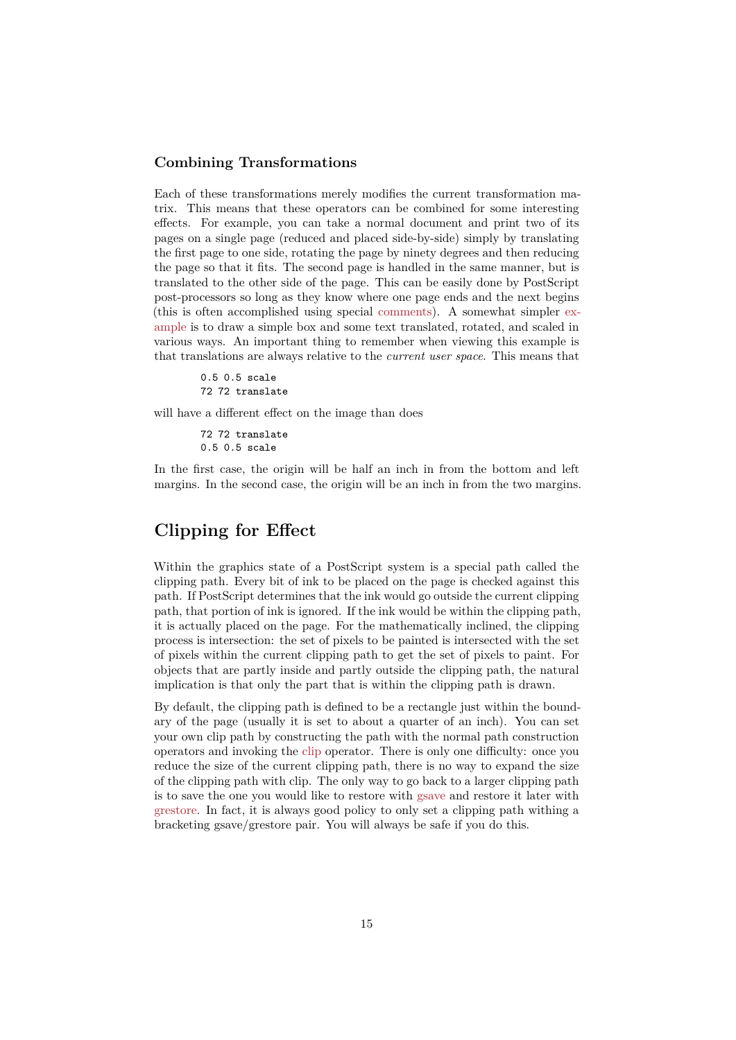### Combining Transformations

Each of these transformations merely modifies the current transformation matrix. This means that these operators can be combined for some interesting effects. For example, you can take a normal document and print two of its pages on a single page (reduced and placed side-by-side) simply by translating the first page to one side, rotating the page by ninety degrees and then reducing the page so that it fits. The second page is handled in the same manner, but is translated to the other side of the page. This can be easily done by PostScript post-processors so long as they know where one page ends and the next begins (this is often accomplished using special comments). A somewhat simpler example is to draw a simple box and some text translated, rotated, and scaled in various ways. An important thing to remember when viewing this example is that translations are always relative to the *current user space*. This means that

```
0.5 0.5 scale
72 72 translate
```

will have a different effect on the image than does

```
72 72 translate
0.5 0.5 scale
```

In the first case, the origin will be half an inch in from the bottom and left margins. In the second case, the origin will be an inch in from the two margins.

## Clipping for Effect

Within the graphics state of a PostScript system is a special path called the clipping path. Every bit of ink to be placed on the page is checked against this path. If PostScript determines that the ink would go outside the current clipping path, that portion of ink is ignored. If the ink would be within the clipping path, it is actually placed on the page. For the mathematically inclined, the clipping process is intersection: the set of pixels to be painted is intersected with the set of pixels within the current clipping path to get the set of pixels to paint. For objects that are partly inside and partly outside the clipping path, the natural implication is that only the part that is within the clipping path is drawn.

By default, the clipping path is defined to be a rectangle just within the boundary of the page (usually it is set to about a quarter of an inch). You can set your own clip path by constructing the path with the normal path construction operators and invoking the clip operator. There is only one difficulty: once you reduce the size of the current clipping path, there is no way to expand the size of the clipping path with clip. The only way to go back to a larger clipping path is to save the one you would like to restore with gsave and restore it later with grestore. In fact, it is always good policy to only set a clipping path withing a bracketing gsave/grestore pair. You will always be safe if you do this.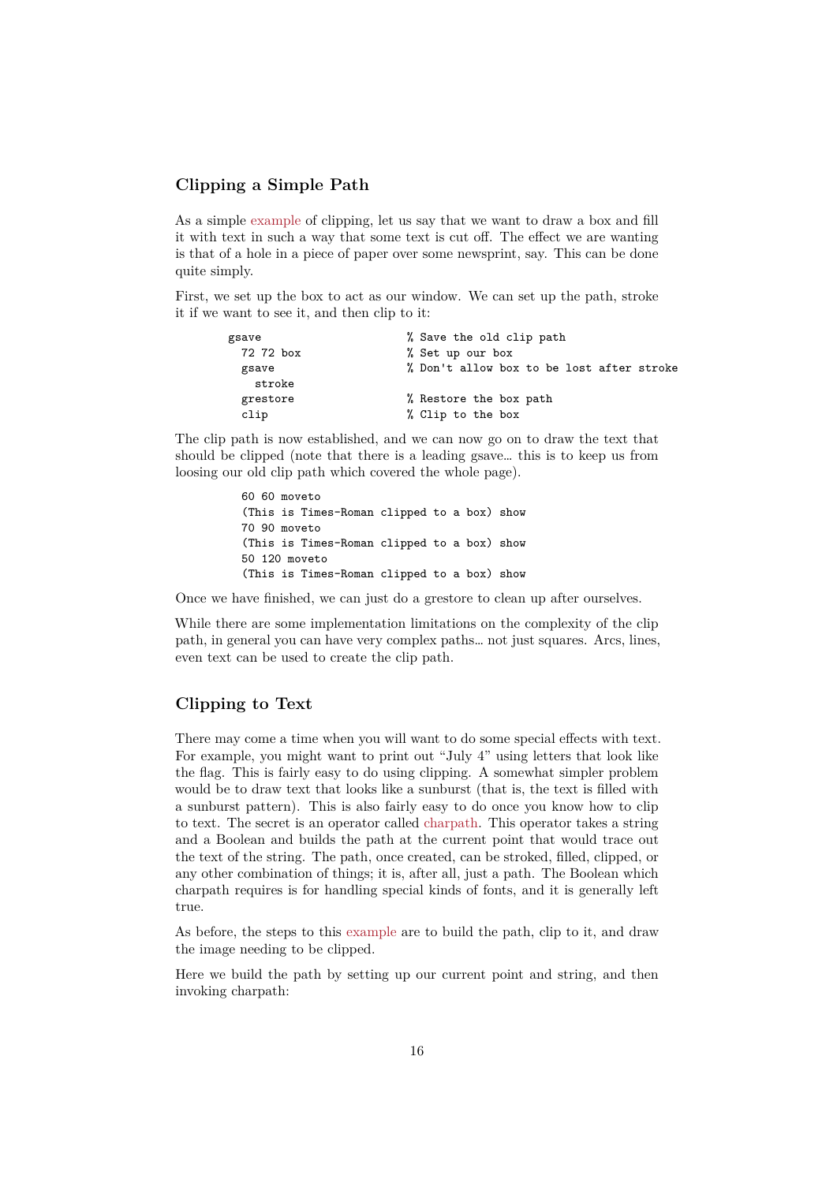## Clipping a Simple Path

As a simple example of clipping, let us say that we want to draw a box and fill it with text in such a way that some text is cut off. The effect we are wanting is that of a hole in a piece of paper over some newsprint, say. This can be done quite simply.

First, we set up the box to act as our window. We can set up the path, stroke it if we want to see it, and then clip to it:

```
gsave                          % Save the old clip path
  72 72 box                    % Set up our box
  gsave                        % Don't allow box to be lost after stroke
    stroke
  grestore                     % Restore the box path
  clip                         % Clip to the box
```

The clip path is now established, and we can now go on to draw the text that should be clipped (note that there is a leading gsave… this is to keep us from loosing our old clip path which covered the whole page).

```
60 60 moveto
(This is Times-Roman clipped to a box) show
70 90 moveto
(This is Times-Roman clipped to a box) show
50 120 moveto
(This is Times-Roman clipped to a box) show
```

Once we have finished, we can just do a grestore to clean up after ourselves.

While there are some implementation limitations on the complexity of the clip path, in general you can have very complex paths… not just squares. Arcs, lines, even text can be used to create the clip path.

## Clipping to Text

There may come a time when you will want to do some special effects with text. For example, you might want to print out "July 4" using letters that look like the flag. This is fairly easy to do using clipping. A somewhat simpler problem would be to draw text that looks like a sunburst (that is, the text is filled with a sunburst pattern). This is also fairly easy to do once you know how to clip to text. The secret is an operator called charpath. This operator takes a string and a Boolean and builds the path at the current point that would trace out the text of the string. The path, once created, can be stroked, filled, clipped, or any other combination of things; it is, after all, just a path. The Boolean which charpath requires is for handling special kinds of fonts, and it is generally left true.

As before, the steps to this example are to build the path, clip to it, and draw the image needing to be clipped.

Here we build the path by setting up our current point and string, and then invoking charpath: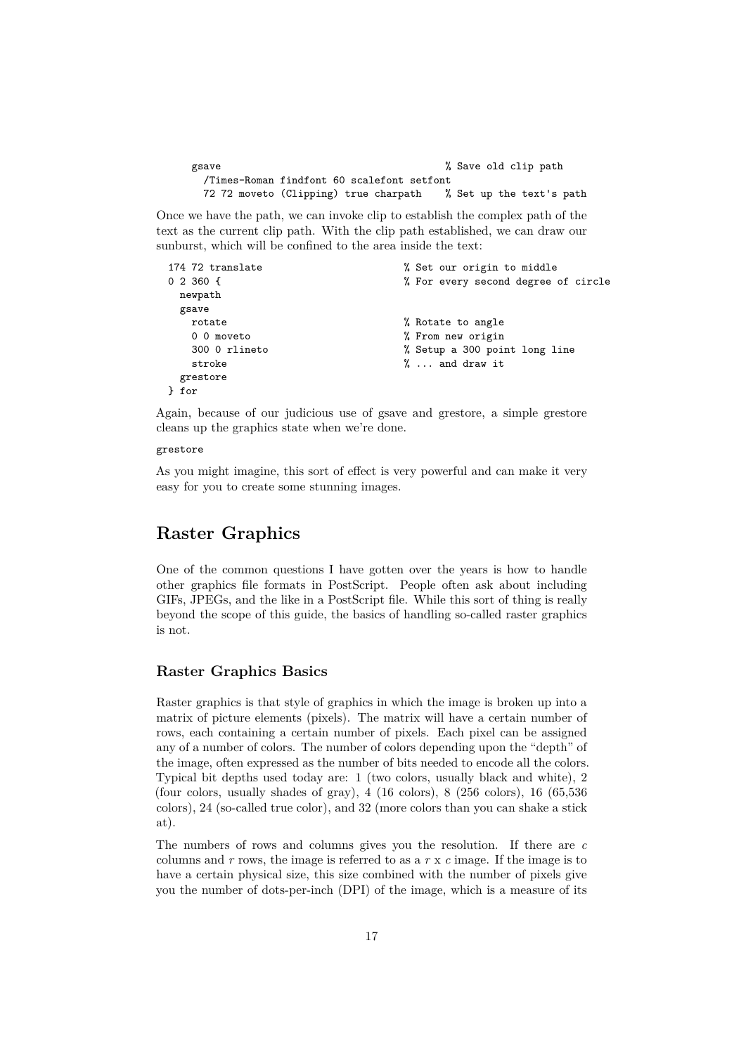```
gsave                                   % Save old clip path
  /Times-Roman findfont 60 scalefont setfont
  72 72 moveto (Clipping) true charpath    % Set up the text's path
```

Once we have the path, we can invoke clip to establish the complex path of the text as the current clip path. With the clip path established, we can draw our sunburst, which will be confined to the area inside the text:

```
174 72 translate                     % Set our origin to middle
0 2 360 {                            % For every second degree of circle
  newpath
  gsave
    rotate                           % Rotate to angle
    0 0 moveto                       % From new origin
    300 0 rlineto                    % Setup a 300 point long line
    stroke                           % ... and draw it
  grestore
} for
```

Again, because of our judicious use of gsave and grestore, a simple grestore cleans up the graphics state when we're done.

```
grestore
```

As you might imagine, this sort of effect is very powerful and can make it very easy for you to create some stunning images.

## Raster Graphics

One of the common questions I have gotten over the years is how to handle other graphics file formats in PostScript. People often ask about including GIFs, JPEGs, and the like in a PostScript file. While this sort of thing is really beyond the scope of this guide, the basics of handling so-called raster graphics is not.

### Raster Graphics Basics

Raster graphics is that style of graphics in which the image is broken up into a matrix of picture elements (pixels). The matrix will have a certain number of rows, each containing a certain number of pixels. Each pixel can be assigned any of a number of colors. The number of colors depending upon the "depth" of the image, often expressed as the number of bits needed to encode all the colors. Typical bit depths used today are: 1 (two colors, usually black and white), 2 (four colors, usually shades of gray), 4 (16 colors), 8 (256 colors), 16 (65,536 colors), 24 (so-called true color), and 32 (more colors than you can shake a stick at).

The numbers of rows and columns gives you the resolution. If there are $c$ columns and $r$ rows, the image is referred to as a $r$ x $c$ image. If the image is to have a certain physical size, this size combined with the number of pixels give you the number of dots-per-inch (DPI) of the image, which is a measure of its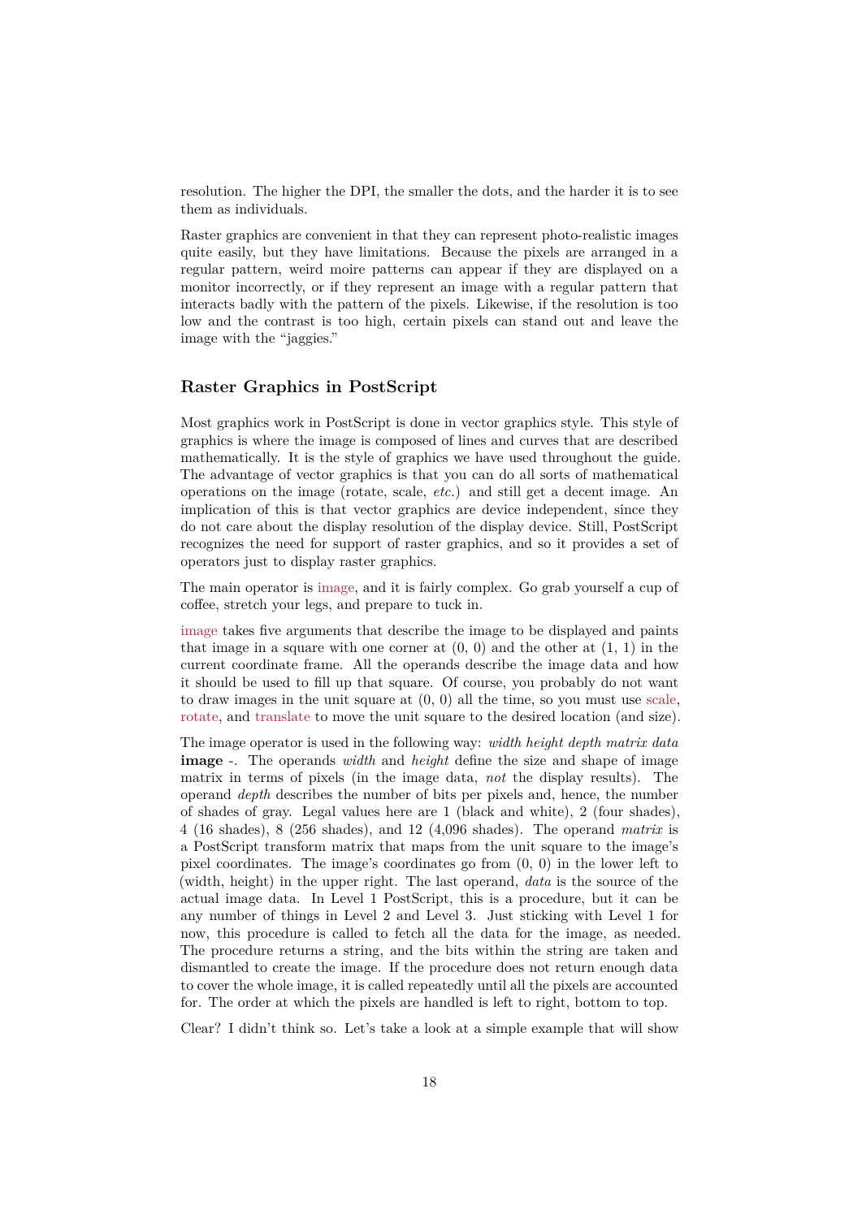resolution. The higher the DPI, the smaller the dots, and the harder it is to see them as individuals.

Raster graphics are convenient in that they can represent photo-realistic images quite easily, but they have limitations. Because the pixels are arranged in a regular pattern, weird moire patterns can appear if they are displayed on a monitor incorrectly, or if they represent an image with a regular pattern that interacts badly with the pattern of the pixels. Likewise, if the resolution is too low and the contrast is too high, certain pixels can stand out and leave the image with the "jaggies."

### Raster Graphics in PostScript

Most graphics work in PostScript is done in vector graphics style. This style of graphics is where the image is composed of lines and curves that are described mathematically. It is the style of graphics we have used throughout the guide. The advantage of vector graphics is that you can do all sorts of mathematical operations on the image (rotate, scale, *etc.*) and still get a decent image. An implication of this is that vector graphics are device independent, since they do not care about the display resolution of the display device. Still, PostScript recognizes the need for support of raster graphics, and so it provides a set of operators just to display raster graphics.

The main operator is image, and it is fairly complex. Go grab yourself a cup of coffee, stretch your legs, and prepare to tuck in.

image takes five arguments that describe the image to be displayed and paints that image in a square with one corner at (0, 0) and the other at (1, 1) in the current coordinate frame. All the operands describe the image data and how it should be used to fill up that square. Of course, you probably do not want to draw images in the unit square at (0, 0) all the time, so you must use scale, rotate, and translate to move the unit square to the desired location (and size).

The image operator is used in the following way: *width height depth matrix data* **image** -. The operands *width* and *height* define the size and shape of image matrix in terms of pixels (in the image data, *not* the display results). The operand *depth* describes the number of bits per pixels and, hence, the number of shades of gray. Legal values here are 1 (black and white), 2 (four shades), 4 (16 shades), 8 (256 shades), and 12 (4,096 shades). The operand *matrix* is a PostScript transform matrix that maps from the unit square to the image's pixel coordinates. The image's coordinates go from (0, 0) in the lower left to (width, height) in the upper right. The last operand, *data* is the source of the actual image data. In Level 1 PostScript, this is a procedure, but it can be any number of things in Level 2 and Level 3. Just sticking with Level 1 for now, this procedure is called to fetch all the data for the image, as needed. The procedure returns a string, and the bits within the string are taken and dismantled to create the image. If the procedure does not return enough data to cover the whole image, it is called repeatedly until all the pixels are accounted for. The order at which the pixels are handled is left to right, bottom to top.

Clear? I didn't think so. Let's take a look at a simple example that will show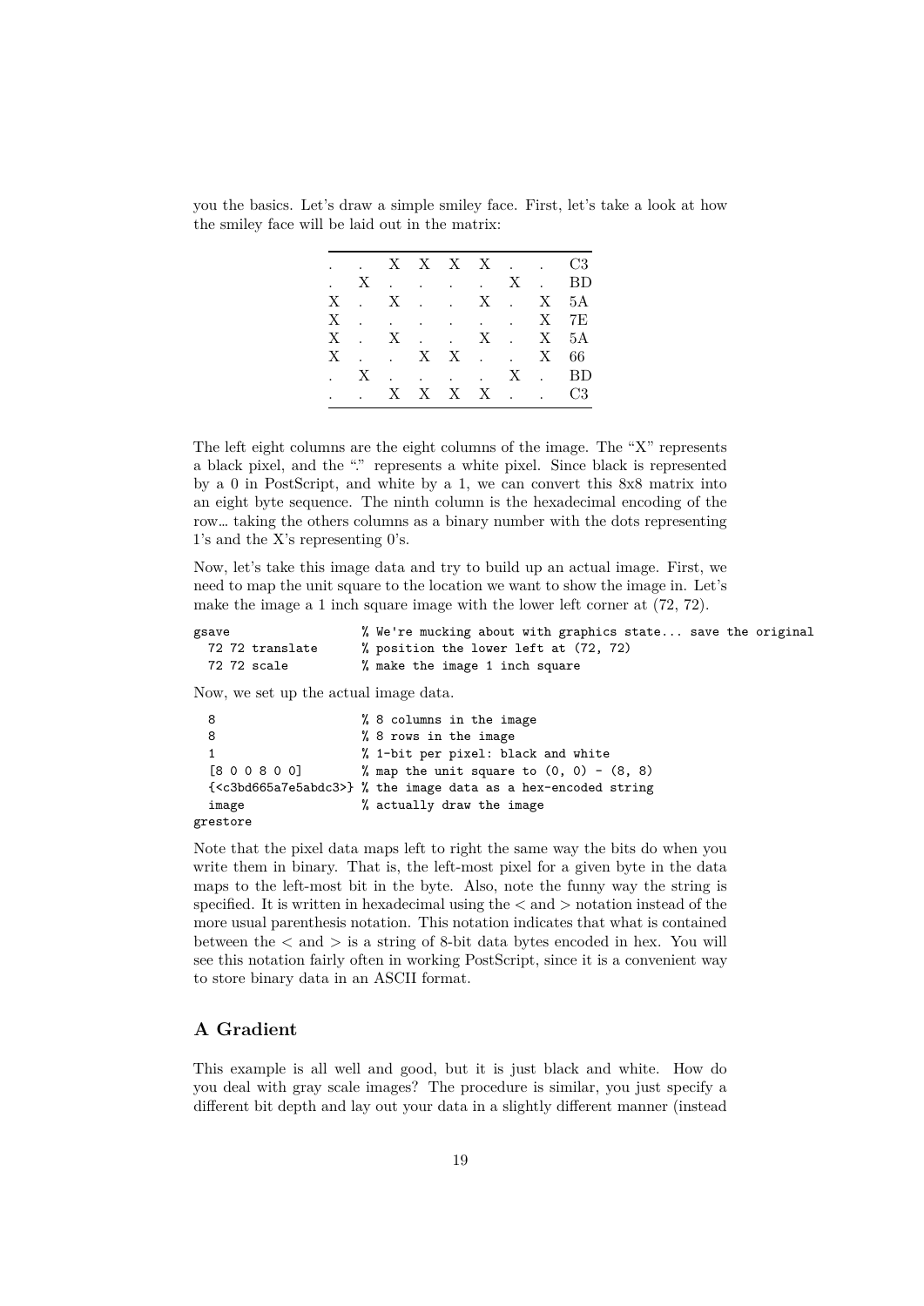you the basics. Let's draw a simple smiley face. First, let's take a look at how the smiley face will be laid out in the matrix:

| | | | | | | | | |
|---|---|---|---|---|---|---|---|---|
| . | . | X | X | X | X | . | . | C3 |
| . | X | . | . | . | . | X | . | BD |
| X | . | X | . | . | X | . | X | 5A |
| X | . | . | . | . | . | . | X | 7E |
| X | . | X | . | . | X | . | X | 5A |
| X | . | . | X | X | . | . | X | 66 |
| . | X | . | . | . | . | X | . | BD |
| . | . | X | X | X | X | . | . | C3 |

The left eight columns are the eight columns of the image. The "X" represents a black pixel, and the "." represents a white pixel. Since black is represented by a 0 in PostScript, and white by a 1, we can convert this 8x8 matrix into an eight byte sequence. The ninth column is the hexadecimal encoding of the row… taking the others columns as a binary number with the dots representing 1's and the X's representing 0's.

Now, let's take this image data and try to build up an actual image. First, we need to map the unit square to the location we want to show the image in. Let's make the image a 1 inch square image with the lower left corner at (72, 72).

```
gsave                  % We're mucking about with graphics state... save the original
  72 72 translate      % position the lower left at (72, 72)
  72 72 scale          % make the image 1 inch square
```

Now, we set up the actual image data.

```
  8                    % 8 columns in the image
  8                    % 8 rows in the image
  1                    % 1-bit per pixel: black and white
  [8 0 0 8 0 0]        % map the unit square to (0, 0) - (8, 8)
  {<c3bd665a7e5abdc3>} % the image data as a hex-encoded string
  image                % actually draw the image
grestore
```

Note that the pixel data maps left to right the same way the bits do when you write them in binary. That is, the left-most pixel for a given byte in the data maps to the left-most bit in the byte. Also, note the funny way the string is specified. It is written in hexadecimal using the < and > notation instead of the more usual parenthesis notation. This notation indicates that what is contained between the < and > is a string of 8-bit data bytes encoded in hex. You will see this notation fairly often in working PostScript, since it is a convenient way to store binary data in an ASCII format.

## A Gradient

This example is all well and good, but it is just black and white. How do you deal with gray scale images? The procedure is similar, you just specify a different bit depth and lay out your data in a slightly different manner (instead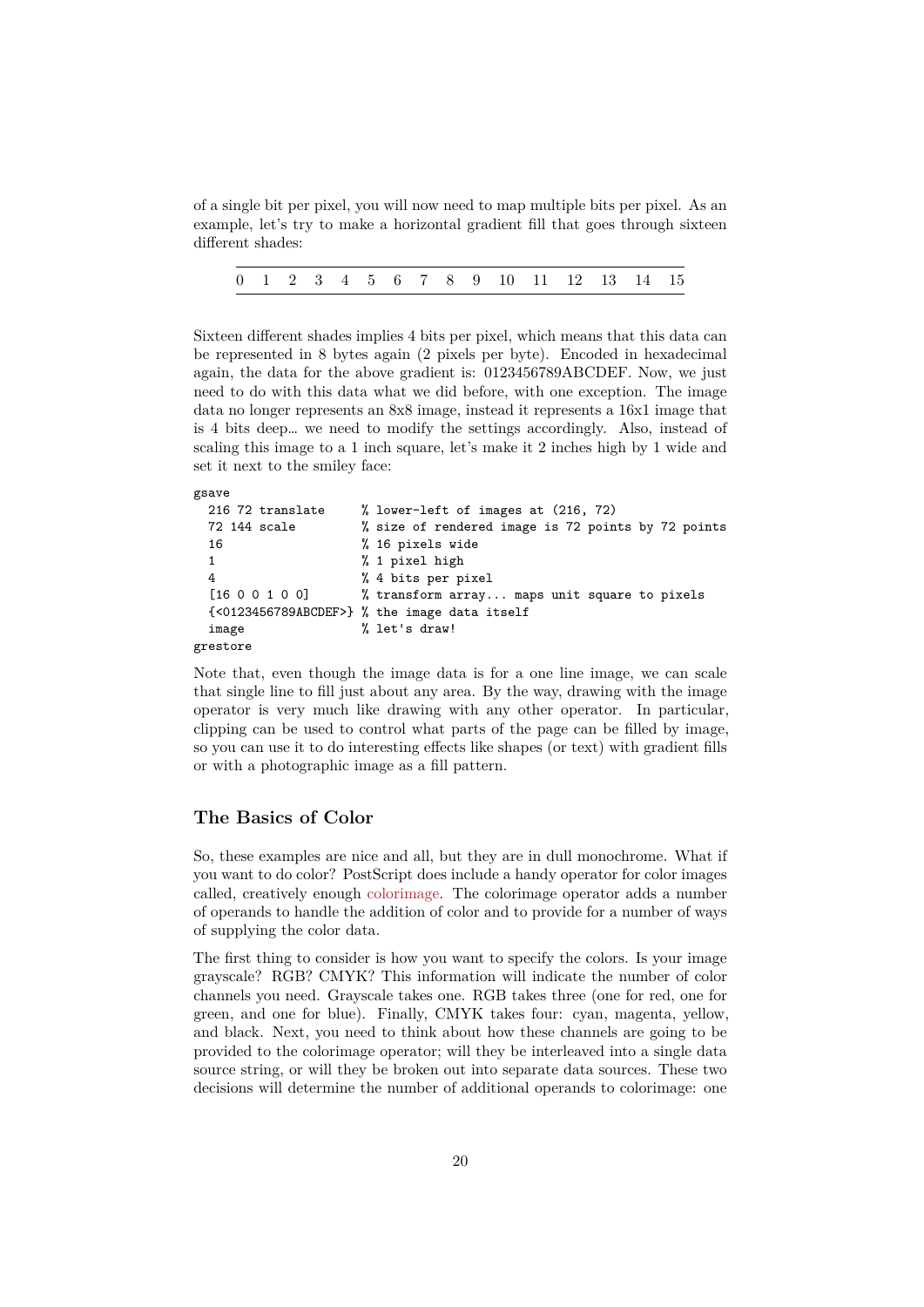of a single bit per pixel, you will now need to map multiple bits per pixel. As an example, let's try to make a horizontal gradient fill that goes through sixteen different shades:

| 0 | 1 | 2 | 3 | 4 | 5 | 6 | 7 | 8 | 9 | 10 | 11 | 12 | 13 | 14 | 15 |
|---|---|---|---|---|---|---|---|---|---|---|---|---|---|---|---|

Sixteen different shades implies 4 bits per pixel, which means that this data can be represented in 8 bytes again (2 pixels per byte). Encoded in hexadecimal again, the data for the above gradient is: 0123456789ABCDEF. Now, we just need to do with this data what we did before, with one exception. The image data no longer represents an 8x8 image, instead it represents a 16x1 image that is 4 bits deep… we need to modify the settings accordingly. Also, instead of scaling this image to a 1 inch square, let's make it 2 inches high by 1 wide and set it next to the smiley face:

```
gsave
  216 72 translate     % lower-left of images at (216, 72)
  72 144 scale         % size of rendered image is 72 points by 72 points
  16                   % 16 pixels wide
  1                    % 1 pixel high
  4                    % 4 bits per pixel
  [16 0 0 1 0 0]       % transform array... maps unit square to pixels
  {<0123456789ABCDEF>} % the image data itself
  image                % let's draw!
grestore
```

Note that, even though the image data is for a one line image, we can scale that single line to fill just about any area. By the way, drawing with the image operator is very much like drawing with any other operator. In particular, clipping can be used to control what parts of the page can be filled by image, so you can use it to do interesting effects like shapes (or text) with gradient fills or with a photographic image as a fill pattern.

## The Basics of Color

So, these examples are nice and all, but they are in dull monochrome. What if you want to do color? PostScript does include a handy operator for color images called, creatively enough colorimage. The colorimage operator adds a number of operands to handle the addition of color and to provide for a number of ways of supplying the color data.

The first thing to consider is how you want to specify the colors. Is your image grayscale? RGB? CMYK? This information will indicate the number of color channels you need. Grayscale takes one. RGB takes three (one for red, one for green, and one for blue). Finally, CMYK takes four: cyan, magenta, yellow, and black. Next, you need to think about how these channels are going to be provided to the colorimage operator; will they be interleaved into a single data source string, or will they be broken out into separate data sources. These two decisions will determine the number of additional operands to colorimage: one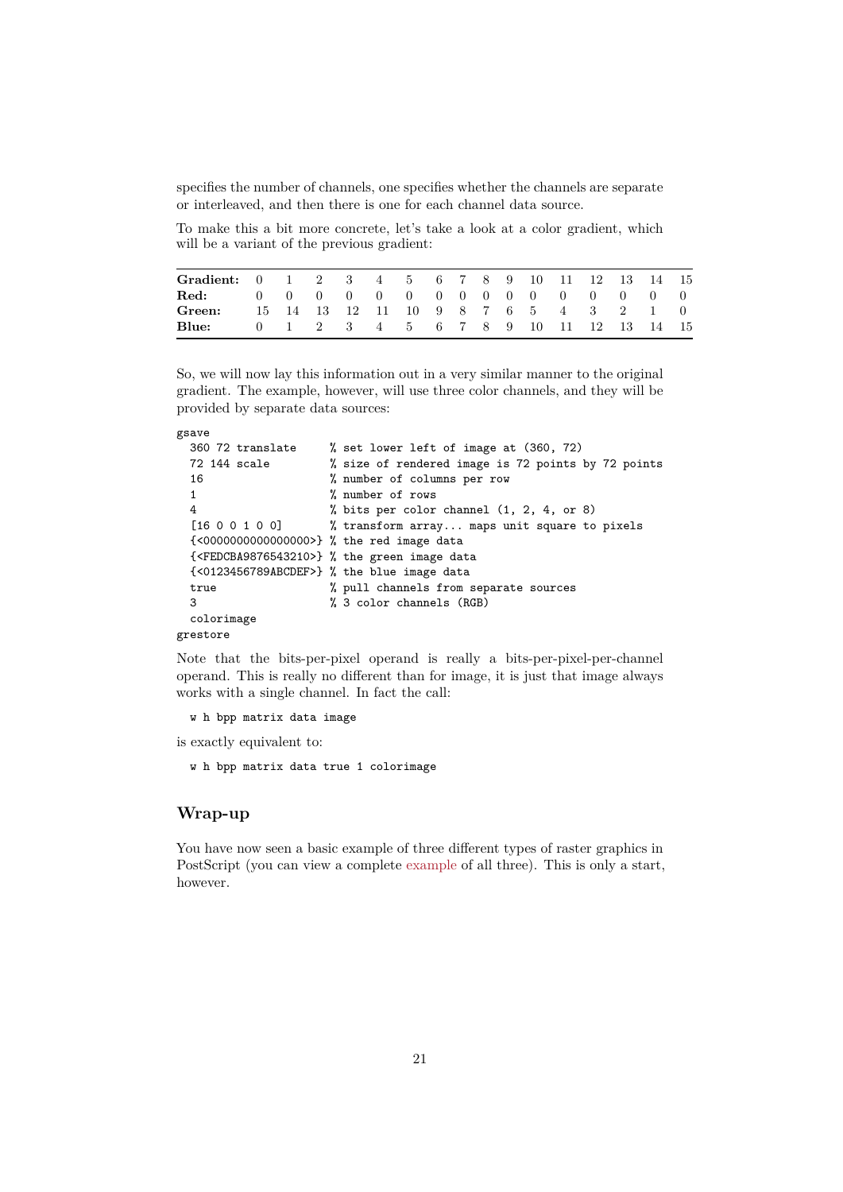specifies the number of channels, one specifies whether the channels are separate or interleaved, and then there is one for each channel data source.

To make this a bit more concrete, let's take a look at a color gradient, which will be a variant of the previous gradient:

| **Gradient:** | 0 | 1 | 2 | 3 | 4 | 5 | 6 | 7 | 8 | 9 | 10 | 11 | 12 | 13 | 14 | 15 |
|---|---|---|---|---|---|---|---|---|---|---|---|---|---|---|---|---|
| **Red:** | 0 | 0 | 0 | 0 | 0 | 0 | 0 | 0 | 0 | 0 | 0 | 0 | 0 | 0 | 0 | 0 |
| **Green:** | 15 | 14 | 13 | 12 | 11 | 10 | 9 | 8 | 7 | 6 | 5 | 4 | 3 | 2 | 1 | 0 |
| **Blue:** | 0 | 1 | 2 | 3 | 4 | 5 | 6 | 7 | 8 | 9 | 10 | 11 | 12 | 13 | 14 | 15 |

So, we will now lay this information out in a very similar manner to the original gradient. The example, however, will use three color channels, and they will be provided by separate data sources:

```
gsave
  360 72 translate     % set lower left of image at (360, 72)
  72 144 scale         % size of rendered image is 72 points by 72 points
  16                   % number of columns per row
  1                    % number of rows
  4                    % bits per color channel (1, 2, 4, or 8)
  [16 0 0 1 0 0]       % transform array... maps unit square to pixels
  {<0000000000000000>} % the red image data
  {<FEDCBA9876543210>} % the green image data
  {<0123456789ABCDEF>} % the blue image data
  true                 % pull channels from separate sources
  3                    % 3 color channels (RGB)
  colorimage
grestore
```

Note that the bits-per-pixel operand is really a bits-per-pixel-per-channel operand. This is really no different than for image, it is just that image always works with a single channel. In fact the call:

```
  w h bpp matrix data image
```

is exactly equivalent to:

```
  w h bpp matrix data true 1 colorimage
```

## Wrap-up

You have now seen a basic example of three different types of raster graphics in PostScript (you can view a complete example of all three). This is only a start, however.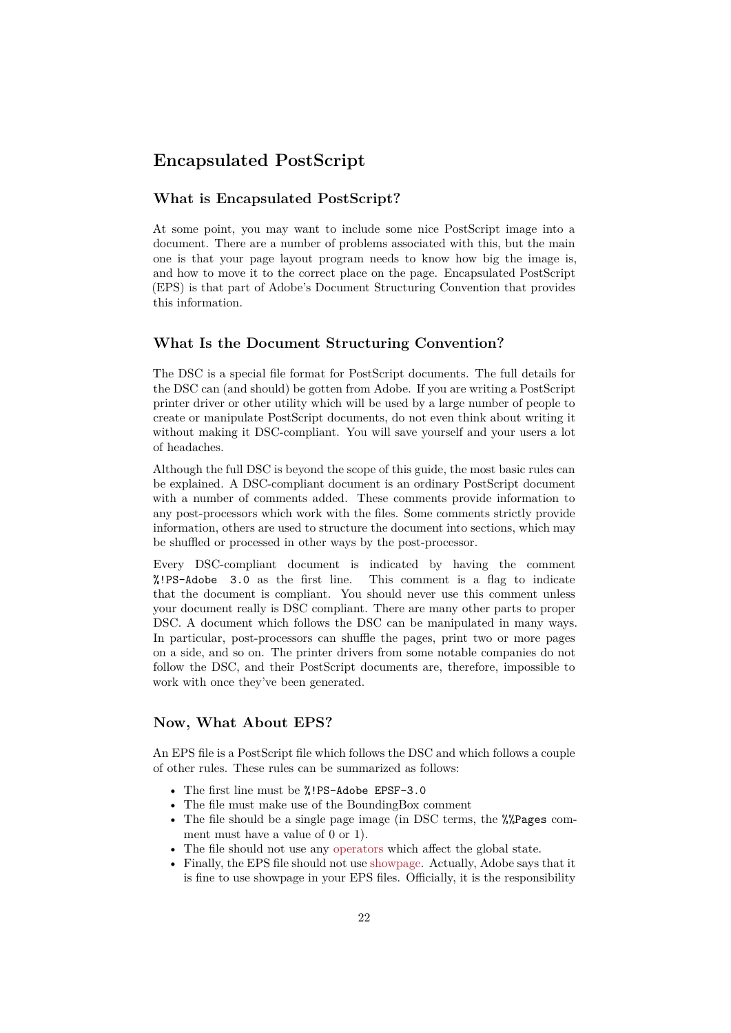# Encapsulated PostScript

## What is Encapsulated PostScript?

At some point, you may want to include some nice PostScript image into a document. There are a number of problems associated with this, but the main one is that your page layout program needs to know how big the image is, and how to move it to the correct place on the page. Encapsulated PostScript (EPS) is that part of Adobe's Document Structuring Convention that provides this information.

## What Is the Document Structuring Convention?

The DSC is a special file format for PostScript documents. The full details for the DSC can (and should) be gotten from Adobe. If you are writing a PostScript printer driver or other utility which will be used by a large number of people to create or manipulate PostScript documents, do not even think about writing it without making it DSC-compliant. You will save yourself and your users a lot of headaches.

Although the full DSC is beyond the scope of this guide, the most basic rules can be explained. A DSC-compliant document is an ordinary PostScript document with a number of comments added. These comments provide information to any post-processors which work with the files. Some comments strictly provide information, others are used to structure the document into sections, which may be shuffled or processed in other ways by the post-processor.

Every DSC-compliant document is indicated by having the comment `%!PS-Adobe 3.0` as the first line. This comment is a flag to indicate that the document is compliant. You should never use this comment unless your document really is DSC compliant. There are many other parts to proper DSC. A document which follows the DSC can be manipulated in many ways. In particular, post-processors can shuffle the pages, print two or more pages on a side, and so on. The printer drivers from some notable companies do not follow the DSC, and their PostScript documents are, therefore, impossible to work with once they've been generated.

## Now, What About EPS?

An EPS file is a PostScript file which follows the DSC and which follows a couple of other rules. These rules can be summarized as follows:

- The first line must be `%!PS-Adobe EPSF-3.0`
- The file must make use of the BoundingBox comment
- The file should be a single page image (in DSC terms, the `%%Pages` comment must have a value of 0 or 1).
- The file should not use any operators which affect the global state.
- Finally, the EPS file should not use showpage. Actually, Adobe says that it is fine to use showpage in your EPS files. Officially, it is the responsibility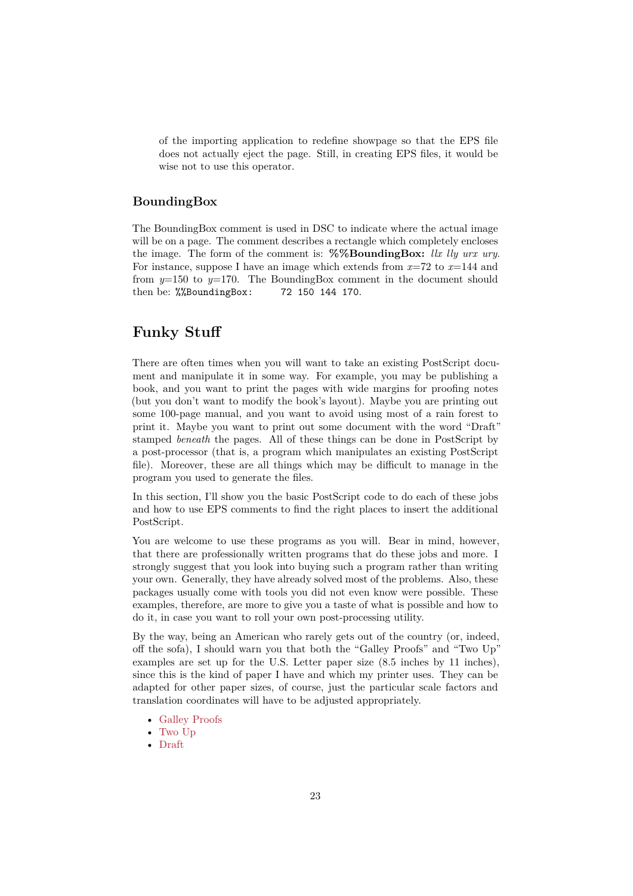of the importing application to redefine showpage so that the EPS file does not actually eject the page. Still, in creating EPS files, it would be wise not to use this operator.

### BoundingBox

The BoundingBox comment is used in DSC to indicate where the actual image will be on a page. The comment describes a rectangle which completely encloses the image. The form of the comment is: **%%BoundingBox:** *llx lly urx ury*. For instance, suppose I have an image which extends from $x$=72 to $x$=144 and from $y$=150 to $y$=170. The BoundingBox comment in the document should then be: `%%BoundingBox: 72 150 144 170`.

## Funky Stuff

There are often times when you will want to take an existing PostScript document and manipulate it in some way. For example, you may be publishing a book, and you want to print the pages with wide margins for proofing notes (but you don't want to modify the book's layout). Maybe you are printing out some 100-page manual, and you want to avoid using most of a rain forest to print it. Maybe you want to print out some document with the word "Draft" stamped *beneath* the pages. All of these things can be done in PostScript by a post-processor (that is, a program which manipulates an existing PostScript file). Moreover, these are all things which may be difficult to manage in the program you used to generate the files.

In this section, I'll show you the basic PostScript code to do each of these jobs and how to use EPS comments to find the right places to insert the additional PostScript.

You are welcome to use these programs as you will. Bear in mind, however, that there are professionally written programs that do these jobs and more. I strongly suggest that you look into buying such a program rather than writing your own. Generally, they have already solved most of the problems. Also, these packages usually come with tools you did not even know were possible. These examples, therefore, are more to give you a taste of what is possible and how to do it, in case you want to roll your own post-processing utility.

By the way, being an American who rarely gets out of the country (or, indeed, off the sofa), I should warn you that both the "Galley Proofs" and "Two Up" examples are set up for the U.S. Letter paper size (8.5 inches by 11 inches), since this is the kind of paper I have and which my printer uses. They can be adapted for other paper sizes, of course, just the particular scale factors and translation coordinates will have to be adjusted appropriately.

- Galley Proofs
- Two Up
- Draft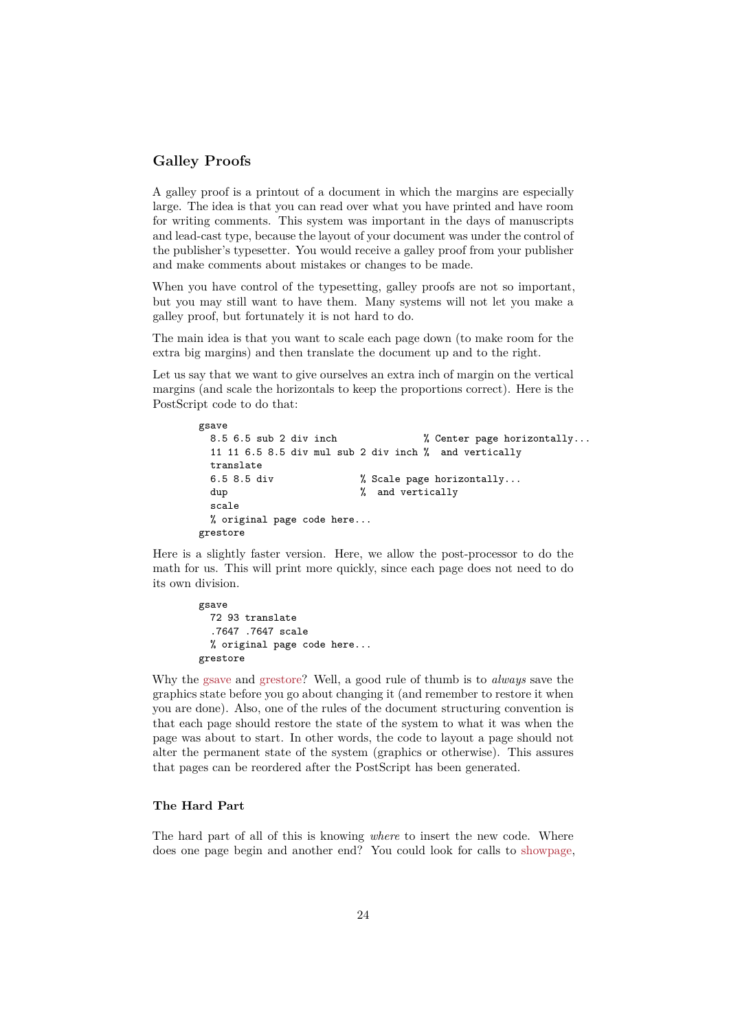## Galley Proofs

A galley proof is a printout of a document in which the margins are especially large. The idea is that you can read over what you have printed and have room for writing comments. This system was important in the days of manuscripts and lead-cast type, because the layout of your document was under the control of the publisher's typesetter. You would receive a galley proof from your publisher and make comments about mistakes or changes to be made.

When you have control of the typesetting, galley proofs are not so important, but you may still want to have them. Many systems will not let you make a galley proof, but fortunately it is not hard to do.

The main idea is that you want to scale each page down (to make room for the extra big margins) and then translate the document up and to the right.

Let us say that we want to give ourselves an extra inch of margin on the vertical margins (and scale the horizontals to keep the proportions correct). Here is the PostScript code to do that:

```
gsave
  8.5 6.5 sub 2 div inch              % Center page horizontally...
  11 11 6.5 8.5 div mul sub 2 div inch %  and vertically
  translate
  6.5 8.5 div              % Scale page horizontally...
  dup                      %  and vertically
  scale
  % original page code here...
grestore
```

Here is a slightly faster version. Here, we allow the post-processor to do the math for us. This will print more quickly, since each page does not need to do its own division.

```
gsave
  72 93 translate
  .7647 .7647 scale
  % original page code here...
grestore
```

Why the gsave and grestore? Well, a good rule of thumb is to *always* save the graphics state before you go about changing it (and remember to restore it when you are done). Also, one of the rules of the document structuring convention is that each page should restore the state of the system to what it was when the page was about to start. In other words, the code to layout a page should not alter the permanent state of the system (graphics or otherwise). This assures that pages can be reordered after the PostScript has been generated.

### The Hard Part

The hard part of all of this is knowing *where* to insert the new code. Where does one page begin and another end? You could look for calls to showpage,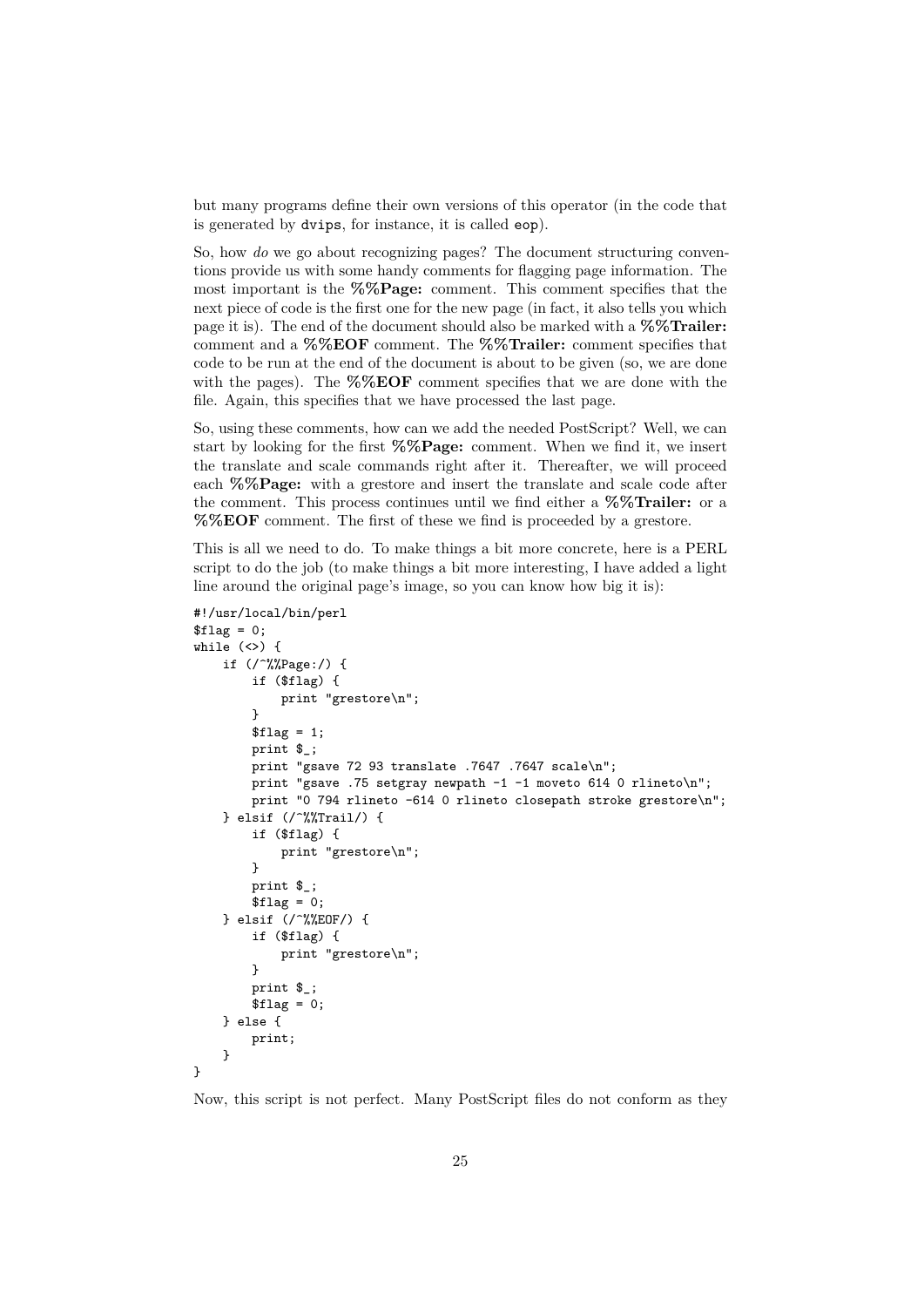but many programs define their own versions of this operator (in the code that is generated by `dvips`, for instance, it is called `eop`).

So, how *do* we go about recognizing pages? The document structuring conventions provide us with some handy comments for flagging page information. The most important is the **%%Page:** comment. This comment specifies that the next piece of code is the first one for the new page (in fact, it also tells you which page it is). The end of the document should also be marked with a **%%Trailer:** comment and a **%%EOF** comment. The **%%Trailer:** comment specifies that code to be run at the end of the document is about to be given (so, we are done with the pages). The **%%EOF** comment specifies that we are done with the file. Again, this specifies that we have processed the last page.

So, using these comments, how can we add the needed PostScript? Well, we can start by looking for the first **%%Page:** comment. When we find it, we insert the translate and scale commands right after it. Thereafter, we will proceed each **%%Page:** with a grestore and insert the translate and scale code after the comment. This process continues until we find either a **%%Trailer:** or a **%%EOF** comment. The first of these we find is proceeded by a grestore.

This is all we need to do. To make things a bit more concrete, here is a PERL script to do the job (to make things a bit more interesting, I have added a light line around the original page's image, so you can know how big it is):

```
#!/usr/local/bin/perl
$flag = 0;
while (<>) {
    if (/^%%Page:/) {
        if ($flag) {
            print "grestore\n";
        }
        $flag = 1;
        print $_;
        print "gsave 72 93 translate .7647 .7647 scale\n";
        print "gsave .75 setgray newpath -1 -1 moveto 614 0 rlineto\n";
        print "0 794 rlineto -614 0 rlineto closepath stroke grestore\n";
    } elsif (/^%%Trail/) {
        if ($flag) {
            print "grestore\n";
        }
        print $_;
        $flag = 0;
    } elsif (/^%%EOF/) {
        if ($flag) {
            print "grestore\n";
        }
        print $_;
        $flag = 0;
    } else {
        print;
    }
}
```

Now, this script is not perfect. Many PostScript files do not conform as they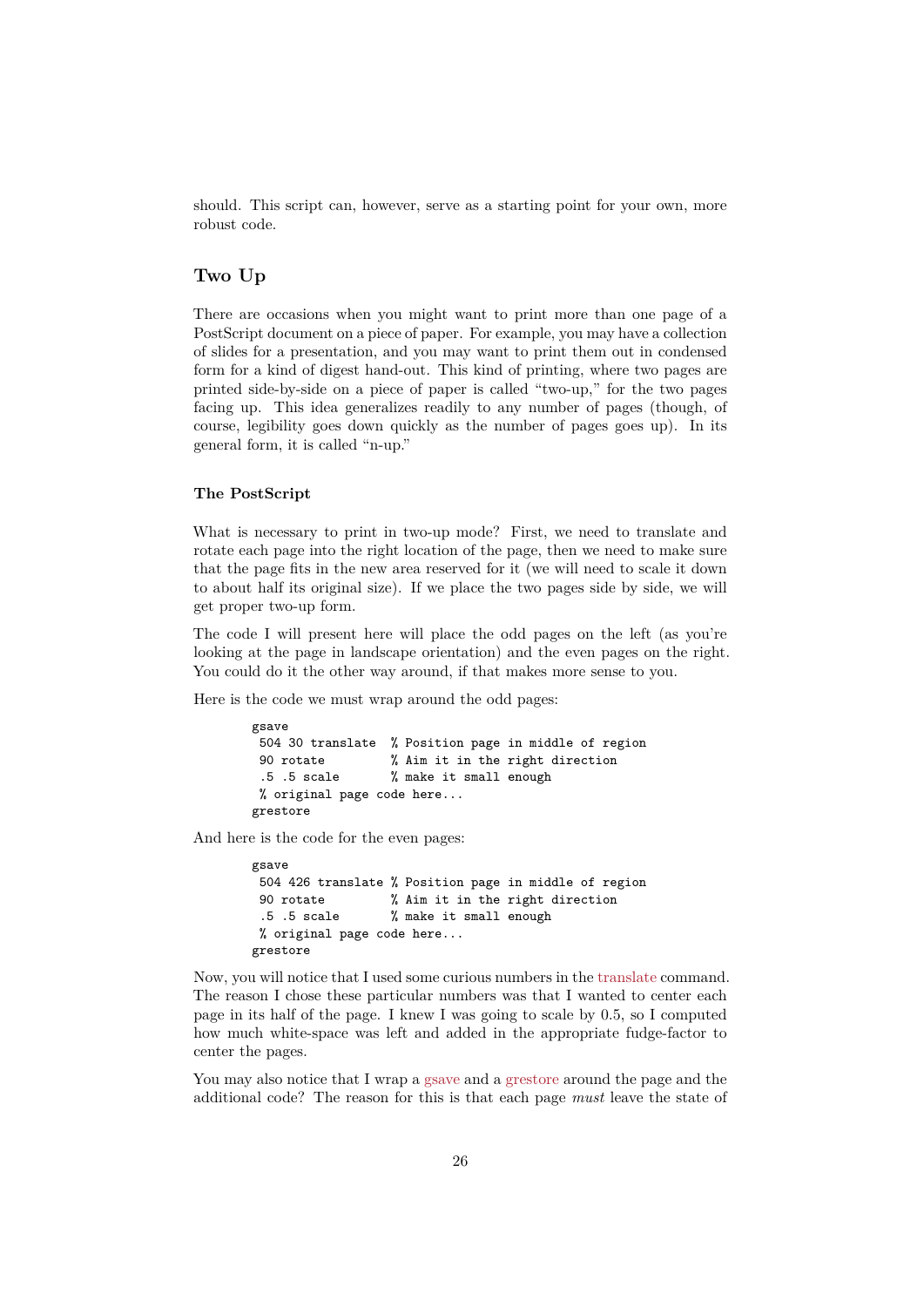should. This script can, however, serve as a starting point for your own, more robust code.

## Two Up

There are occasions when you might want to print more than one page of a PostScript document on a piece of paper. For example, you may have a collection of slides for a presentation, and you may want to print them out in condensed form for a kind of digest hand-out. This kind of printing, where two pages are printed side-by-side on a piece of paper is called "two-up," for the two pages facing up. This idea generalizes readily to any number of pages (though, of course, legibility goes down quickly as the number of pages goes up). In its general form, it is called "n-up."

### The PostScript

What is necessary to print in two-up mode? First, we need to translate and rotate each page into the right location of the page, then we need to make sure that the page fits in the new area reserved for it (we will need to scale it down to about half its original size). If we place the two pages side by side, we will get proper two-up form.

The code I will present here will place the odd pages on the left (as you're looking at the page in landscape orientation) and the even pages on the right. You could do it the other way around, if that makes more sense to you.

Here is the code we must wrap around the odd pages:

```
gsave
 504 30 translate  % Position page in middle of region
 90 rotate         % Aim it in the right direction
 .5 .5 scale       % make it small enough
 % original page code here...
grestore
```

And here is the code for the even pages:

```
gsave
 504 426 translate % Position page in middle of region
 90 rotate         % Aim it in the right direction
 .5 .5 scale       % make it small enough
 % original page code here...
grestore
```

Now, you will notice that I used some curious numbers in the translate command. The reason I chose these particular numbers was that I wanted to center each page in its half of the page. I knew I was going to scale by 0.5, so I computed how much white-space was left and added in the appropriate fudge-factor to center the pages.

You may also notice that I wrap a gsave and a grestore around the page and the additional code? The reason for this is that each page *must* leave the state of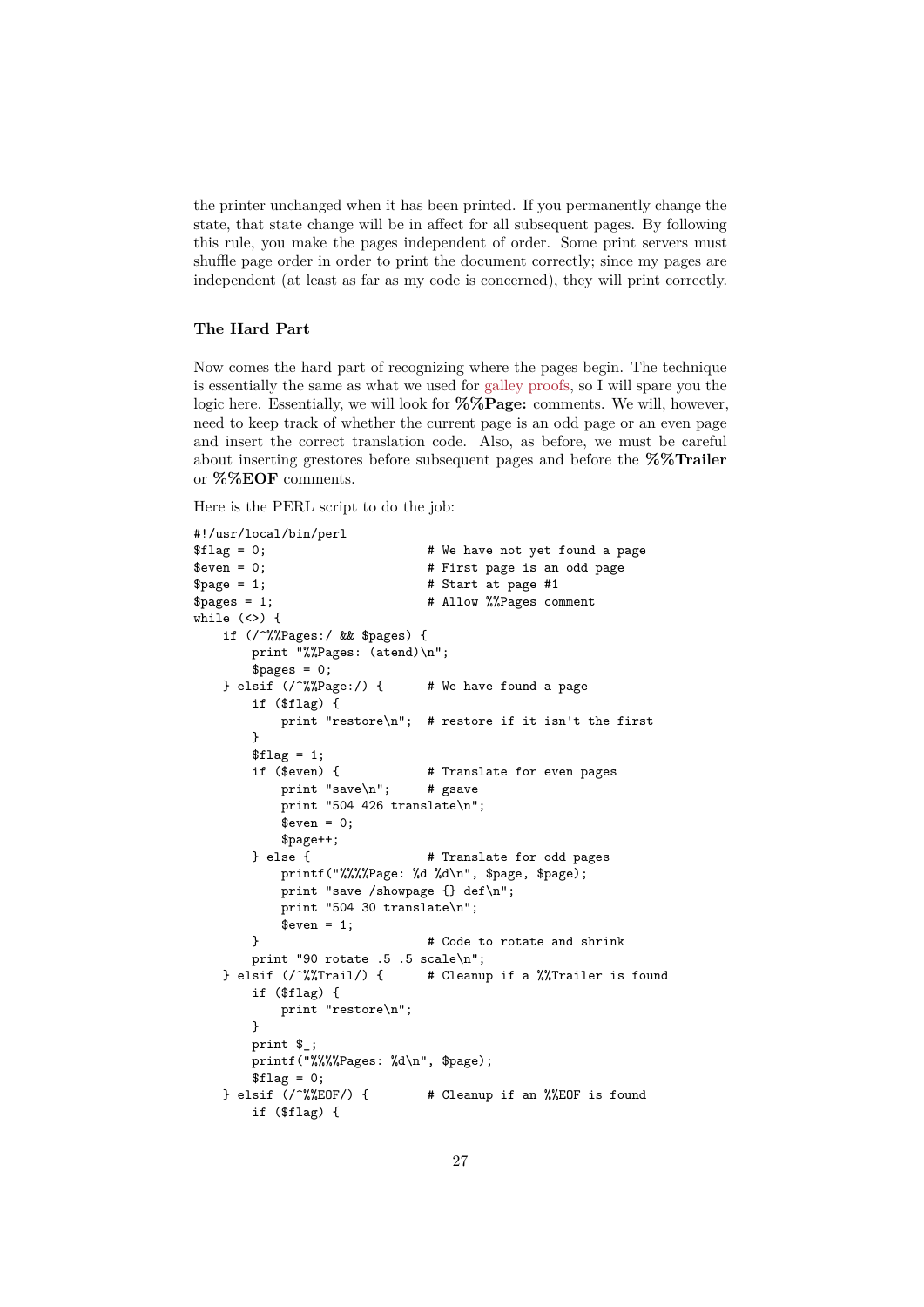the printer unchanged when it has been printed. If you permanently change the state, that state change will be in affect for all subsequent pages. By following this rule, you make the pages independent of order. Some print servers must shuffle page order in order to print the document correctly; since my pages are independent (at least as far as my code is concerned), they will print correctly.

### The Hard Part

Now comes the hard part of recognizing where the pages begin. The technique is essentially the same as what we used for galley proofs, so I will spare you the logic here. Essentially, we will look for **%%Page:** comments. We will, however, need to keep track of whether the current page is an odd page or an even page and insert the correct translation code. Also, as before, we must be careful about inserting grestores before subsequent pages and before the **%%Trailer** or **%%EOF** comments.

Here is the PERL script to do the job:

```
#!/usr/local/bin/perl
$flag = 0;                      # We have not yet found a page
$even = 0;                      # First page is an odd page
$page = 1;                      # Start at page #1
$pages = 1;                     # Allow %%Pages comment
while (<>) {
    if (/^%%Pages:/ && $pages) {
        print "%%Pages: (atend)\n";
        $pages = 0;
    } elsif (/^%%Page:/) {      # We have found a page
        if ($flag) {
            print "restore\n";  # restore if it isn't the first
        }
        $flag = 1;
        if ($even) {            # Translate for even pages
            print "save\n";     # gsave
            print "504 426 translate\n";
            $even = 0;
            $page++;
        } else {                # Translate for odd pages
            printf("%%%%Page: %d %d\n", $page, $page);
            print "save /showpage {} def\n";
            print "504 30 translate\n";
            $even = 1;
        }                       # Code to rotate and shrink
        print "90 rotate .5 .5 scale\n";
    } elsif (/^%%Trail/) {      # Cleanup if a %%Trailer is found
        if ($flag) {
            print "restore\n";
        }
        print $_;
        printf("%%%%Pages: %d\n", $page);
        $flag = 0;
    } elsif (/^%%EOF/) {        # Cleanup if an %%EOF is found
        if ($flag) {
```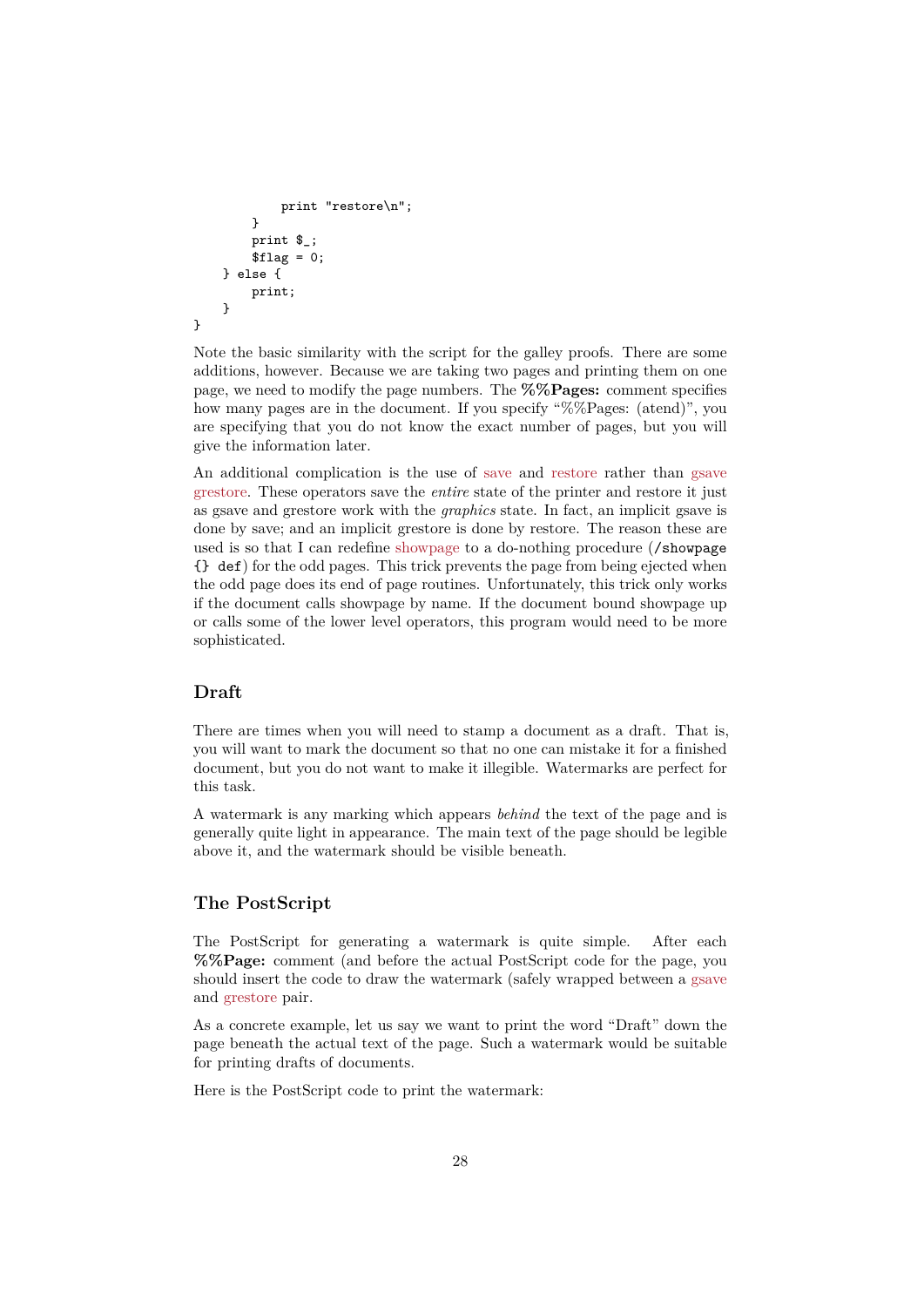```
            print "restore\n";
        }
        print $_;
        $flag = 0;
    } else {
        print;
    }
}
```

Note the basic similarity with the script for the galley proofs. There are some additions, however. Because we are taking two pages and printing them on one page, we need to modify the page numbers. The **%%Pages:** comment specifies how many pages are in the document. If you specify "%%Pages: (atend)", you are specifying that you do not know the exact number of pages, but you will give the information later.

An additional complication is the use of save and restore rather than gsave grestore. These operators save the *entire* state of the printer and restore it just as gsave and grestore work with the *graphics* state. In fact, an implicit gsave is done by save; and an implicit grestore is done by restore. The reason these are used is so that I can redefine showpage to a do-nothing procedure (`/showpage {} def`) for the odd pages. This trick prevents the page from being ejected when the odd page does its end of page routines. Unfortunately, this trick only works if the document calls showpage by name. If the document bound showpage up or calls some of the lower level operators, this program would need to be more sophisticated.

## Draft

There are times when you will need to stamp a document as a draft. That is, you will want to mark the document so that no one can mistake it for a finished document, but you do not want to make it illegible. Watermarks are perfect for this task.

A watermark is any marking which appears *behind* the text of the page and is generally quite light in appearance. The main text of the page should be legible above it, and the watermark should be visible beneath.

## The PostScript

The PostScript for generating a watermark is quite simple. After each **%%Page:** comment (and before the actual PostScript code for the page, you should insert the code to draw the watermark (safely wrapped between a gsave and grestore pair.

As a concrete example, let us say we want to print the word "Draft" down the page beneath the actual text of the page. Such a watermark would be suitable for printing drafts of documents.

Here is the PostScript code to print the watermark: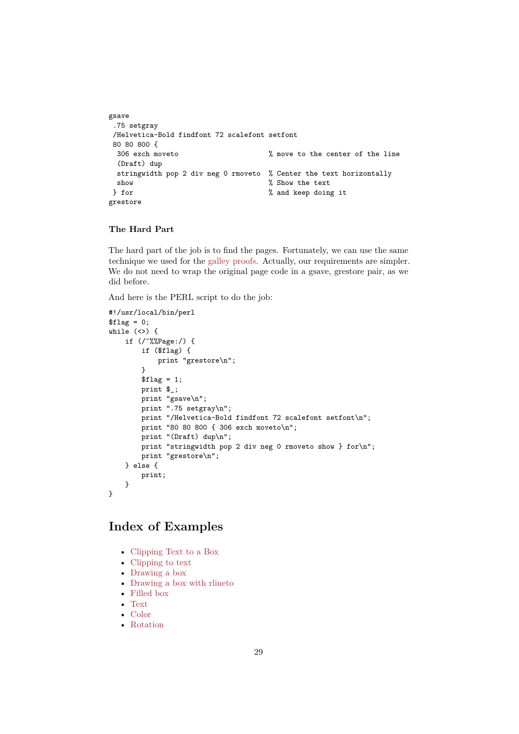```
gsave
 .75 setgray
 /Helvetica-Bold findfont 72 scalefont setfont
 80 80 800 {
  306 exch moveto                       % move to the center of the line
  (Draft) dup
  stringwidth pop 2 div neg 0 rmoveto  % Center the text horizontally
  show                                  % Show the text
 } for                                  % and keep doing it
grestore
```

### The Hard Part

The hard part of the job is to find the pages. Fortunately, we can use the same technique we used for the galley proofs. Actually, our requirements are simpler. We do not need to wrap the original page code in a gsave, grestore pair, as we did before.

And here is the PERL script to do the job:

```
#!/usr/local/bin/perl
$flag = 0;
while (<>) {
    if (/^%%Page:/) {
        if ($flag) {
            print "grestore\n";
        }
        $flag = 1;
        print $_;
        print "gsave\n";
        print ".75 setgray\n";
        print "/Helvetica-Bold findfont 72 scalefont setfont\n";
        print "80 80 800 { 306 exch moveto\n";
        print "(Draft) dup\n";
        print "stringwidth pop 2 div neg 0 rmoveto show } for\n";
        print "grestore\n";
    } else {
        print;
    }
}
```

## Index of Examples

- Clipping Text to a Box
- Clipping to text
- Drawing a box
- Drawing a box with rlineto
- Filled box
- Text
- Color
- Rotation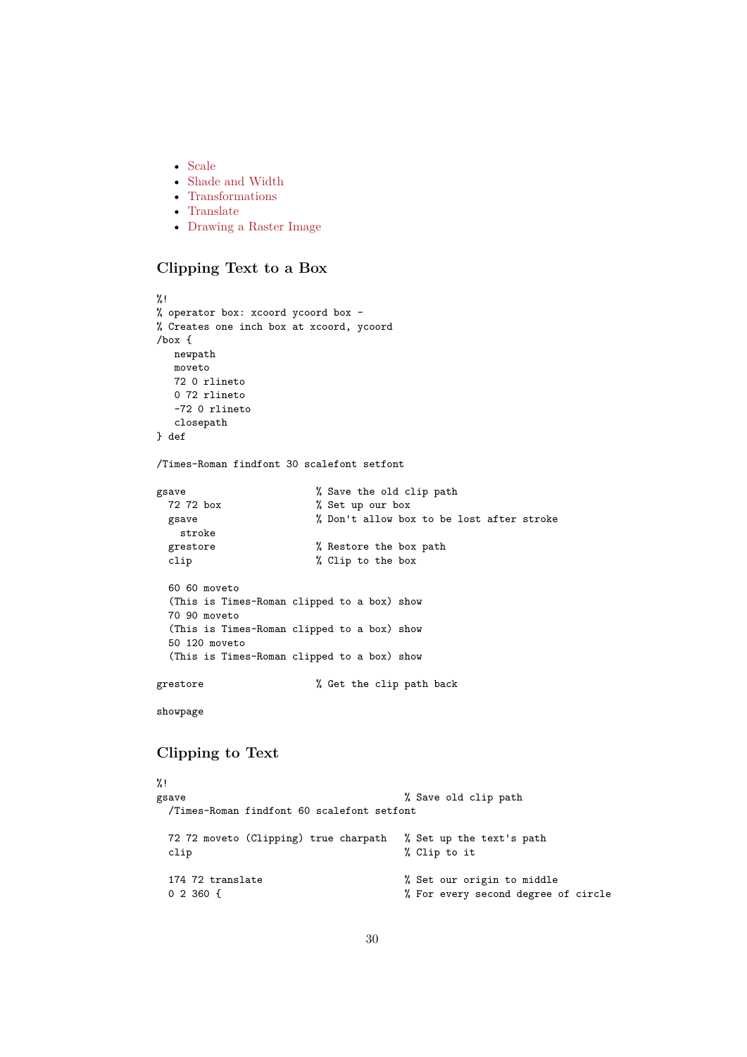- Scale
- Shade and Width
- Transformations
- Translate
- Drawing a Raster Image

## Clipping Text to a Box

```
%!
% operator box: xcoord ycoord box -
% Creates one inch box at xcoord, ycoord
/box {
   newpath
   moveto
   72 0 rlineto
   0 72 rlineto
   -72 0 rlineto
   closepath
} def

/Times-Roman findfont 30 scalefont setfont

gsave                      % Save the old clip path
  72 72 box                % Set up our box
  gsave                    % Don't allow box to be lost after stroke
    stroke
  grestore                 % Restore the box path
  clip                     % Clip to the box

  60 60 moveto
  (This is Times-Roman clipped to a box) show
  70 90 moveto
  (This is Times-Roman clipped to a box) show
  50 120 moveto
  (This is Times-Roman clipped to a box) show

grestore                   % Get the clip path back

showpage
```

## Clipping to Text

```
%!
gsave                                       % Save old clip path
  /Times-Roman findfont 60 scalefont setfont

  72 72 moveto (Clipping) true charpath     % Set up the text's path
  clip                                      % Clip to it

  174 72 translate                          % Set our origin to middle
  0 2 360 {                                 % For every second degree of circle
```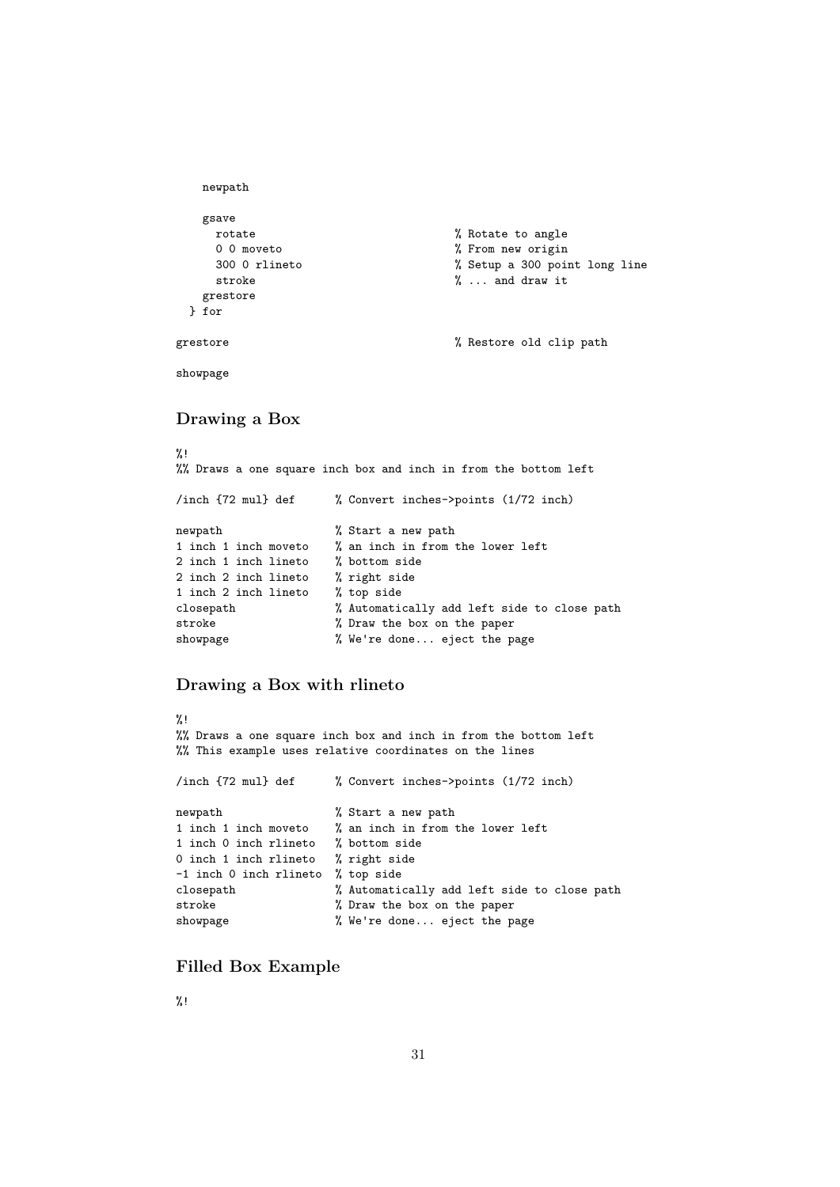```
    newpath

    gsave
      rotate                                  % Rotate to angle
      0 0 moveto                              % From new origin
      300 0 rlineto                           % Setup a 300 point long line
      stroke                                  % ... and draw it
    grestore
  } for

grestore                                      % Restore old clip path

showpage
```

## Drawing a Box

```
%!
%% Draws a one square inch box and inch in from the bottom left

/inch {72 mul} def      % Convert inches->points (1/72 inch)

newpath                 % Start a new path
1 inch 1 inch moveto    % an inch in from the lower left
2 inch 1 inch lineto    % bottom side
2 inch 2 inch lineto    % right side
1 inch 2 inch lineto    % top side
closepath               % Automatically add left side to close path
stroke                  % Draw the box on the paper
showpage                % We're done... eject the page
```

## Drawing a Box with rlineto

```
%!
%% Draws a one square inch box and inch in from the bottom left
%% This example uses relative coordinates on the lines

/inch {72 mul} def      % Convert inches->points (1/72 inch)

newpath                 % Start a new path
1 inch 1 inch moveto    % an inch in from the lower left
1 inch 0 inch rlineto   % bottom side
0 inch 1 inch rlineto   % right side
-1 inch 0 inch rlineto  % top side
closepath               % Automatically add left side to close path
stroke                  % Draw the box on the paper
showpage                % We're done... eject the page
```

## Filled Box Example

```
%!
```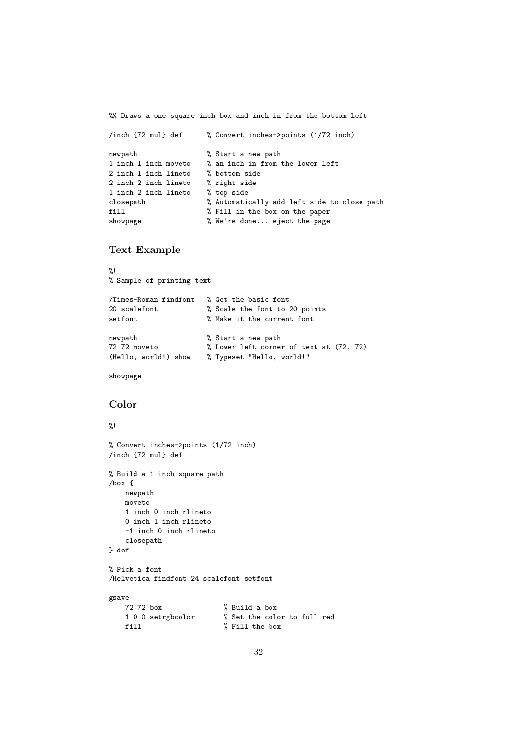```
%% Draws a one square inch box and inch in from the bottom left

/inch {72 mul} def      % Convert inches->points (1/72 inch)

newpath                 % Start a new path
1 inch 1 inch moveto    % an inch in from the lower left
2 inch 1 inch lineto    % bottom side
2 inch 2 inch lineto    % right side
1 inch 2 inch lineto    % top side
closepath               % Automatically add left side to close path
fill                    % Fill in the box on the paper
showpage                % We're done... eject the page
```

### Text Example

```
%!
% Sample of printing text

/Times-Roman findfont   % Get the basic font
20 scalefont            % Scale the font to 20 points
setfont                 % Make it the current font

newpath                 % Start a new path
72 72 moveto            % Lower left corner of text at (72, 72)
(Hello, world!) show    % Typeset "Hello, world!"

showpage
```

### Color

```
%!

% Convert inches->points (1/72 inch)
/inch {72 mul} def

% Build a 1 inch square path
/box {
    newpath
    moveto
    1 inch 0 inch rlineto
    0 inch 1 inch rlineto
    -1 inch 0 inch rlineto
    closepath
} def

% Pick a font
/Helvetica findfont 24 scalefont setfont

gsave
    72 72 box               % Build a box
    1 0 0 setrgbcolor       % Set the color to full red
    fill                    % Fill the box
```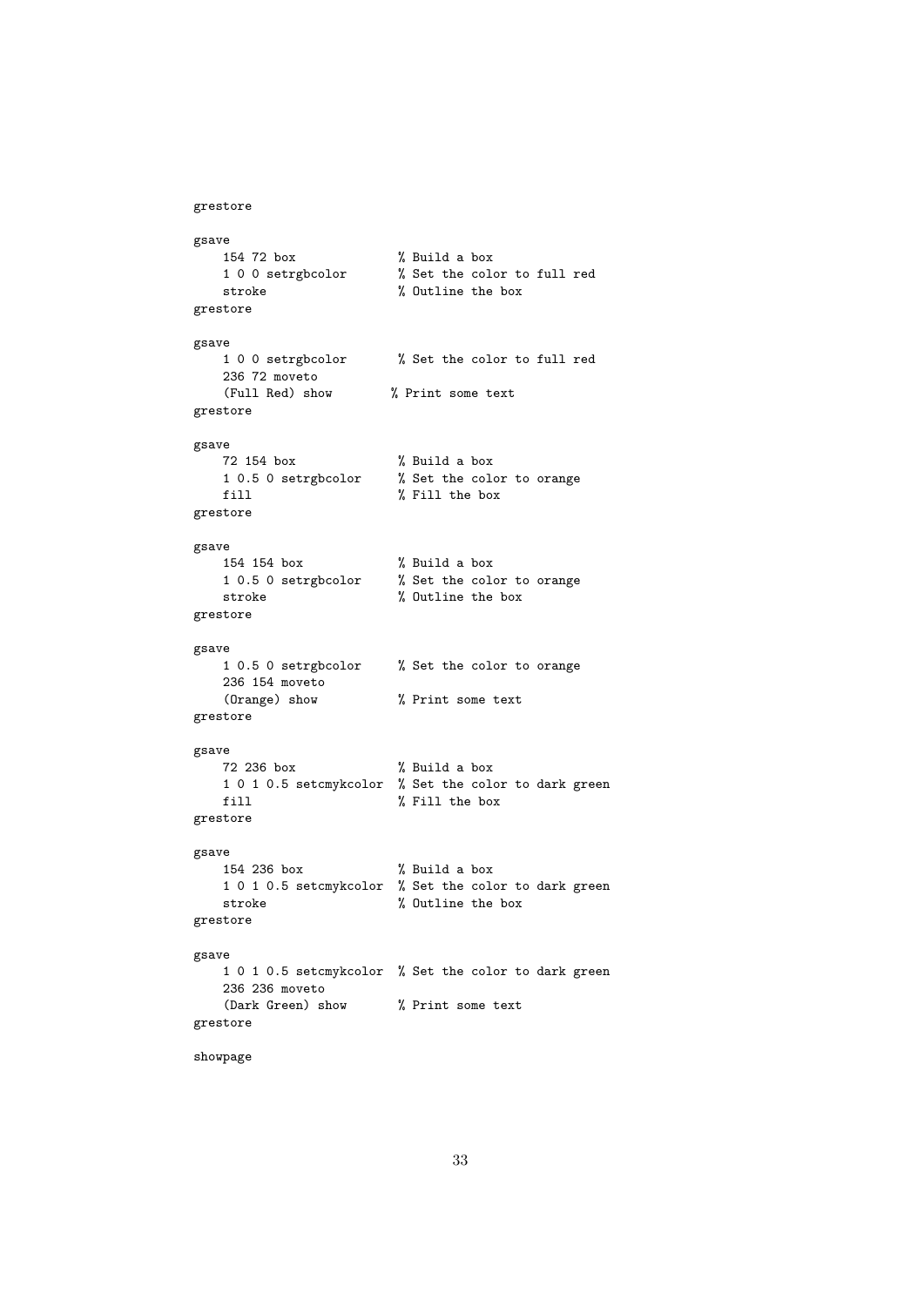```
grestore

gsave
    154 72 box              % Build a box
    1 0 0 setrgbcolor       % Set the color to full red
    stroke                  % Outline the box
grestore

gsave
    1 0 0 setrgbcolor       % Set the color to full red
    236 72 moveto
    (Full Red) show        % Print some text
grestore

gsave
    72 154 box              % Build a box
    1 0.5 0 setrgbcolor     % Set the color to orange
    fill                    % Fill the box
grestore

gsave
    154 154 box             % Build a box
    1 0.5 0 setrgbcolor     % Set the color to orange
    stroke                  % Outline the box
grestore

gsave
    1 0.5 0 setrgbcolor     % Set the color to orange
    236 154 moveto
    (Orange) show           % Print some text
grestore

gsave
    72 236 box              % Build a box
    1 0 1 0.5 setcmykcolor  % Set the color to dark green
    fill                    % Fill the box
grestore

gsave
    154 236 box             % Build a box
    1 0 1 0.5 setcmykcolor  % Set the color to dark green
    stroke                  % Outline the box
grestore

gsave
    1 0 1 0.5 setcmykcolor  % Set the color to dark green
    236 236 moveto
    (Dark Green) show       % Print some text
grestore

showpage
```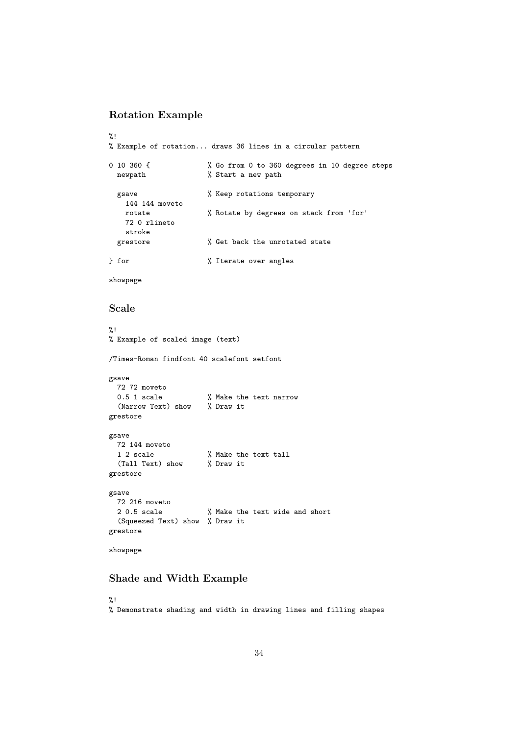### Rotation Example

```
%!
% Example of rotation... draws 36 lines in a circular pattern

0 10 360 {              % Go from 0 to 360 degrees in 10 degree steps
  newpath               % Start a new path

  gsave                 % Keep rotations temporary
    144 144 moveto
    rotate              % Rotate by degrees on stack from 'for'
    72 0 rlineto
    stroke
  grestore              % Get back the unrotated state

} for                   % Iterate over angles

showpage
```

### Scale

```
%!
% Example of scaled image (text)

/Times-Roman findfont 40 scalefont setfont

gsave
  72 72 moveto
  0.5 1 scale           % Make the text narrow
  (Narrow Text) show    % Draw it
grestore

gsave
  72 144 moveto
  1 2 scale             % Make the text tall
  (Tall Text) show      % Draw it
grestore

gsave
  72 216 moveto
  2 0.5 scale           % Make the text wide and short
  (Squeezed Text) show  % Draw it
grestore

showpage
```

### Shade and Width Example

```
%!
% Demonstrate shading and width in drawing lines and filling shapes
```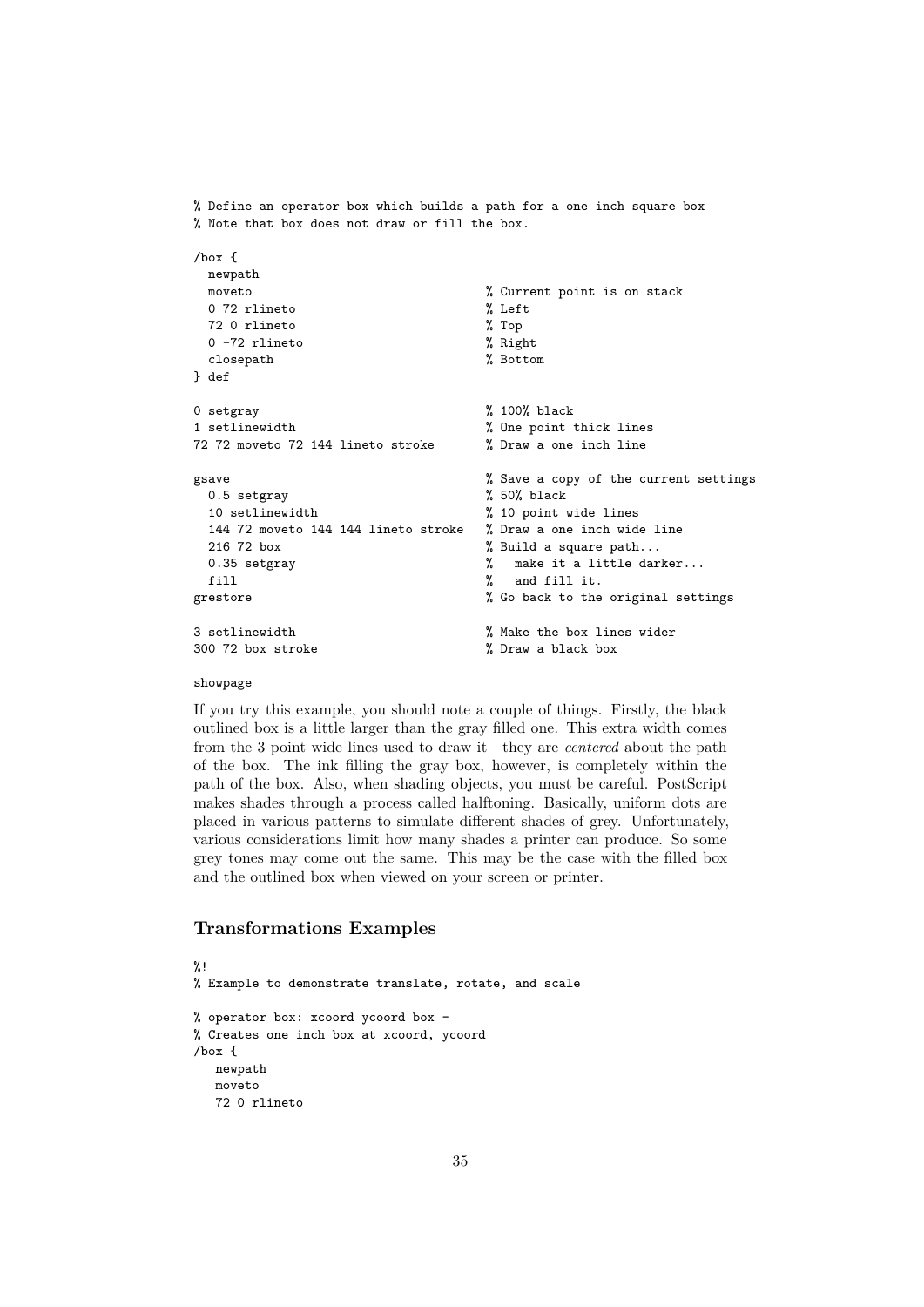```
% Define an operator box which builds a path for a one inch square box
% Note that box does not draw or fill the box.

/box {
  newpath
  moveto                              % Current point is on stack
  0 72 rlineto                        % Left
  72 0 rlineto                        % Top
  0 -72 rlineto                       % Right
  closepath                           % Bottom
} def

0 setgray                             % 100% black
1 setlinewidth                        % One point thick lines
72 72 moveto 72 144 lineto stroke     % Draw a one inch line

gsave                                 % Save a copy of the current settings
  0.5 setgray                         % 50% black
  10 setlinewidth                     % 10 point wide lines
  144 72 moveto 144 144 lineto stroke % Draw a one inch wide line
  216 72 box                          % Build a square path...
  0.35 setgray                        %   make it a little darker...
  fill                                %   and fill it.
grestore                              % Go back to the original settings

3 setlinewidth                        % Make the box lines wider
300 72 box stroke                     % Draw a black box

showpage
```

If you try this example, you should note a couple of things. Firstly, the black outlined box is a little larger than the gray filled one. This extra width comes from the 3 point wide lines used to draw it—they are *centered* about the path of the box. The ink filling the gray box, however, is completely within the path of the box. Also, when shading objects, you must be careful. PostScript makes shades through a process called halftoning. Basically, uniform dots are placed in various patterns to simulate different shades of grey. Unfortunately, various considerations limit how many shades a printer can produce. So some grey tones may come out the same. This may be the case with the filled box and the outlined box when viewed on your screen or printer.

## Transformations Examples

```
%!
% Example to demonstrate translate, rotate, and scale

% operator box: xcoord ycoord box -
% Creates one inch box at xcoord, ycoord
/box {
   newpath
   moveto
   72 0 rlineto
```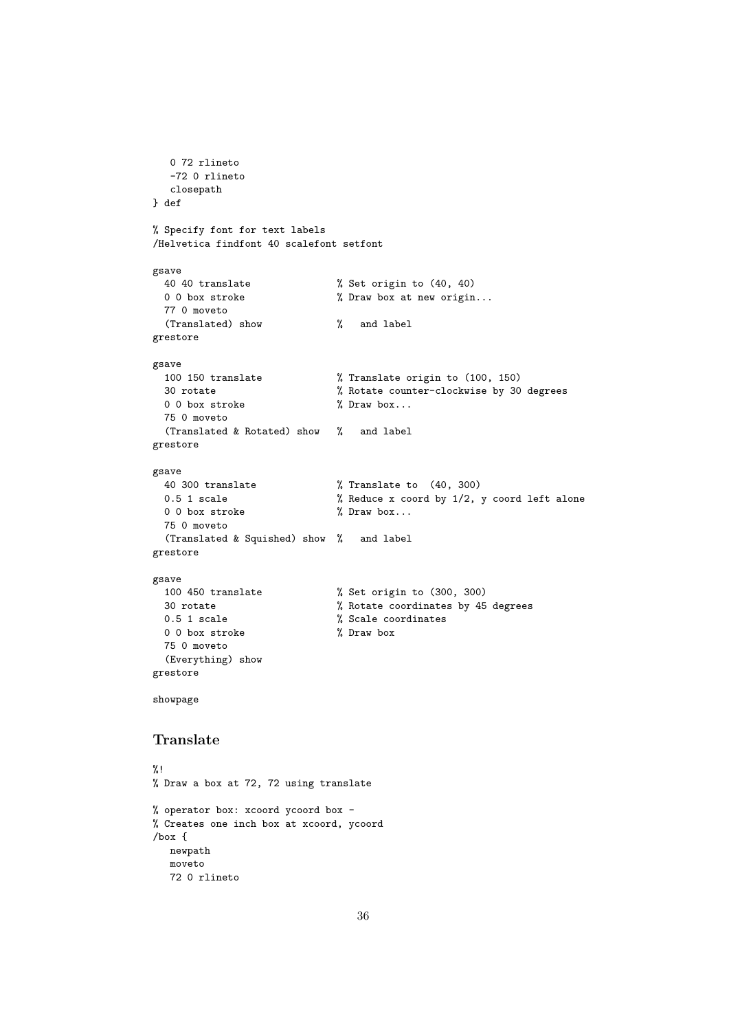```
   0 72 rlineto
   -72 0 rlineto
   closepath
} def

% Specify font for text labels
/Helvetica findfont 40 scalefont setfont

gsave
  40 40 translate              % Set origin to (40, 40)
  0 0 box stroke               % Draw box at new origin...
  77 0 moveto
  (Translated) show            %   and label
grestore

gsave
  100 150 translate            % Translate origin to (100, 150)
  30 rotate                    % Rotate counter-clockwise by 30 degrees
  0 0 box stroke               % Draw box...
  75 0 moveto
  (Translated & Rotated) show  %   and label
grestore

gsave
  40 300 translate             % Translate to  (40, 300)
  0.5 1 scale                  % Reduce x coord by 1/2, y coord left alone
  0 0 box stroke               % Draw box...
  75 0 moveto
  (Translated & Squished) show %   and label
grestore

gsave
  100 450 translate            % Set origin to (300, 300)
  30 rotate                    % Rotate coordinates by 45 degrees
  0.5 1 scale                  % Scale coordinates
  0 0 box stroke               % Draw box
  75 0 moveto
  (Everything) show
grestore

showpage
```

### Translate

```
%!
% Draw a box at 72, 72 using translate

% operator box: xcoord ycoord box -
% Creates one inch box at xcoord, ycoord
/box {
   newpath
   moveto
   72 0 rlineto
```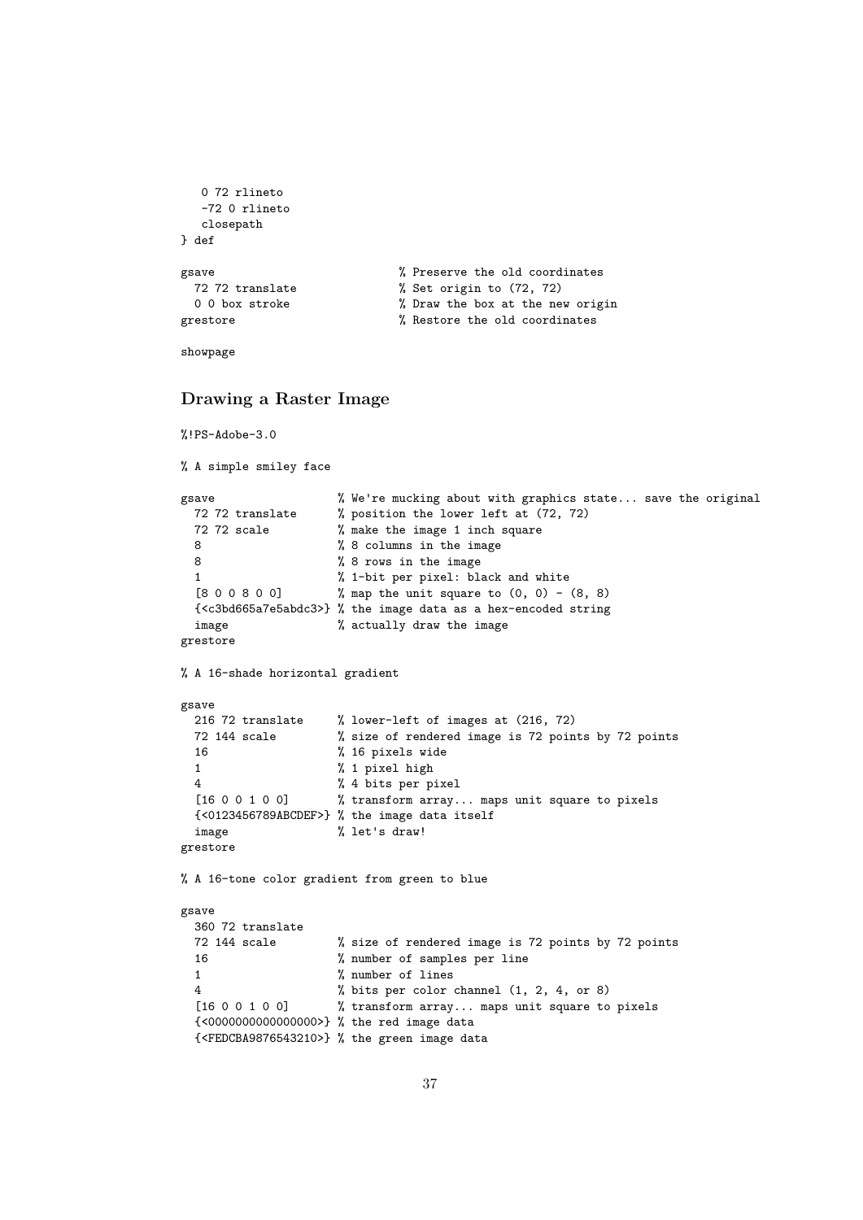```
   0 72 rlineto
   -72 0 rlineto
   closepath
} def

gsave                         % Preserve the old coordinates
  72 72 translate             % Set origin to (72, 72)
  0 0 box stroke              % Draw the box at the new origin
grestore                      % Restore the old coordinates

showpage
```

### Drawing a Raster Image

```
%!PS-Adobe-3.0

% A simple smiley face

gsave                 % We're mucking about with graphics state... save the original
  72 72 translate     % position the lower left at (72, 72)
  72 72 scale         % make the image 1 inch square
  8                   % 8 columns in the image
  8                   % 8 rows in the image
  1                   % 1-bit per pixel: black and white
  [8 0 0 8 0 0]       % map the unit square to (0, 0) - (8, 8)
  {<c3bd665a7e5abdc3>} % the image data as a hex-encoded string
  image               % actually draw the image
grestore

% A 16-shade horizontal gradient

gsave
  216 72 translate    % lower-left of images at (216, 72)
  72 144 scale        % size of rendered image is 72 points by 72 points
  16                  % 16 pixels wide
  1                   % 1 pixel high
  4                   % 4 bits per pixel
  [16 0 0 1 0 0]      % transform array... maps unit square to pixels
  {<0123456789ABCDEF>} % the image data itself
  image               % let's draw!
grestore

% A 16-tone color gradient from green to blue

gsave
  360 72 translate
  72 144 scale        % size of rendered image is 72 points by 72 points
  16                  % number of samples per line
  1                   % number of lines
  4                   % bits per color channel (1, 2, 4, or 8)
  [16 0 0 1 0 0]      % transform array... maps unit square to pixels
  {<0000000000000000>} % the red image data
  {<FEDCBA9876543210>} % the green image data
```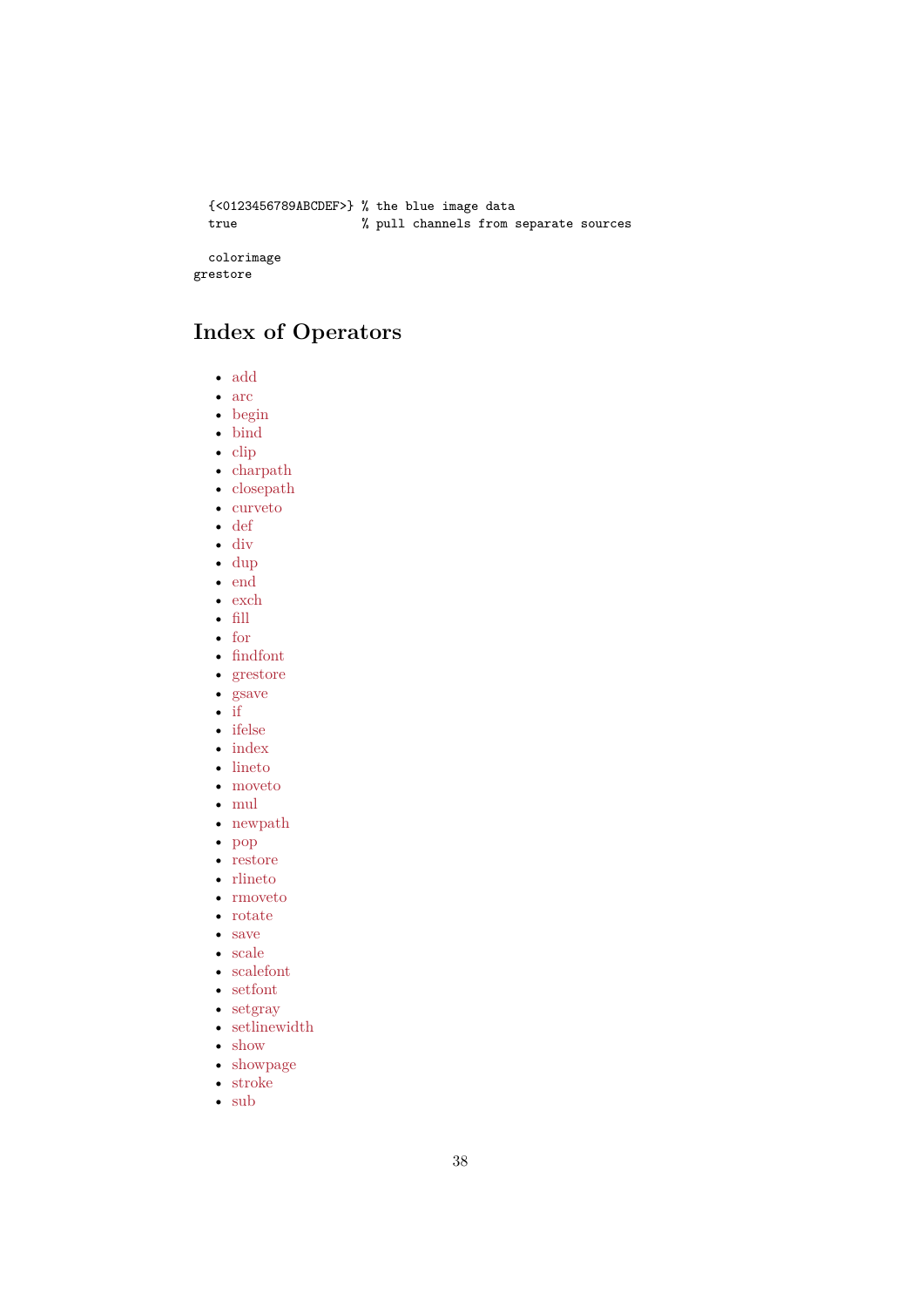```
  {<0123456789ABCDEF>} % the blue image data
  true                 % pull channels from separate sources

  colorimage
grestore
```

## Index of Operators

- add
- arc
- begin
- bind
- clip
- charpath
- closepath
- curveto
- def
- div
- dup
- end
- exch
- fill
- for
- findfont
- grestore
- gsave
- if
- ifelse
- index
- lineto
- moveto
- mul
- newpath
- pop
- restore
- rlineto
- rmoveto
- rotate
- save
- scale
- scalefont
- setfont
- setgray
- setlinewidth
- show
- showpage
- stroke
- sub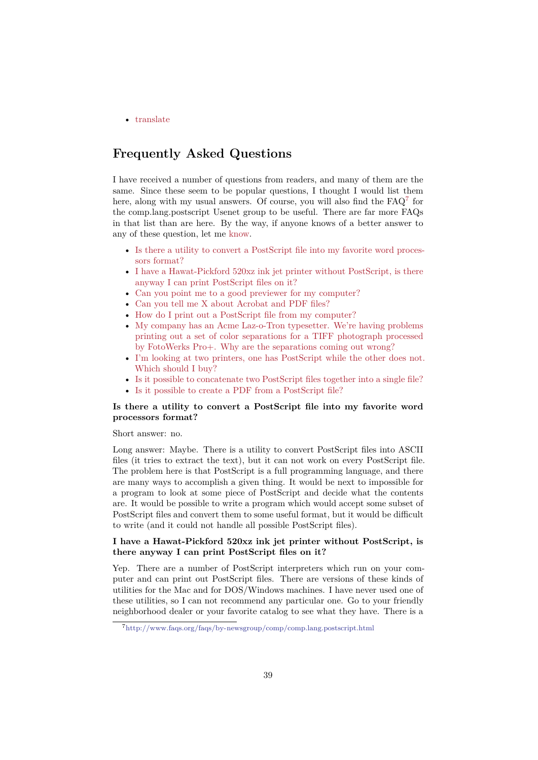- translate

## Frequently Asked Questions

I have received a number of questions from readers, and many of them are the same. Since these seem to be popular questions, I thought I would list them here, along with my usual answers. Of course, you will also find the FAQ[7] for the comp.lang.postscript Usenet group to be useful. There are far more FAQs in that list than are here. By the way, if anyone knows of a better answer to any of these question, let me know.

- Is there a utility to convert a PostScript file into my favorite word processors format?
- I have a Hawat-Pickford 520xz ink jet printer without PostScript, is there anyway I can print PostScript files on it?
- Can you point me to a good previewer for my computer?
- Can you tell me X about Acrobat and PDF files?
- How do I print out a PostScript file from my computer?
- My company has an Acme Laz-o-Tron typesetter. We're having problems printing out a set of color separations for a TIFF photograph processed by FotoWerks Pro+. Why are the separations coming out wrong?
- I'm looking at two printers, one has PostScript while the other does not. Which should I buy?
- Is it possible to concatenate two PostScript files together into a single file?
- Is it possible to create a PDF from a PostScript file?

**Is there a utility to convert a PostScript file into my favorite word processors format?**

Short answer: no.

Long answer: Maybe. There is a utility to convert PostScript files into ASCII files (it tries to extract the text), but it can not work on every PostScript file. The problem here is that PostScript is a full programming language, and there are many ways to accomplish a given thing. It would be next to impossible for a program to look at some piece of PostScript and decide what the contents are. It would be possible to write a program which would accept some subset of PostScript files and convert them to some useful format, but it would be difficult to write (and it could not handle all possible PostScript files).

**I have a Hawat-Pickford 520xz ink jet printer without PostScript, is there anyway I can print PostScript files on it?**

Yep. There are a number of PostScript interpreters which run on your computer and can print out PostScript files. There are versions of these kinds of utilities for the Mac and for DOS/Windows machines. I have never used one of these utilities, so I can not recommend any particular one. Go to your friendly neighborhood dealer or your favorite catalog to see what they have. There is a

[7] http://www.faqs.org/faqs/by-newsgroup/comp/comp.lang.postscript.html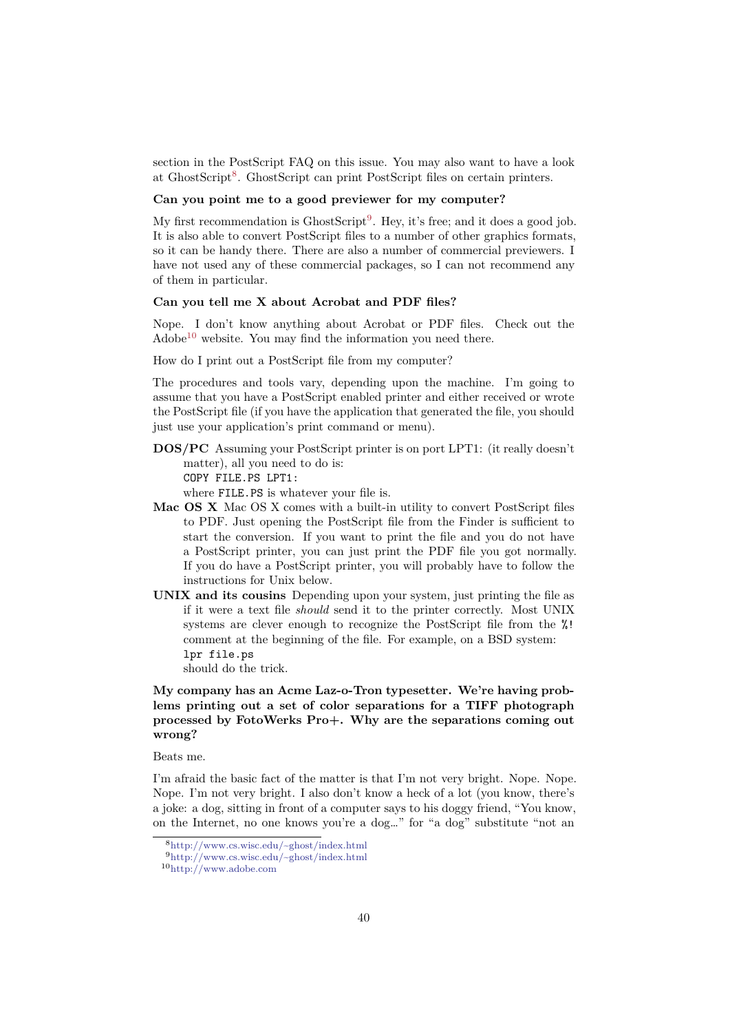section in the PostScript FAQ on this issue. You may also want to have a look at GhostScript[8]. GhostScript can print PostScript files on certain printers.

**Can you point me to a good previewer for my computer?**

My first recommendation is GhostScript[9]. Hey, it's free; and it does a good job. It is also able to convert PostScript files to a number of other graphics formats, so it can be handy there. There are also a number of commercial previewers. I have not used any of these commercial packages, so I can not recommend any of them in particular.

**Can you tell me X about Acrobat and PDF files?**

Nope. I don't know anything about Acrobat or PDF files. Check out the Adobe[10] website. You may find the information you need there.

How do I print out a PostScript file from my computer?

The procedures and tools vary, depending upon the machine. I'm going to assume that you have a PostScript enabled printer and either received or wrote the PostScript file (if you have the application that generated the file, you should just use your application's print command or menu).

**DOS/PC** Assuming your PostScript printer is on port LPT1: (it really doesn't matter), all you need to do is:
`COPY FILE.PS LPT1:`
where `FILE.PS` is whatever your file is.

**Mac OS X** Mac OS X comes with a built-in utility to convert PostScript files to PDF. Just opening the PostScript file from the Finder is sufficient to start the conversion. If you want to print the file and you do not have a PostScript printer, you can just print the PDF file you got normally. If you do have a PostScript printer, you will probably have to follow the instructions for Unix below.

**UNIX and its cousins** Depending upon your system, just printing the file as if it were a text file *should* send it to the printer correctly. Most UNIX systems are clever enough to recognize the PostScript file from the `%!` comment at the beginning of the file. For example, on a BSD system:
`lpr file.ps`
should do the trick.

**My company has an Acme Laz-o-Tron typesetter. We're having problems printing out a set of color separations for a TIFF photograph processed by FotoWerks Pro+. Why are the separations coming out wrong?**

Beats me.

I'm afraid the basic fact of the matter is that I'm not very bright. Nope. Nope. Nope. I'm not very bright. I also don't know a heck of a lot (you know, there's a joke: a dog, sitting in front of a computer says to his doggy friend, "You know, on the Internet, no one knows you're a dog…" for "a dog" substitute "not an

[8] http://www.cs.wisc.edu/~ghost/index.html

[9] http://www.cs.wisc.edu/~ghost/index.html

[10] http://www.adobe.com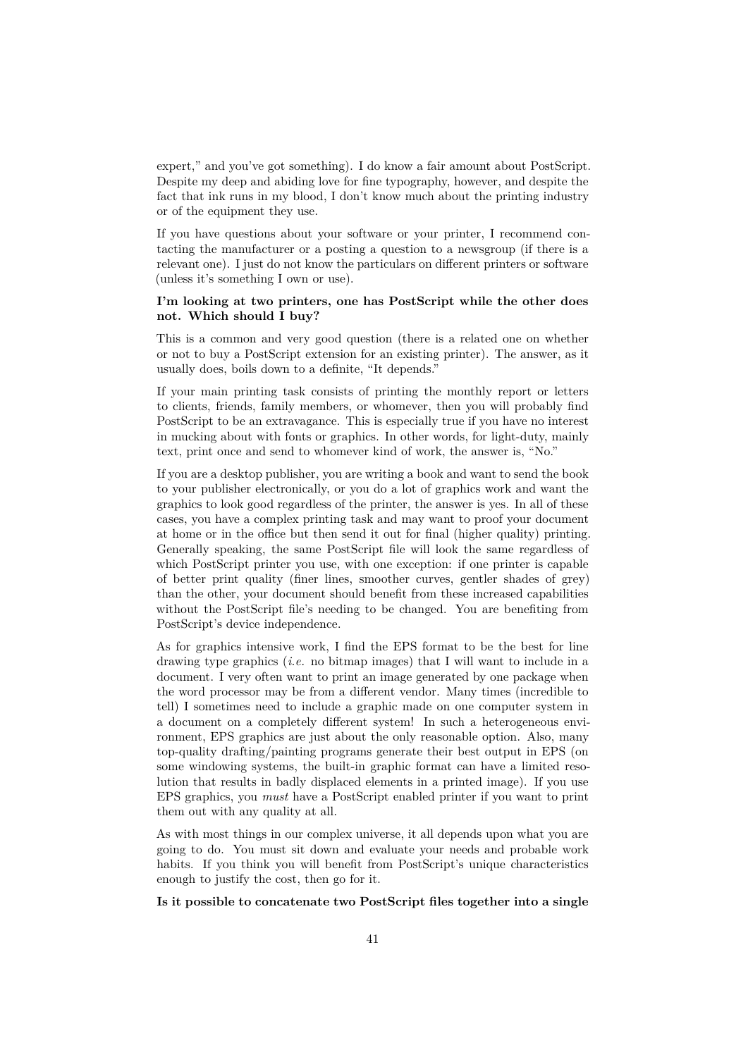expert," and you've got something). I do know a fair amount about PostScript. Despite my deep and abiding love for fine typography, however, and despite the fact that ink runs in my blood, I don't know much about the printing industry or of the equipment they use.

If you have questions about your software or your printer, I recommend contacting the manufacturer or a posting a question to a newsgroup (if there is a relevant one). I just do not know the particulars on different printers or software (unless it's something I own or use).

**I'm looking at two printers, one has PostScript while the other does not. Which should I buy?**

This is a common and very good question (there is a related one on whether or not to buy a PostScript extension for an existing printer). The answer, as it usually does, boils down to a definite, "It depends."

If your main printing task consists of printing the monthly report or letters to clients, friends, family members, or whomever, then you will probably find PostScript to be an extravagance. This is especially true if you have no interest in mucking about with fonts or graphics. In other words, for light-duty, mainly text, print once and send to whomever kind of work, the answer is, "No."

If you are a desktop publisher, you are writing a book and want to send the book to your publisher electronically, or you do a lot of graphics work and want the graphics to look good regardless of the printer, the answer is yes. In all of these cases, you have a complex printing task and may want to proof your document at home or in the office but then send it out for final (higher quality) printing. Generally speaking, the same PostScript file will look the same regardless of which PostScript printer you use, with one exception: if one printer is capable of better print quality (finer lines, smoother curves, gentler shades of grey) than the other, your document should benefit from these increased capabilities without the PostScript file's needing to be changed. You are benefiting from PostScript's device independence.

As for graphics intensive work, I find the EPS format to be the best for line drawing type graphics (*i.e.* no bitmap images) that I will want to include in a document. I very often want to print an image generated by one package when the word processor may be from a different vendor. Many times (incredible to tell) I sometimes need to include a graphic made on one computer system in a document on a completely different system! In such a heterogeneous environment, EPS graphics are just about the only reasonable option. Also, many top-quality drafting/painting programs generate their best output in EPS (on some windowing systems, the built-in graphic format can have a limited resolution that results in badly displaced elements in a printed image). If you use EPS graphics, you *must* have a PostScript enabled printer if you want to print them out with any quality at all.

As with most things in our complex universe, it all depends upon what you are going to do. You must sit down and evaluate your needs and probable work habits. If you think you will benefit from PostScript's unique characteristics enough to justify the cost, then go for it.

**Is it possible to concatenate two PostScript files together into a single**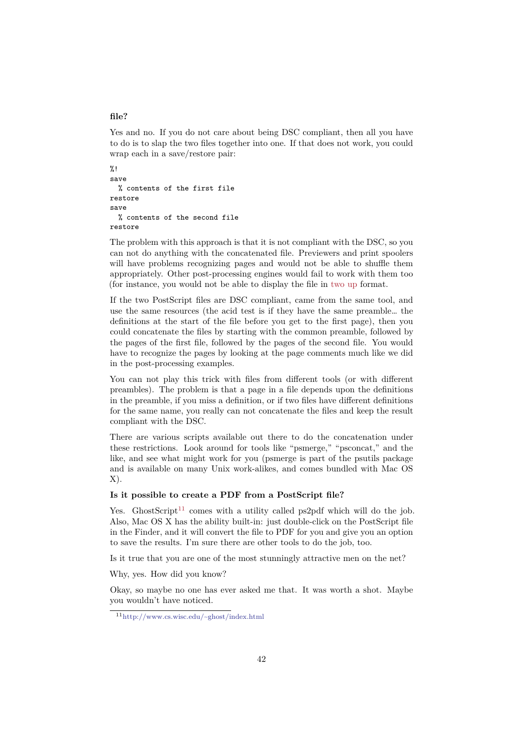**file?**

Yes and no. If you do not care about being DSC compliant, then all you have to do is to slap the two files together into one. If that does not work, you could wrap each in a save/restore pair:

```
%!
save
  % contents of the first file
restore
save
  % contents of the second file
restore
```

The problem with this approach is that it is not compliant with the DSC, so you can not do anything with the concatenated file. Previewers and print spoolers will have problems recognizing pages and would not be able to shuffle them appropriately. Other post-processing engines would fail to work with them too (for instance, you would not be able to display the file in two up format.

If the two PostScript files are DSC compliant, came from the same tool, and use the same resources (the acid test is if they have the same preamble… the definitions at the start of the file before you get to the first page), then you could concatenate the files by starting with the common preamble, followed by the pages of the first file, followed by the pages of the second file. You would have to recognize the pages by looking at the page comments much like we did in the post-processing examples.

You can not play this trick with files from different tools (or with different preambles). The problem is that a page in a file depends upon the definitions in the preamble, if you miss a definition, or if two files have different definitions for the same name, you really can not concatenate the files and keep the result compliant with the DSC.

There are various scripts available out there to do the concatenation under these restrictions. Look around for tools like "psmerge," "psconcat," and the like, and see what might work for you (psmerge is part of the psutils package and is available on many Unix work-alikes, and comes bundled with Mac OS X).

**Is it possible to create a PDF from a PostScript file?**

Yes. GhostScript[11] comes with a utility called ps2pdf which will do the job. Also, Mac OS X has the ability built-in: just double-click on the PostScript file in the Finder, and it will convert the file to PDF for you and give you an option to save the results. I'm sure there are other tools to do the job, too.

Is it true that you are one of the most stunningly attractive men on the net?

Why, yes. How did you know?

Okay, so maybe no one has ever asked me that. It was worth a shot. Maybe you wouldn't have noticed.

[11] http://www.cs.wisc.edu/~ghost/index.html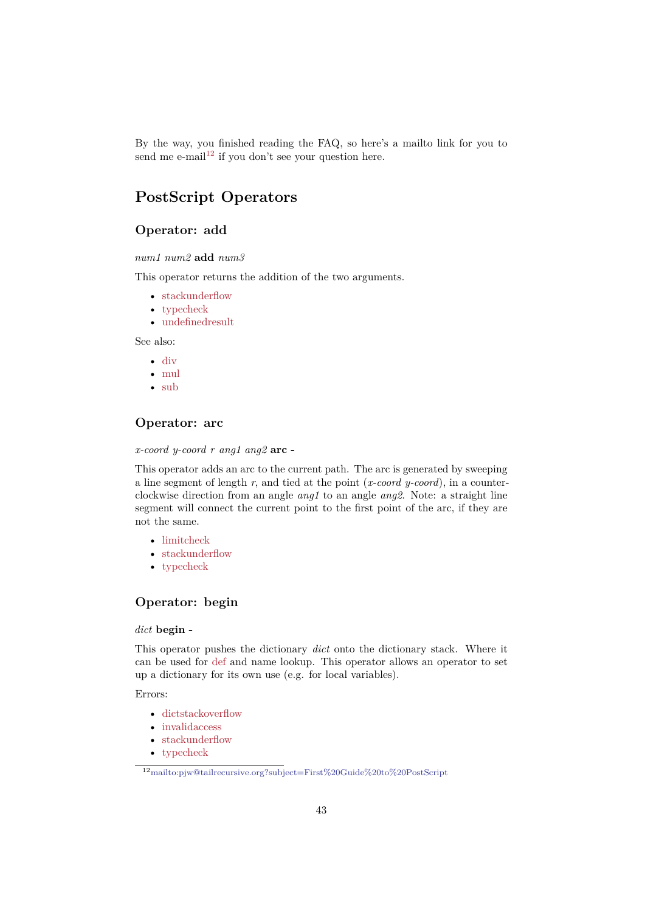By the way, you finished reading the FAQ, so here's a mailto link for you to send me e-mail[12] if you don't see your question here.

# PostScript Operators

## Operator: add

*num1 num2* **add** *num3*

This operator returns the addition of the two arguments.

- stackunderflow
- typecheck
- undefinedresult

See also:

- div
- mul
- sub

## Operator: arc

*x-coord y-coord r ang1 ang2* **arc -**

This operator adds an arc to the current path. The arc is generated by sweeping a line segment of length *r*, and tied at the point (*x-coord y-coord*), in a counter-clockwise direction from an angle *ang1* to an angle *ang2*. Note: a straight line segment will connect the current point to the first point of the arc, if they are not the same.

- limitcheck
- stackunderflow
- typecheck

## Operator: begin

*dict* **begin -**

This operator pushes the dictionary *dict* onto the dictionary stack. Where it can be used for def and name lookup. This operator allows an operator to set up a dictionary for its own use (e.g. for local variables).

Errors:

- dictstackoverflow
- invalidaccess
- stackunderflow
- typecheck

[12] mailto:pjw@tailrecursive.org?subject=First%20Guide%20to%20PostScript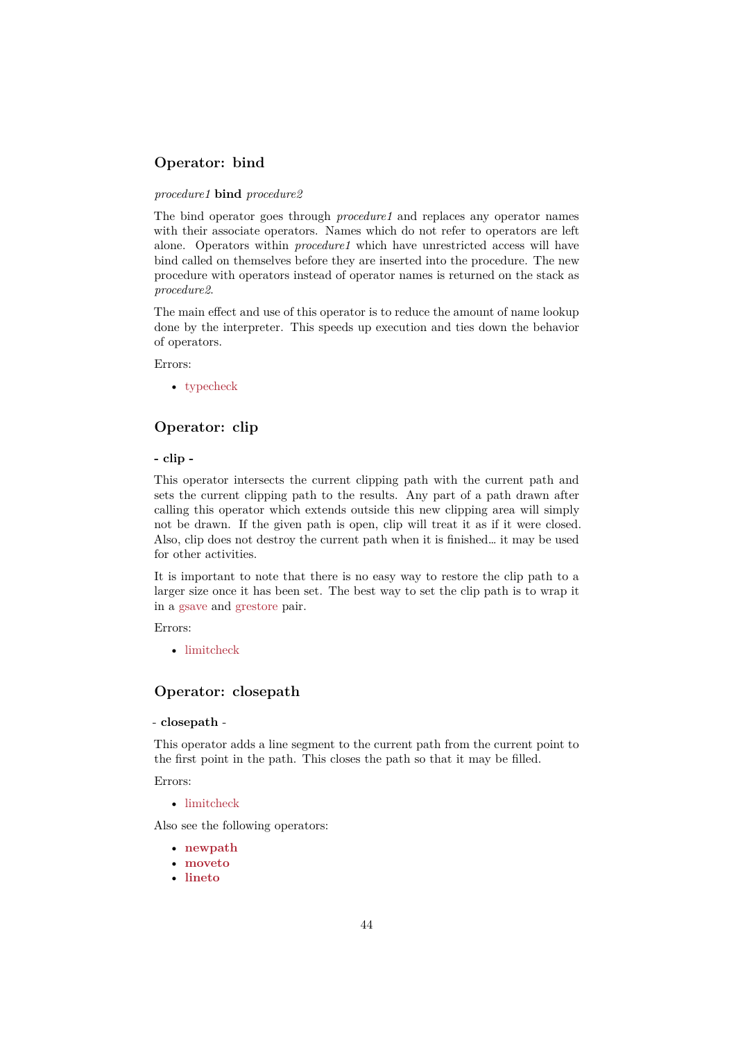### Operator: bind

*procedure1* **bind** *procedure2*

The bind operator goes through *procedure1* and replaces any operator names with their associate operators. Names which do not refer to operators are left alone. Operators within *procedure1* which have unrestricted access will have bind called on themselves before they are inserted into the procedure. The new procedure with operators instead of operator names is returned on the stack as *procedure2*.

The main effect and use of this operator is to reduce the amount of name lookup done by the interpreter. This speeds up execution and ties down the behavior of operators.

Errors:

- typecheck

### Operator: clip

**- clip -**

This operator intersects the current clipping path with the current path and sets the current clipping path to the results. Any part of a path drawn after calling this operator which extends outside this new clipping area will simply not be drawn. If the given path is open, clip will treat it as if it were closed. Also, clip does not destroy the current path when it is finished... it may be used for other activities.

It is important to note that there is no easy way to restore the clip path to a larger size once it has been set. The best way to set the clip path is to wrap it in a gsave and grestore pair.

Errors:

- limitcheck

### Operator: closepath

- **closepath** -

This operator adds a line segment to the current path from the current point to the first point in the path. This closes the path so that it may be filled.

Errors:

- limitcheck

Also see the following operators:

- **newpath**
- **moveto**
- **lineto**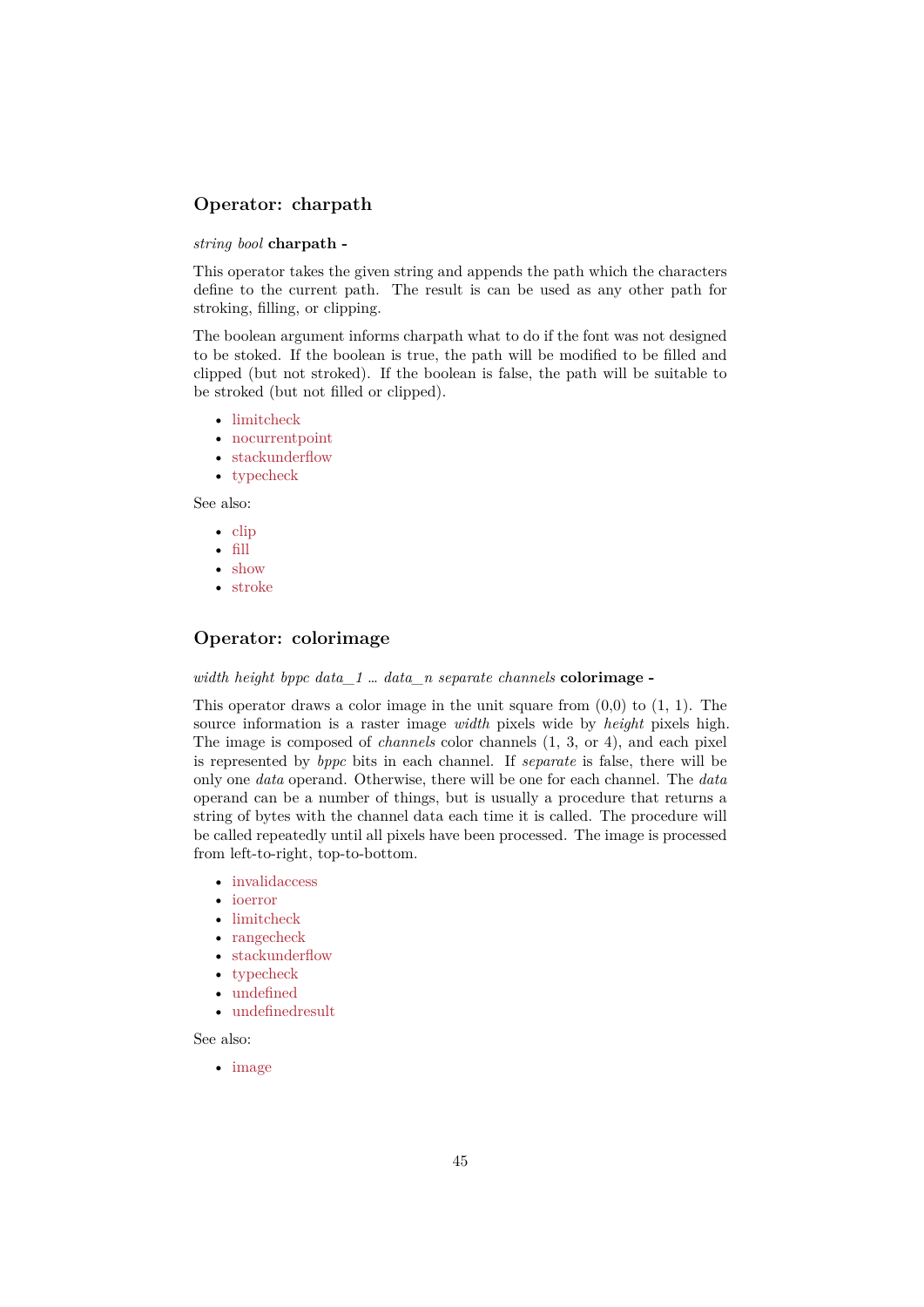### Operator: charpath

*string bool* **charpath -**

This operator takes the given string and appends the path which the characters define to the current path. The result is can be used as any other path for stroking, filling, or clipping.

The boolean argument informs charpath what to do if the font was not designed to be stoked. If the boolean is true, the path will be modified to be filled and clipped (but not stroked). If the boolean is false, the path will be suitable to be stroked (but not filled or clipped).

- limitcheck
- nocurrentpoint
- stackunderflow
- typecheck

See also:

- clip
- fill
- show
- stroke

### Operator: colorimage

*width height bppc data_1 … data_n separate channels* **colorimage -**

This operator draws a color image in the unit square from (0,0) to (1, 1). The source information is a raster image *width* pixels wide by *height* pixels high. The image is composed of *channels* color channels (1, 3, or 4), and each pixel is represented by *bppc* bits in each channel. If *separate* is false, there will be only one *data* operand. Otherwise, there will be one for each channel. The *data* operand can be a number of things, but is usually a procedure that returns a string of bytes with the channel data each time it is called. The procedure will be called repeatedly until all pixels have been processed. The image is processed from left-to-right, top-to-bottom.

- invalidaccess
- ioerror
- limitcheck
- rangecheck
- stackunderflow
- typecheck
- undefined
- undefinedresult

See also:

- image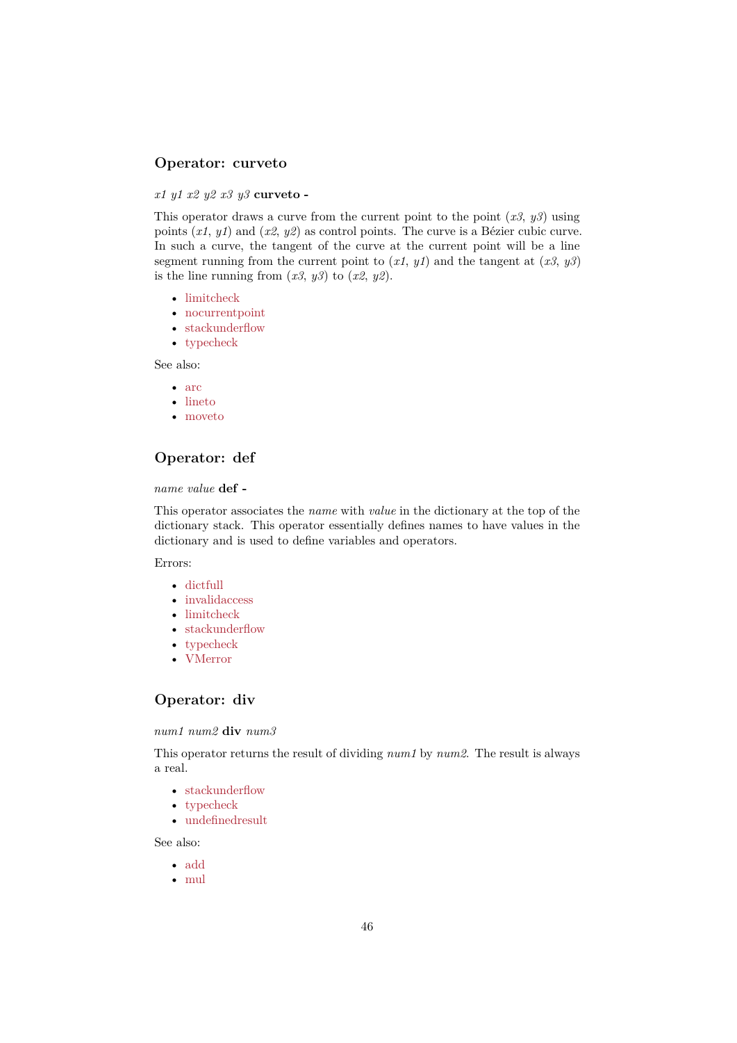## Operator: curveto

*x1 y1 x2 y2 x3 y3* **curveto -**

This operator draws a curve from the current point to the point (*x3*, *y3*) using points (*x1*, *y1*) and (*x2*, *y2*) as control points. The curve is a Bézier cubic curve. In such a curve, the tangent of the curve at the current point will be a line segment running from the current point to (*x1*, *y1*) and the tangent at (*x3*, *y3*) is the line running from (*x3*, *y3*) to (*x2*, *y2*).

- limitcheck
- nocurrentpoint
- stackunderflow
- typecheck

See also:

- arc
- lineto
- moveto

## Operator: def

*name value* **def -**

This operator associates the *name* with *value* in the dictionary at the top of the dictionary stack. This operator essentially defines names to have values in the dictionary and is used to define variables and operators.

Errors:

- dictfull
- invalidaccess
- limitcheck
- stackunderflow
- typecheck
- VMerror

## Operator: div

*num1 num2* **div** *num3*

This operator returns the result of dividing *num1* by *num2*. The result is always a real.

- stackunderflow
- typecheck
- undefinedresult

See also:

- add
- mul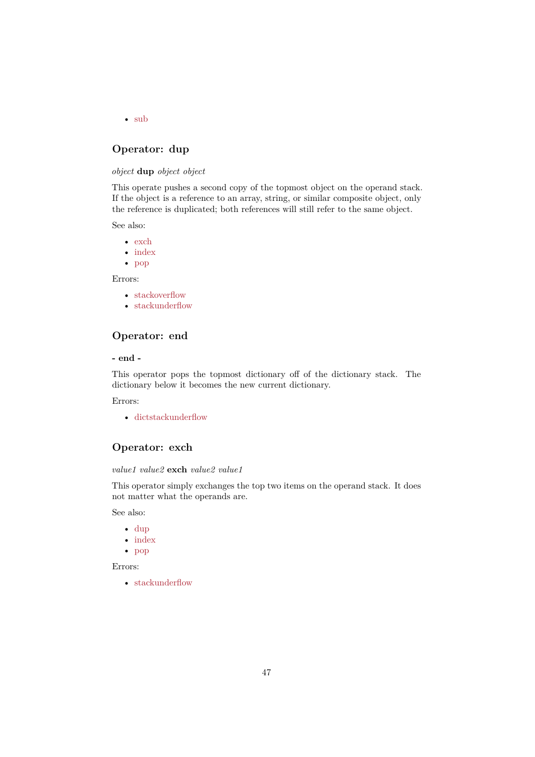- sub

### Operator: dup

*object* **dup** *object object*

This operate pushes a second copy of the topmost object on the operand stack. If the object is a reference to an array, string, or similar composite object, only the reference is duplicated; both references will still refer to the same object.

See also:

- exch
- index
- pop

Errors:

- stackoverflow
- stackunderflow

### Operator: end

**- end -**

This operator pops the topmost dictionary off of the dictionary stack. The dictionary below it becomes the new current dictionary.

Errors:

- dictstackunderflow

### Operator: exch

*value1 value2* **exch** *value2 value1*

This operator simply exchanges the top two items on the operand stack. It does not matter what the operands are.

See also:

- dup
- index
- pop

Errors:

- stackunderflow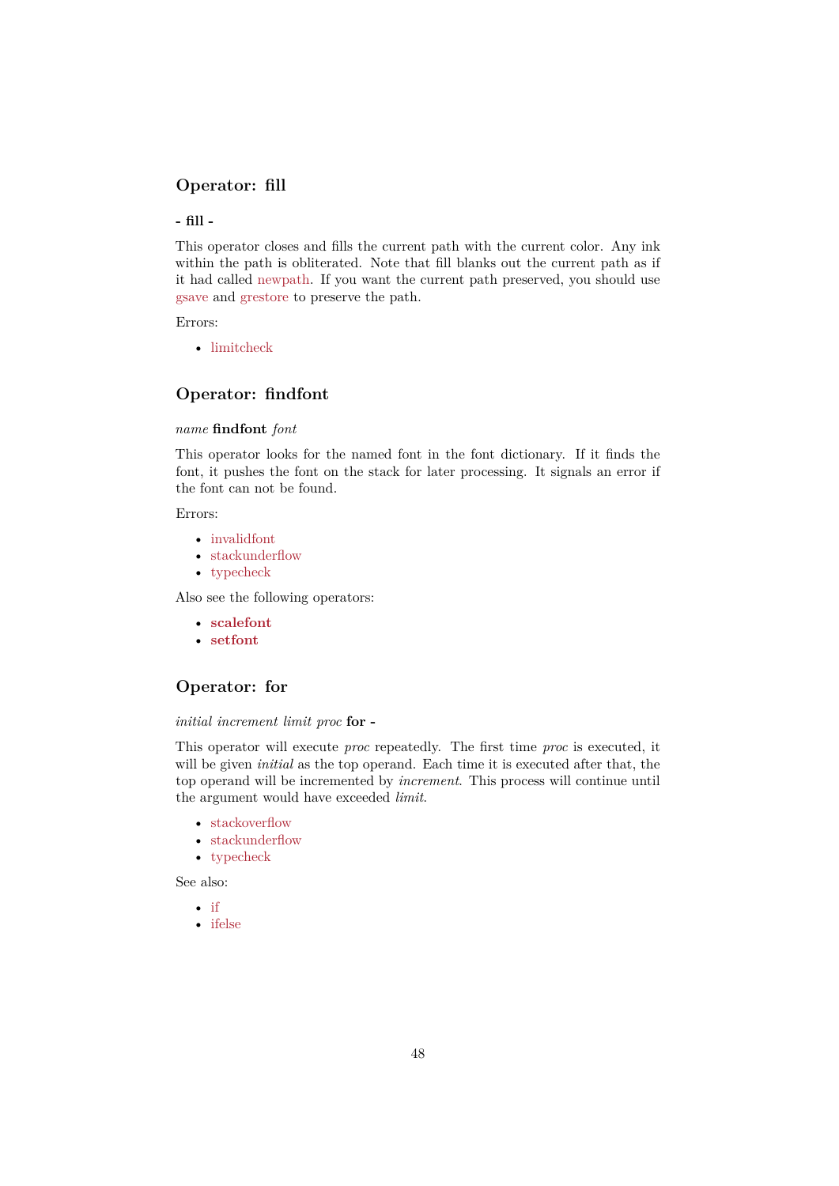### Operator: fill

**- fill -**

This operator closes and fills the current path with the current color. Any ink within the path is obliterated. Note that fill blanks out the current path as if it had called newpath. If you want the current path preserved, you should use gsave and grestore to preserve the path.

Errors:

- limitcheck

### Operator: findfont

*name* **findfont** *font*

This operator looks for the named font in the font dictionary. If it finds the font, it pushes the font on the stack for later processing. It signals an error if the font can not be found.

Errors:

- invalidfont
- stackunderflow
- typecheck

Also see the following operators:

- **scalefont**
- **setfont**

### Operator: for

*initial increment limit proc* **for -**

This operator will execute *proc* repeatedly. The first time *proc* is executed, it will be given *initial* as the top operand. Each time it is executed after that, the top operand will be incremented by *increment*. This process will continue until the argument would have exceeded *limit*.

- stackoverflow
- stackunderflow
- typecheck

See also:

- if
- ifelse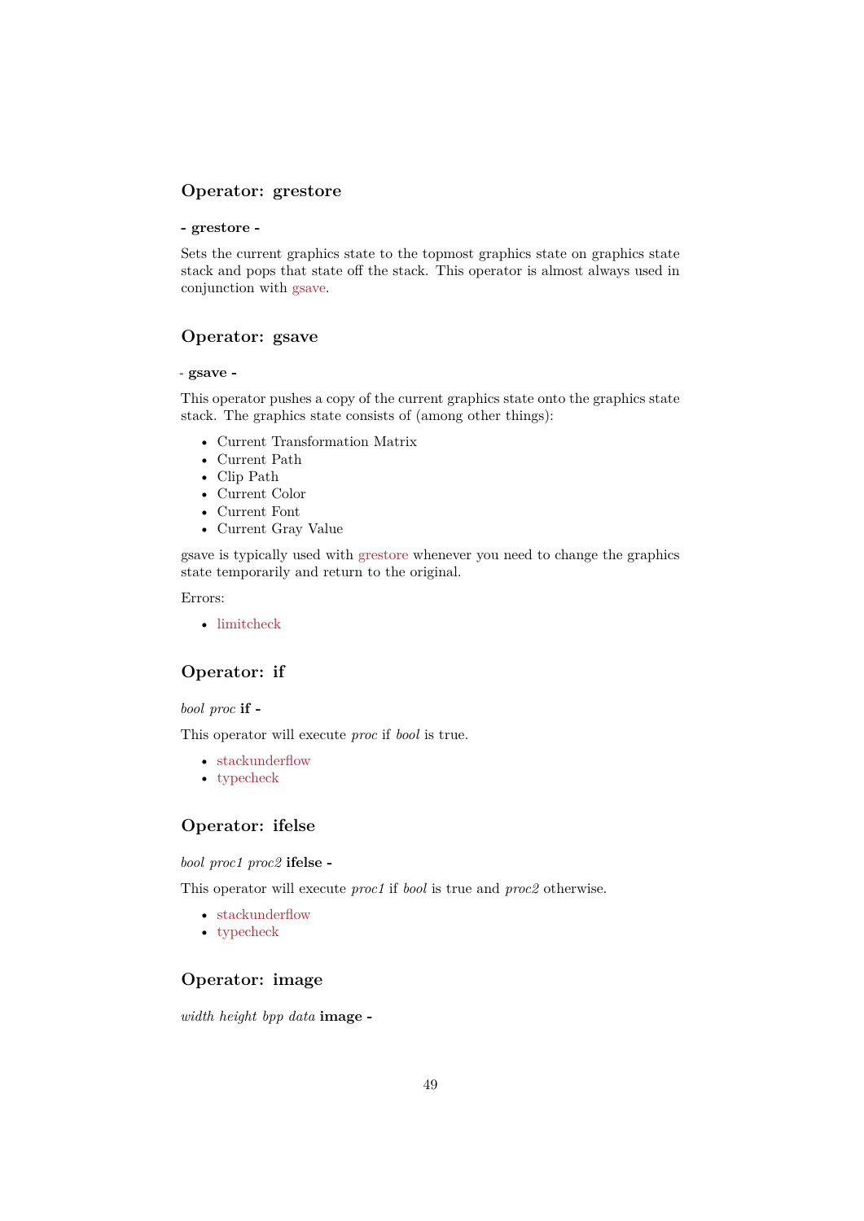### Operator: grestore

**- grestore -**

Sets the current graphics state to the topmost graphics state on graphics state stack and pops that state off the stack. This operator is almost always used in conjunction with gsave.

### Operator: gsave

**- gsave -**

This operator pushes a copy of the current graphics state onto the graphics state stack. The graphics state consists of (among other things):

- Current Transformation Matrix
- Current Path
- Clip Path
- Current Color
- Current Font
- Current Gray Value

gsave is typically used with grestore whenever you need to change the graphics state temporarily and return to the original.

Errors:

- limitcheck

### Operator: if

*bool proc* **if -**

This operator will execute *proc* if *bool* is true.

- stackunderflow
- typecheck

### Operator: ifelse

*bool proc1 proc2* **ifelse -**

This operator will execute *proc1* if *bool* is true and *proc2* otherwise.

- stackunderflow
- typecheck

### Operator: image

*width height bpp data* **image -**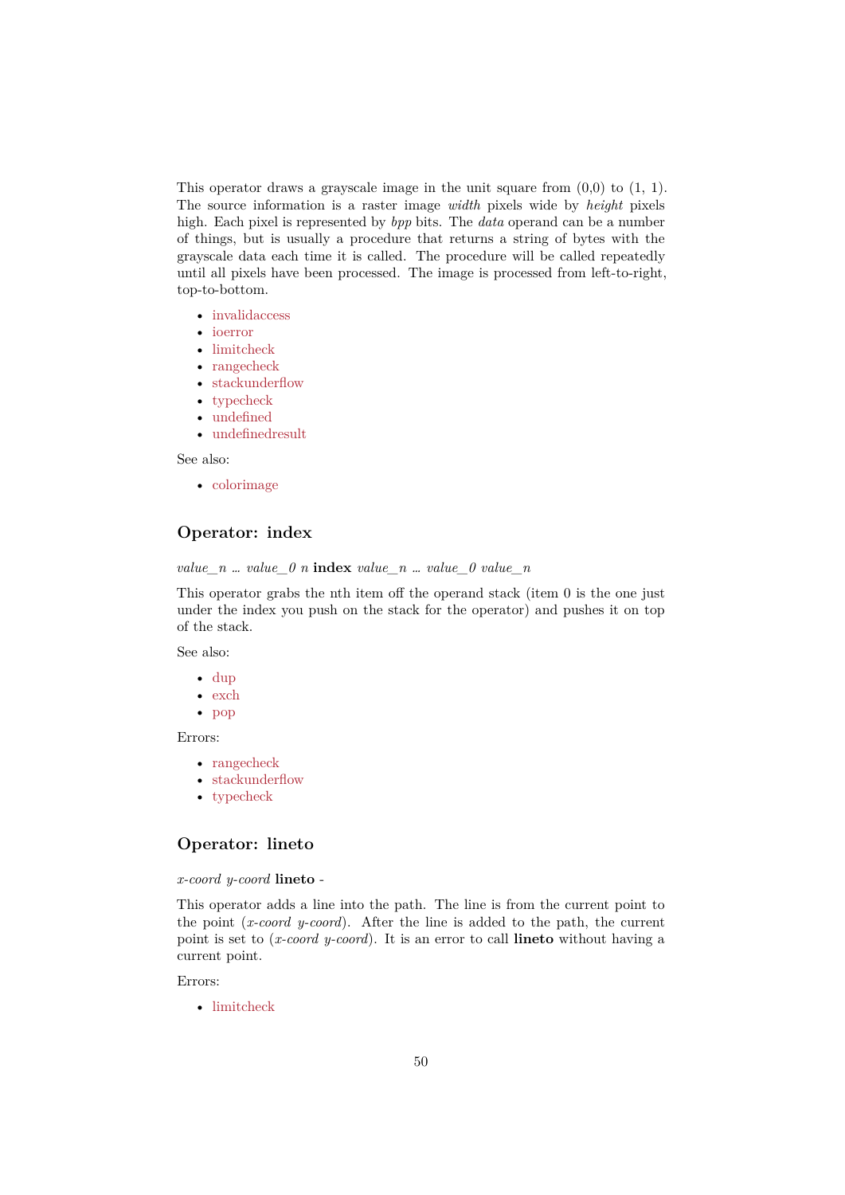This operator draws a grayscale image in the unit square from (0,0) to (1, 1). The source information is a raster image *width* pixels wide by *height* pixels high. Each pixel is represented by *bpp* bits. The *data* operand can be a number of things, but is usually a procedure that returns a string of bytes with the grayscale data each time it is called. The procedure will be called repeatedly until all pixels have been processed. The image is processed from left-to-right, top-to-bottom.

- invalidaccess
- ioerror
- limitcheck
- rangecheck
- stackunderflow
- typecheck
- undefined
- undefinedresult

See also:

- colorimage

## Operator: index

*value_n … value_0 n* **index** *value_n … value_0 value_n*

This operator grabs the nth item off the operand stack (item 0 is the one just under the index you push on the stack for the operator) and pushes it on top of the stack.

See also:

- dup
- exch
- pop

Errors:

- rangecheck
- stackunderflow
- typecheck

## Operator: lineto

*x-coord y-coord* **lineto** -

This operator adds a line into the path. The line is from the current point to the point (*x-coord y-coord*). After the line is added to the path, the current point is set to (*x-coord y-coord*). It is an error to call **lineto** without having a current point.

Errors:

- limitcheck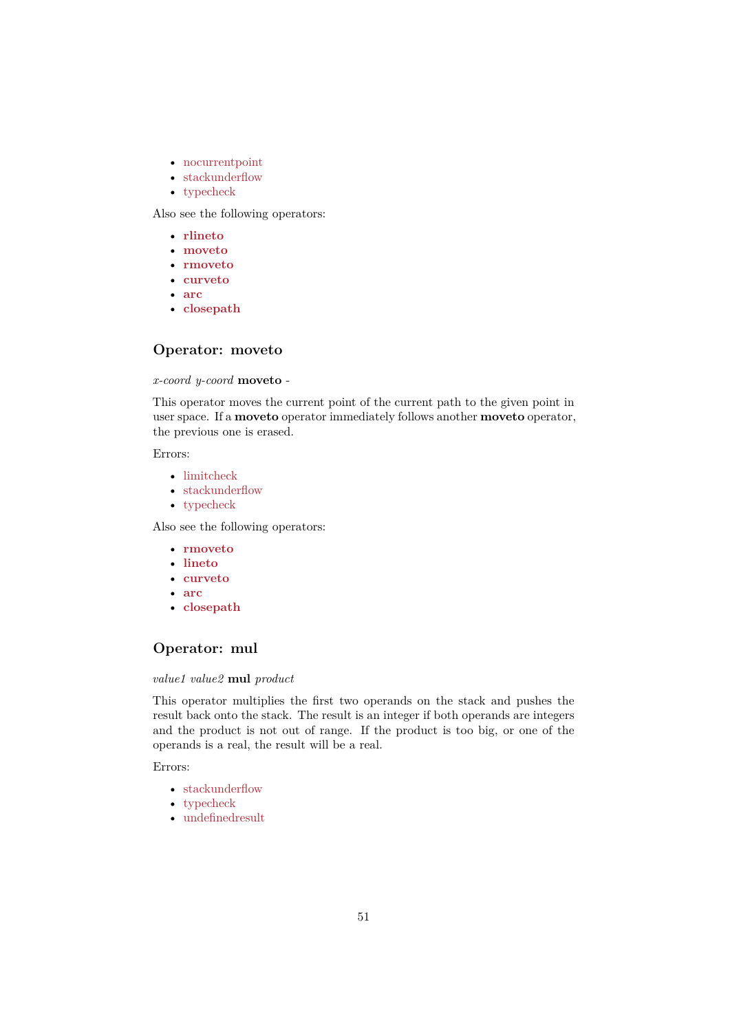- nocurrentpoint
- stackunderflow
- typecheck

Also see the following operators:

- **rlineto**
- **moveto**
- **rmoveto**
- **curveto**
- **arc**
- **closepath**

## Operator: moveto

*x-coord y-coord* **moveto** -

This operator moves the current point of the current path to the given point in user space. If a **moveto** operator immediately follows another **moveto** operator, the previous one is erased.

Errors:

- limitcheck
- stackunderflow
- typecheck

Also see the following operators:

- **rmoveto**
- **lineto**
- **curveto**
- **arc**
- **closepath**

## Operator: mul

*value1 value2* **mul** *product*

This operator multiplies the first two operands on the stack and pushes the result back onto the stack. The result is an integer if both operands are integers and the product is not out of range. If the product is too big, or one of the operands is a real, the result will be a real.

Errors:

- stackunderflow
- typecheck
- undefinedresult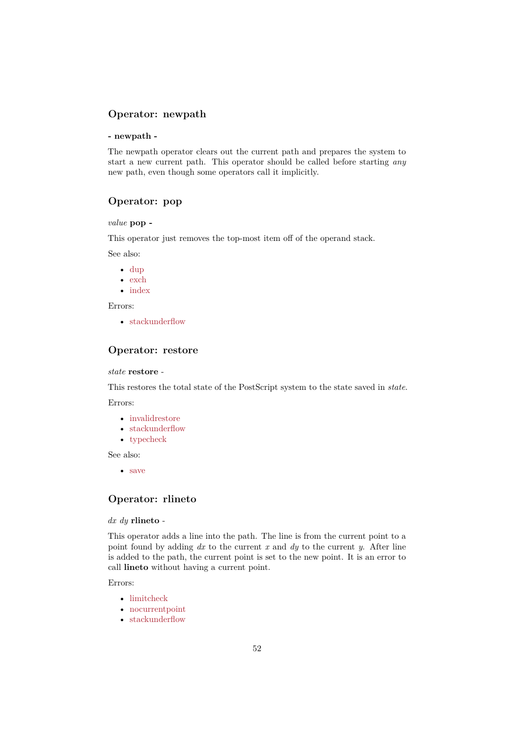## Operator: newpath

**- newpath -**

The newpath operator clears out the current path and prepares the system to start a new current path. This operator should be called before starting *any* new path, even though some operators call it implicitly.

## Operator: pop

*value* **pop -**

This operator just removes the top-most item off of the operand stack.

See also:

- dup
- exch
- index

Errors:

- stackunderflow

## Operator: restore

*state* **restore** -

This restores the total state of the PostScript system to the state saved in *state*.

Errors:

- invalidrestore
- stackunderflow
- typecheck

See also:

- save

## Operator: rlineto

*dx dy* **rlineto** -

This operator adds a line into the path. The line is from the current point to a point found by adding *dx* to the current *x* and *dy* to the current *y*. After line is added to the path, the current point is set to the new point. It is an error to call **lineto** without having a current point.

Errors:

- limitcheck
- nocurrentpoint
- stackunderflow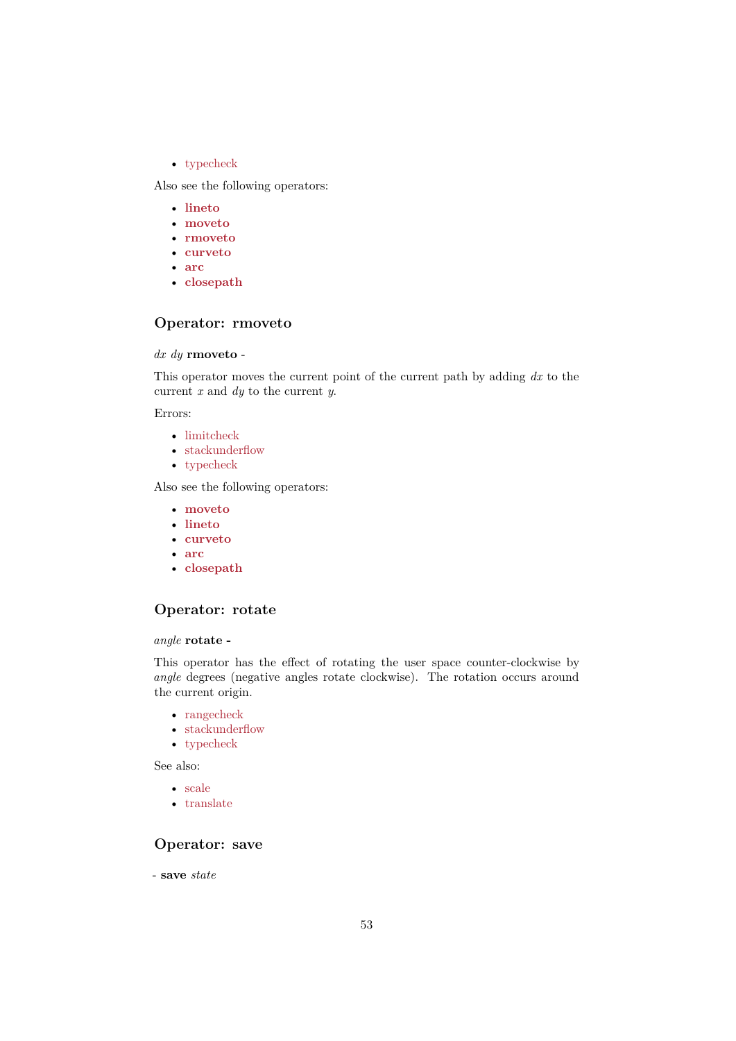- typecheck

Also see the following operators:

- **lineto**
- **moveto**
- **rmoveto**
- **curveto**
- **arc**
- **closepath**

### Operator: rmoveto

*dx dy* **rmoveto** -

This operator moves the current point of the current path by adding *dx* to the current *x* and *dy* to the current *y*.

Errors:

- limitcheck
- stackunderflow
- typecheck

Also see the following operators:

- **moveto**
- **lineto**
- **curveto**
- **arc**
- **closepath**

### Operator: rotate

*angle* **rotate -**

This operator has the effect of rotating the user space counter-clockwise by *angle* degrees (negative angles rotate clockwise). The rotation occurs around the current origin.

- rangecheck
- stackunderflow
- typecheck

See also:

- scale
- translate

### Operator: save

- **save** *state*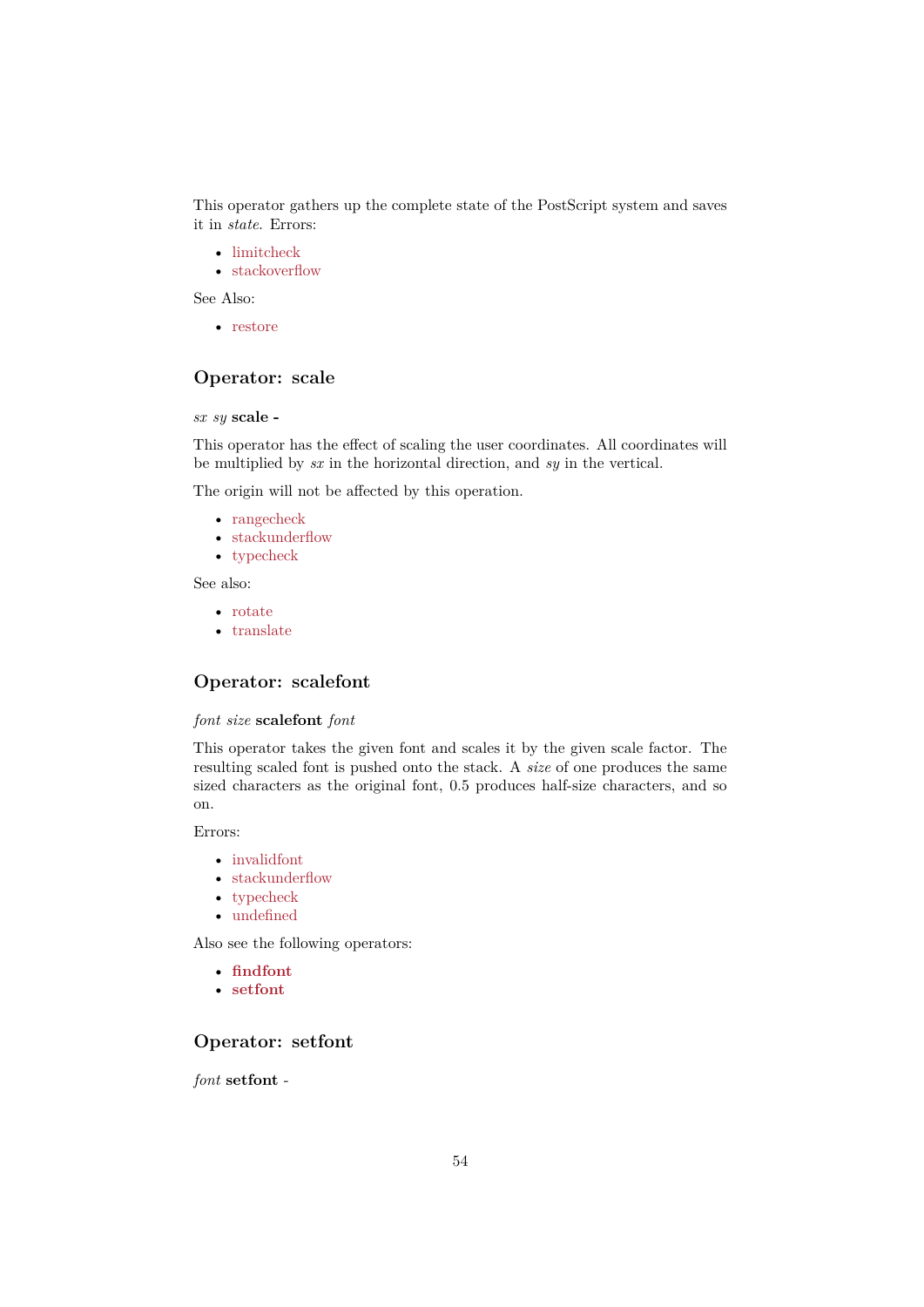This operator gathers up the complete state of the PostScript system and saves it in *state*. Errors:

- limitcheck
- stackoverflow

See Also:

- restore

## Operator: scale

*sx sy* **scale -**

This operator has the effect of scaling the user coordinates. All coordinates will be multiplied by *sx* in the horizontal direction, and *sy* in the vertical.

The origin will not be affected by this operation.

- rangecheck
- stackunderflow
- typecheck

See also:

- rotate
- translate

## Operator: scalefont

*font size* **scalefont** *font*

This operator takes the given font and scales it by the given scale factor. The resulting scaled font is pushed onto the stack. A *size* of one produces the same sized characters as the original font, 0.5 produces half-size characters, and so on.

Errors:

- invalidfont
- stackunderflow
- typecheck
- undefined

Also see the following operators:

- **findfont**
- **setfont**

## Operator: setfont

*font* **setfont** -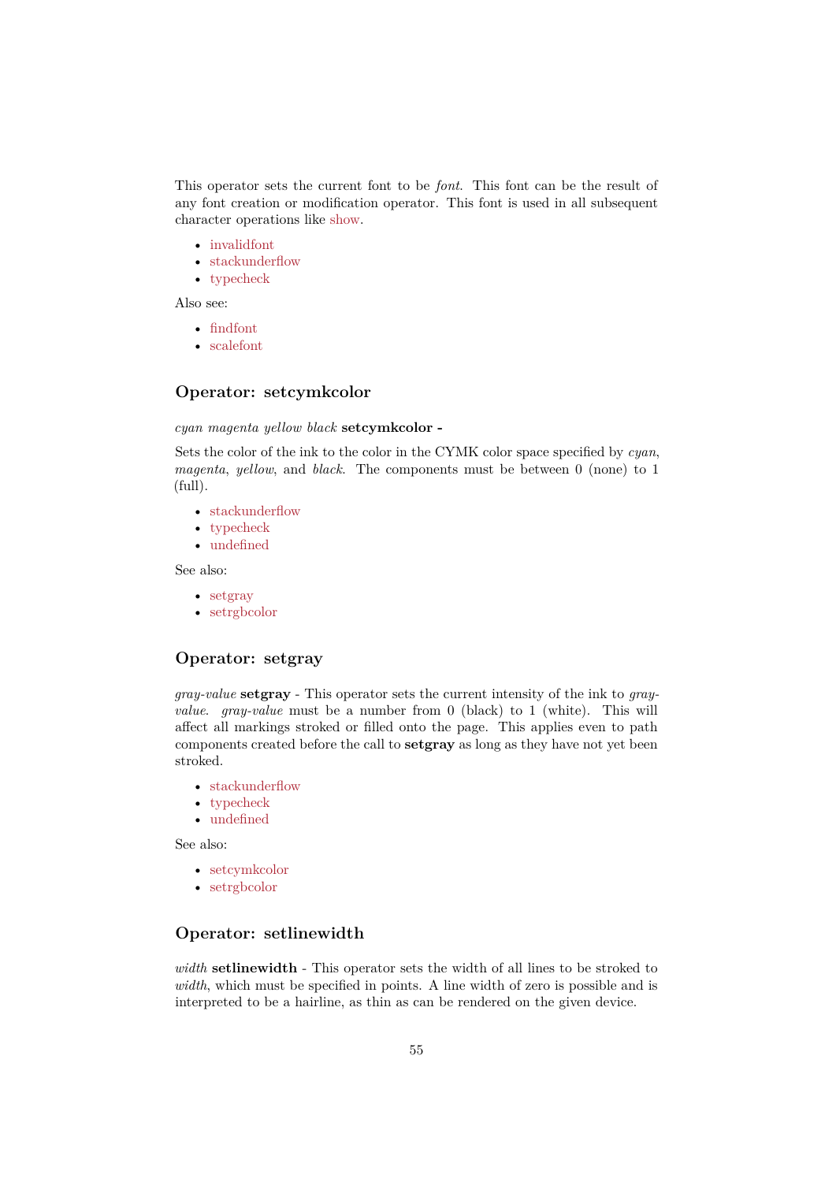This operator sets the current font to be *font*. This font can be the result of any font creation or modification operator. This font is used in all subsequent character operations like show.

- invalidfont
- stackunderflow
- typecheck

Also see:

- findfont
- scalefont

### Operator: setcymkcolor

*cyan magenta yellow black* **setcymkcolor -**

Sets the color of the ink to the color in the CYMK color space specified by *cyan*, *magenta*, *yellow*, and *black*. The components must be between 0 (none) to 1 (full).

- stackunderflow
- typecheck
- undefined

See also:

- setgray
- setrgbcolor

### Operator: setgray

*gray-value* **setgray** - This operator sets the current intensity of the ink to *gray-value*. *gray-value* must be a number from 0 (black) to 1 (white). This will affect all markings stroked or filled onto the page. This applies even to path components created before the call to **setgray** as long as they have not yet been stroked.

- stackunderflow
- typecheck
- undefined

See also:

- setcymkcolor
- setrgbcolor

### Operator: setlinewidth

*width* **setlinewidth** - This operator sets the width of all lines to be stroked to *width*, which must be specified in points. A line width of zero is possible and is interpreted to be a hairline, as thin as can be rendered on the given device.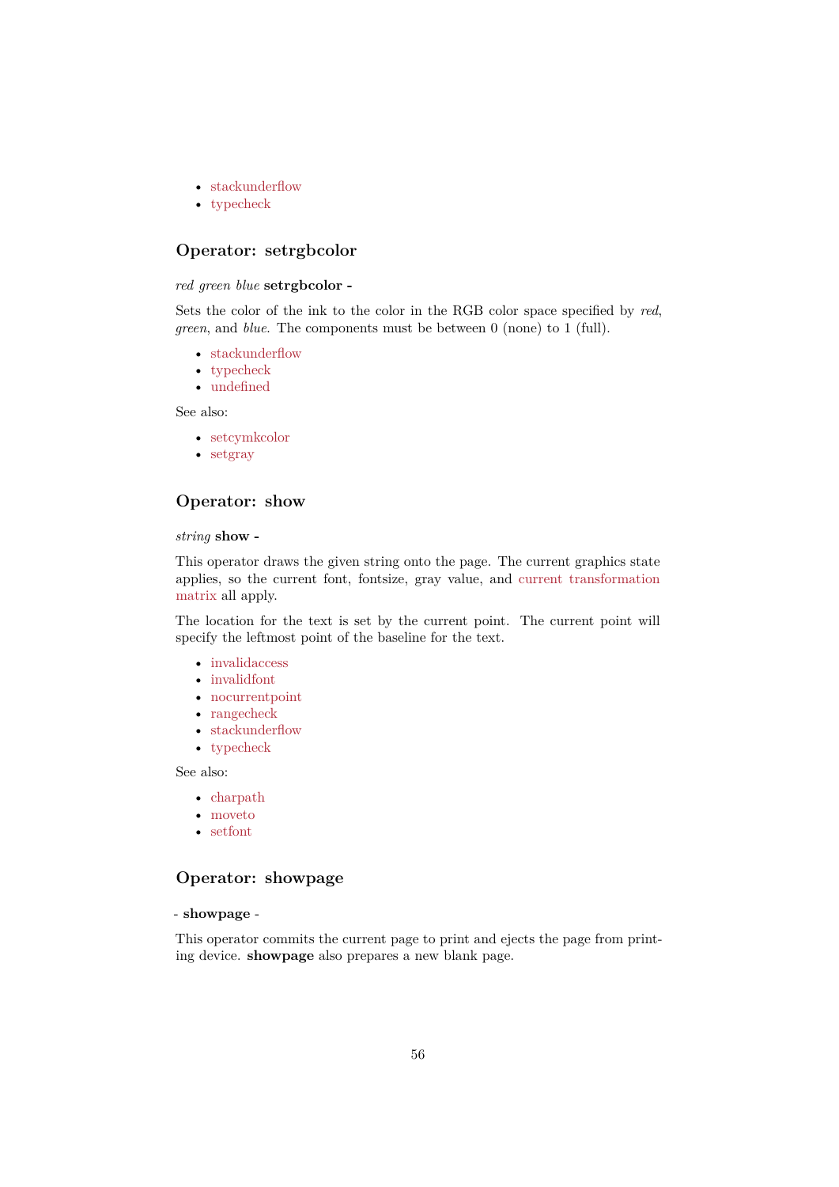- stackunderflow
- typecheck

## Operator: setrgbcolor

*red green blue* **setrgbcolor -**

Sets the color of the ink to the color in the RGB color space specified by *red*, *green*, and *blue*. The components must be between 0 (none) to 1 (full).

- stackunderflow
- typecheck
- undefined

See also:

- setcymkcolor
- setgray

## Operator: show

*string* **show -**

This operator draws the given string onto the page. The current graphics state applies, so the current font, fontsize, gray value, and current transformation matrix all apply.

The location for the text is set by the current point. The current point will specify the leftmost point of the baseline for the text.

- invalidaccess
- invalidfont
- nocurrentpoint
- rangecheck
- stackunderflow
- typecheck

See also:

- charpath
- moveto
- setfont

## Operator: showpage

- **showpage** -

This operator commits the current page to print and ejects the page from printing device. **showpage** also prepares a new blank page.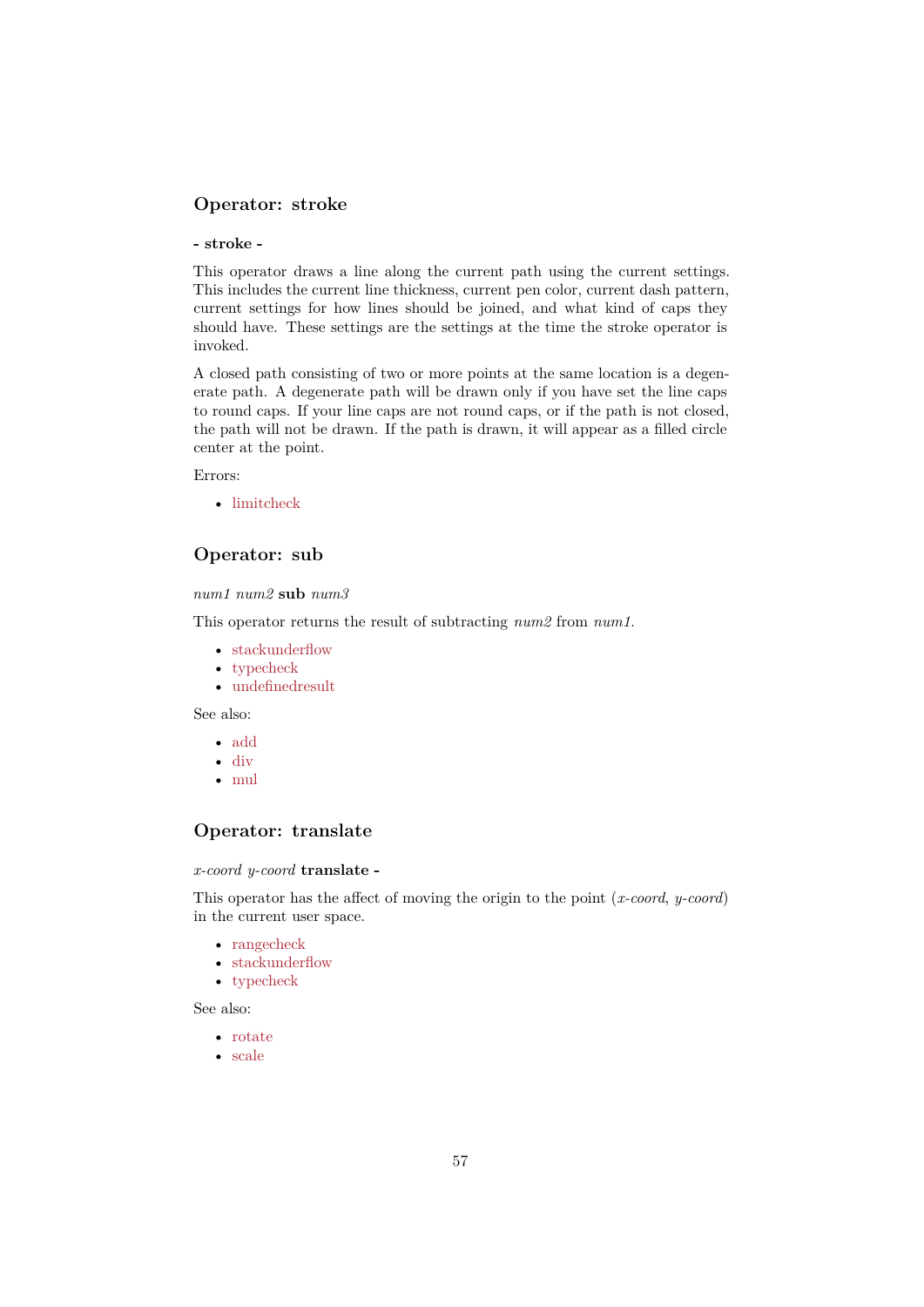## Operator: stroke

**- stroke -**

This operator draws a line along the current path using the current settings. This includes the current line thickness, current pen color, current dash pattern, current settings for how lines should be joined, and what kind of caps they should have. These settings are the settings at the time the stroke operator is invoked.

A closed path consisting of two or more points at the same location is a degenerate path. A degenerate path will be drawn only if you have set the line caps to round caps. If your line caps are not round caps, or if the path is not closed, the path will not be drawn. If the path is drawn, it will appear as a filled circle center at the point.

Errors:

- limitcheck

## Operator: sub

*num1 num2* **sub** *num3*

This operator returns the result of subtracting *num2* from *num1*.

- stackunderflow
- typecheck
- undefinedresult

See also:

- add
- div
- mul

## Operator: translate

*x-coord y-coord* **translate -**

This operator has the affect of moving the origin to the point (*x-coord*, *y-coord*) in the current user space.

- rangecheck
- stackunderflow
- typecheck

See also:

- rotate
- scale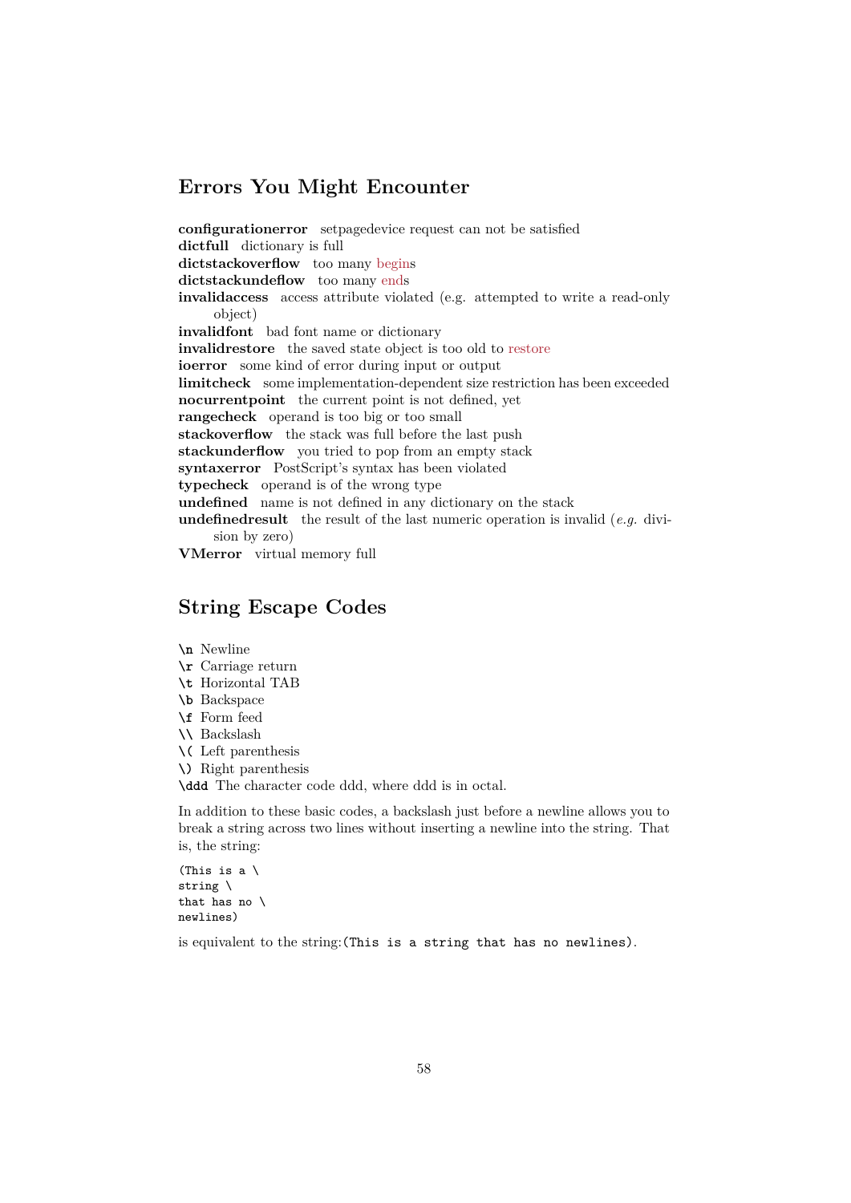## Errors You Might Encounter

**configurationerror** setpagedevice request can not be satisfied
**dictfull** dictionary is full
**dictstackoverflow** too many begins
**dictstackundeflow** too many ends
**invalidaccess** access attribute violated (e.g. attempted to write a read-only object)
**invalidfont** bad font name or dictionary
**invalidrestore** the saved state object is too old to restore
**ioerror** some kind of error during input or output
**limitcheck** some implementation-dependent size restriction has been exceeded
**nocurrentpoint** the current point is not defined, yet
**rangecheck** operand is too big or too small
**stackoverflow** the stack was full before the last push
**stackunderflow** you tried to pop from an empty stack
**syntaxerror** PostScript's syntax has been violated
**typecheck** operand is of the wrong type
**undefined** name is not defined in any dictionary on the stack
**undefinedresult** the result of the last numeric operation is invalid (*e.g.* division by zero)
**VMerror** virtual memory full

## String Escape Codes

**`\n`** Newline
**`\r`** Carriage return
**`\t`** Horizontal TAB
**`\b`** Backspace
**`\f`** Form feed
**`\\`** Backslash
**`\(`** Left parenthesis
**`\)`** Right parenthesis
**`\ddd`** The character code ddd, where ddd is in octal.

In addition to these basic codes, a backslash just before a newline allows you to break a string across two lines without inserting a newline into the string. That is, the string:

```
(This is a \
string \
that has no \
newlines)
```

is equivalent to the string:`(This is a string that has no newlines)`.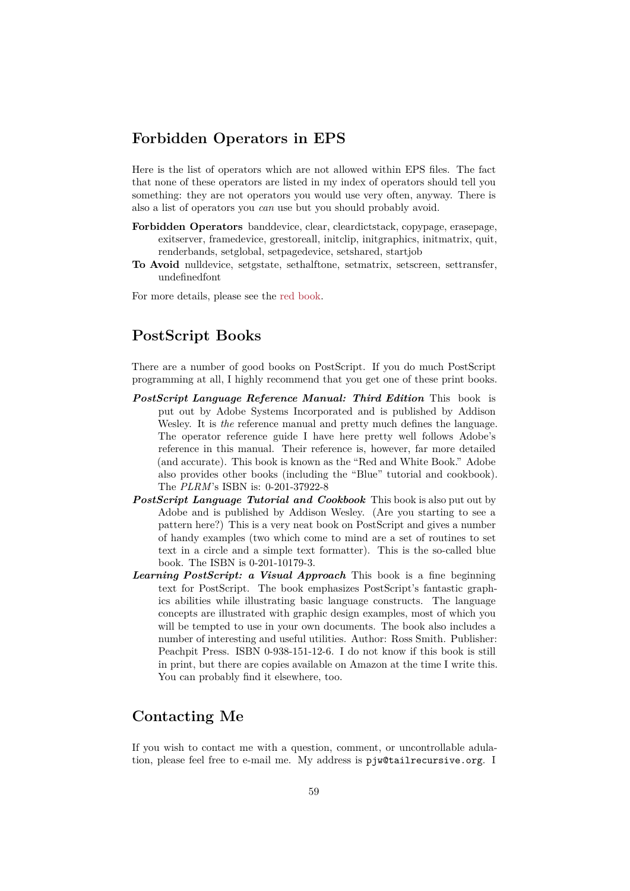## Forbidden Operators in EPS

Here is the list of operators which are not allowed within EPS files. The fact that none of these operators are listed in my index of operators should tell you something: they are not operators you would use very often, anyway. There is also a list of operators you *can* use but you should probably avoid.

**Forbidden Operators** banddevice, clear, cleardictstack, copypage, erasepage, exitserver, framedevice, grestoreall, initclip, initgraphics, initmatrix, quit, renderbands, setglobal, setpagedevice, setshared, startjob

**To Avoid** nulldevice, setgstate, sethalftone, setmatrix, setscreen, settransfer, undefinedfont

For more details, please see the red book.

## PostScript Books

There are a number of good books on PostScript. If you do much PostScript programming at all, I highly recommend that you get one of these print books.

***PostScript Language Reference Manual: Third Edition*** This book is put out by Adobe Systems Incorporated and is published by Addison Wesley. It is *the* reference manual and pretty much defines the language. The operator reference guide I have here pretty well follows Adobe's reference in this manual. Their reference is, however, far more detailed (and accurate). This book is known as the "Red and White Book." Adobe also provides other books (including the "Blue" tutorial and cookbook). The *PLRM*'s ISBN is: 0-201-37922-8

***PostScript Language Tutorial and Cookbook*** This book is also put out by Adobe and is published by Addison Wesley. (Are you starting to see a pattern here?) This is a very neat book on PostScript and gives a number of handy examples (two which come to mind are a set of routines to set text in a circle and a simple text formatter). This is the so-called blue book. The ISBN is 0-201-10179-3.

***Learning PostScript: a Visual Approach*** This book is a fine beginning text for PostScript. The book emphasizes PostScript's fantastic graphics abilities while illustrating basic language constructs. The language concepts are illustrated with graphic design examples, most of which you will be tempted to use in your own documents. The book also includes a number of interesting and useful utilities. Author: Ross Smith. Publisher: Peachpit Press. ISBN 0-938-151-12-6. I do not know if this book is still in print, but there are copies available on Amazon at the time I write this. You can probably find it elsewhere, too.

## Contacting Me

If you wish to contact me with a question, comment, or uncontrollable adulation, please feel free to e-mail me. My address is `pjw@tailrecursive.org`. I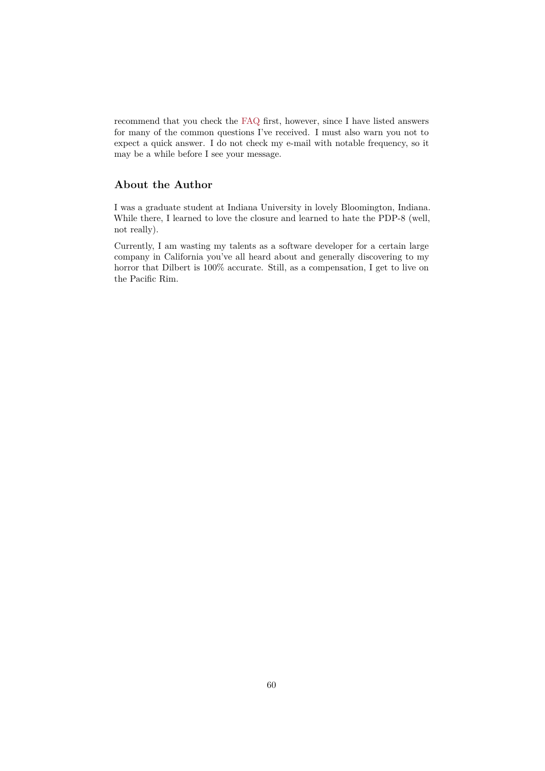recommend that you check the FAQ first, however, since I have listed answers for many of the common questions I've received. I must also warn you not to expect a quick answer. I do not check my e-mail with notable frequency, so it may be a while before I see your message.

## About the Author

I was a graduate student at Indiana University in lovely Bloomington, Indiana. While there, I learned to love the closure and learned to hate the PDP-8 (well, not really).

Currently, I am wasting my talents as a software developer for a certain large company in California you've all heard about and generally discovering to my horror that Dilbert is 100% accurate. Still, as a compensation, I get to live on the Pacific Rim.